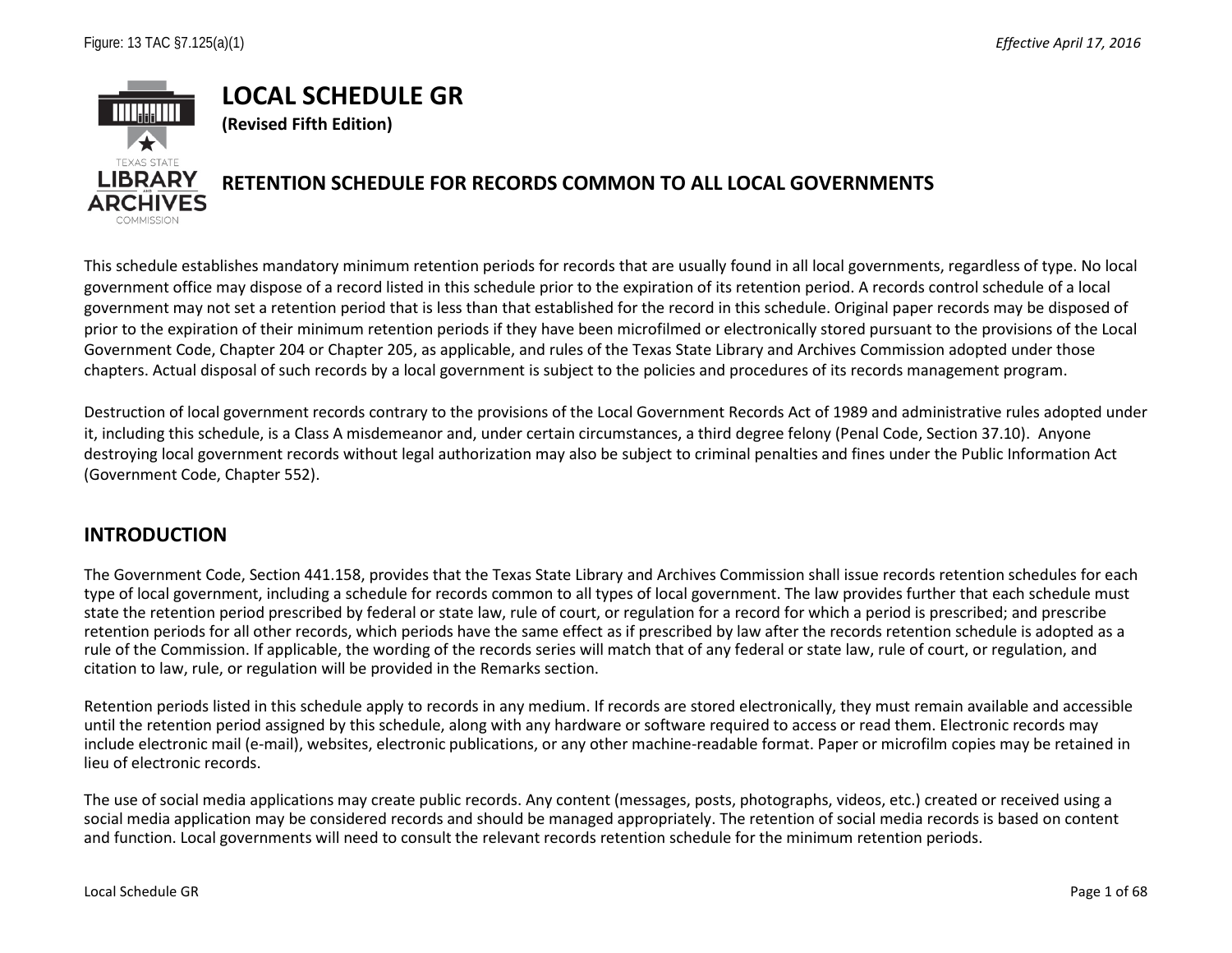Figure: 13 TAC §7.125(a)(1) *Effective April 17, 2016*

# LOCAL SCHEDULE GR

**(Revised Fifth Edition)**

## RETENTION SCHEDULE FOR RECORDS COMMON TO ALL LOCAL GOVERNMENTS

This schedule establishes mandatory minimum retention periods for records that are usually found in all local governments, regardless of type. No local government office may dispose of a record listed in this schedule prior to the expiration of its retention period. A records control schedule of a local government may not set a retention period that is less than that established for the record in this schedule. Original paper records may be disposed of prior to the expiration of their minimum retention periods if they have been microfilmed or electronically stored pursuant to the provisions of the Local Government Code, Chapter 204 or Chapter 205, as applicable, and rules of the Texas State Library and Archives Commission adopted under those chapters. Actual disposal of such records by a local government is subject to the policies and procedures of its records management program.

Destruction of local government records contrary to the provisions of the Local Government Records Act of 1989 and administrative rules adopted under it, including this schedule, is a Class A misdemeanor and, under certain circumstances, a third degree felony (Penal Code, Section 37.10). Anyone destroying local government records without legal authorization may also be subject to criminal penalties and fines under the Public Information Act (Government Code, Chapter 552).

## INTRODUCTION

The Government Code, Section 441.158, provides that the Texas State Library and Archives Commission shall issue records retention schedules for each type of local government, including a schedule for records common to all types of local government. The law provides further that each schedule must state the retention period prescribed by federal or state law, rule of court, or regulation for a record for which a period is prescribed; and prescribe retention periods for all other records, which periods have the same effect as if prescribed by law after the records retention schedule is adopted as a rule of the Commission. If applicable, the wording of the records series will match that of any federal or state law, rule of court, or regulation, and citation to law, rule, or regulation will be provided in the Remarks section.

Retention periods listed in this schedule apply to records in any medium. If records are stored electronically, they must remain available and accessible until the retention period assigned by this schedule, along with any hardware or software required to access or read them. Electronic records may include electronic mail (e-mail), websites, electronic publications, or any other machine-readable format. Paper or microfilm copies may be retained in lieu of electronic records.

The use of social media applications may create public records. Any content (messages, posts, photographs, videos, etc.) created or received using a social media application may be considered records and should be managed appropriately. The retention of social media records is based on content and function. Local governments will need to consult the relevant records retention schedule for the minimum retention periods.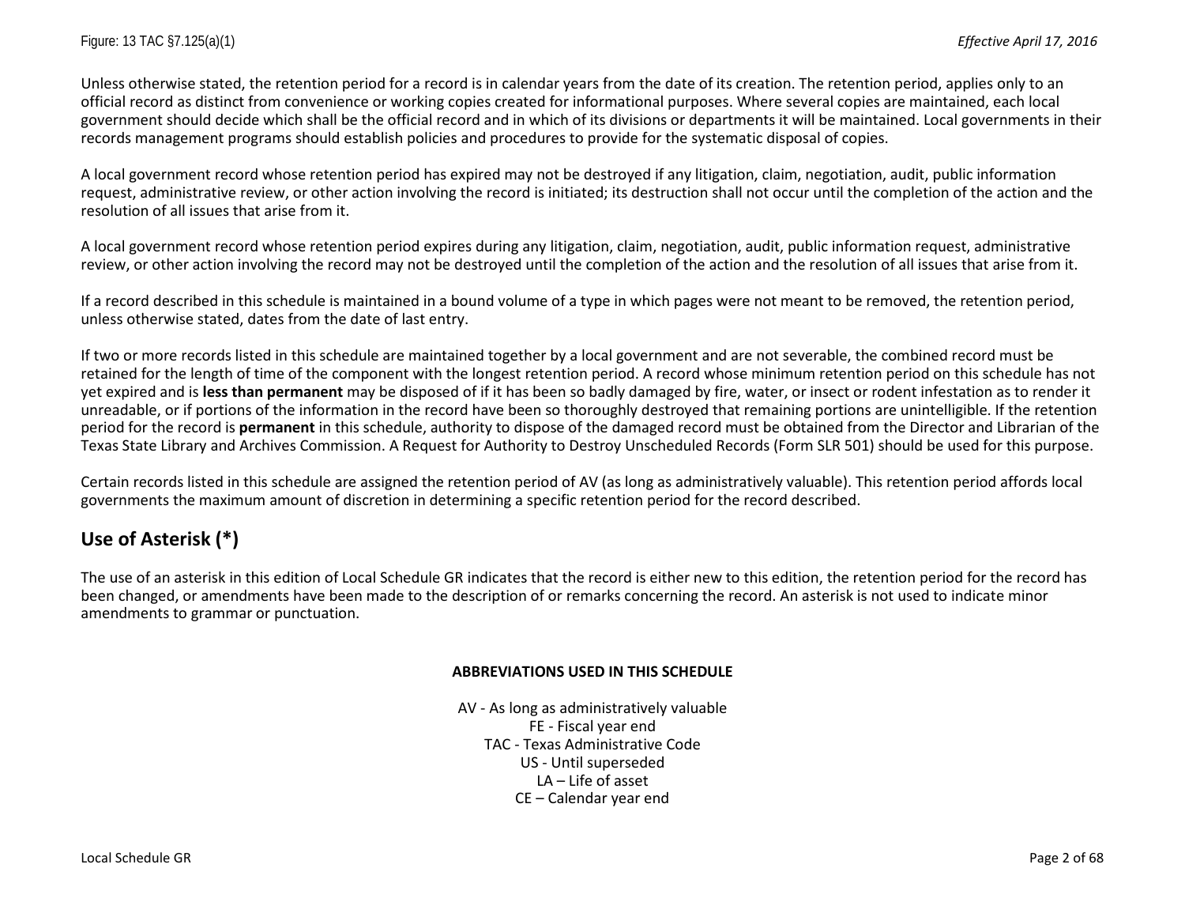Unless otherwise stated, the retention period for a record is in calendar years from the date of its creation. The retention period, applies only to an official record as distinct from convenience or working copies created for informational purposes. Where several copies are maintained, each local government should decide which shall be the official record and in which of its divisions or departments it will be maintained. Local governments in their records management programs should establish policies and procedures to provide for the systematic disposal of copies.

A local government record whose retention period has expired may not be destroyed if any litigation, claim, negotiation, audit, public information request, administrative review, or other action involving the record is initiated; its destruction shall not occur until the completion of the action and the resolution of all issues that arise from it.

A local government record whose retention period expires during any litigation, claim, negotiation, audit, public information request, administrative review, or other action involving the record may not be destroyed until the completion of the action and the resolution of all issues that arise from it.

If a record described in this schedule is maintained in a bound volume of a type in which pages were not meant to be removed, the retention period, unless otherwise stated, dates from the date of last entry.

If two or more records listed in this schedule are maintained together by a local government and are not severable, the combined record must be retained for the length of time of the component with the longest retention period. A record whose minimum retention period on this schedule has not yet expired and is **less than permanent** may be disposed of if it has been so badly damaged by fire, water, or insect or rodent infestation as to render it unreadable, or if portions of the information in the record have been so thoroughly destroyed that remaining portions are unintelligible. If the retention period for the record is **permanent** in this schedule, authority to dispose of the damaged record must be obtained from the Director and Librarian of the Texas State Library and Archives Commission. A Request for Authority to Destroy Unscheduled Records (Form SLR 501) should be used for this purpose.

Certain records listed in this schedule are assigned the retention period of AV (as long as administratively valuable). This retention period affords local governments the maximum amount of discretion in determining a specific retention period for the record described.

## Use of Asterisk (*)

The use of an asterisk in this edition of Local Schedule GR indicates that the record is either new to this edition, the retention period for the record has been changed, or amendments have been made to the description of or remarks concerning the record. An asterisk is not used to indicate minor amendments to grammar or punctuation.

**ABBREVIATIONS USED IN THIS SCHEDULE**

AV - As long as administratively valuable
FE - Fiscal year end
TAC - Texas Administrative Code
US - Until superseded
LA – Life of asset
CE – Calendar year end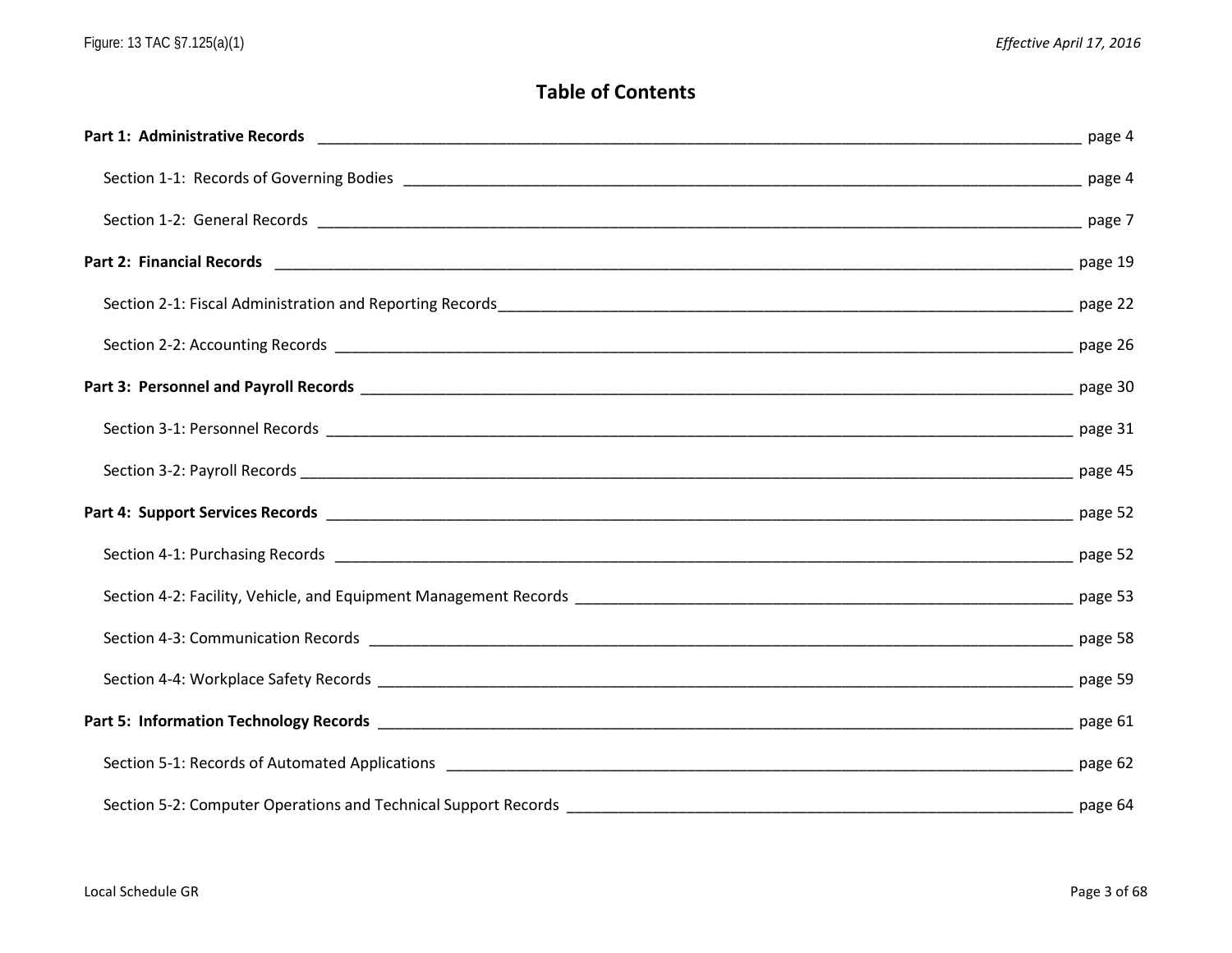# Table of Contents

**Part 1: Administrative Records** — page 4

- Section 1-1: Records of Governing Bodies — page 4
- Section 1-2: General Records — page 7

**Part 2: Financial Records** — page 19

- Section 2-1: Fiscal Administration and Reporting Records — page 22
- Section 2-2: Accounting Records — page 26

**Part 3: Personnel and Payroll Records** — page 30

- Section 3-1: Personnel Records — page 31
- Section 3-2: Payroll Records — page 45

**Part 4: Support Services Records** — page 52

- Section 4-1: Purchasing Records — page 52
- Section 4-2: Facility, Vehicle, and Equipment Management Records — page 53
- Section 4-3: Communication Records — page 58
- Section 4-4: Workplace Safety Records — page 59

**Part 5: Information Technology Records** — page 61

- Section 5-1: Records of Automated Applications — page 62
- Section 5-2: Computer Operations and Technical Support Records — page 64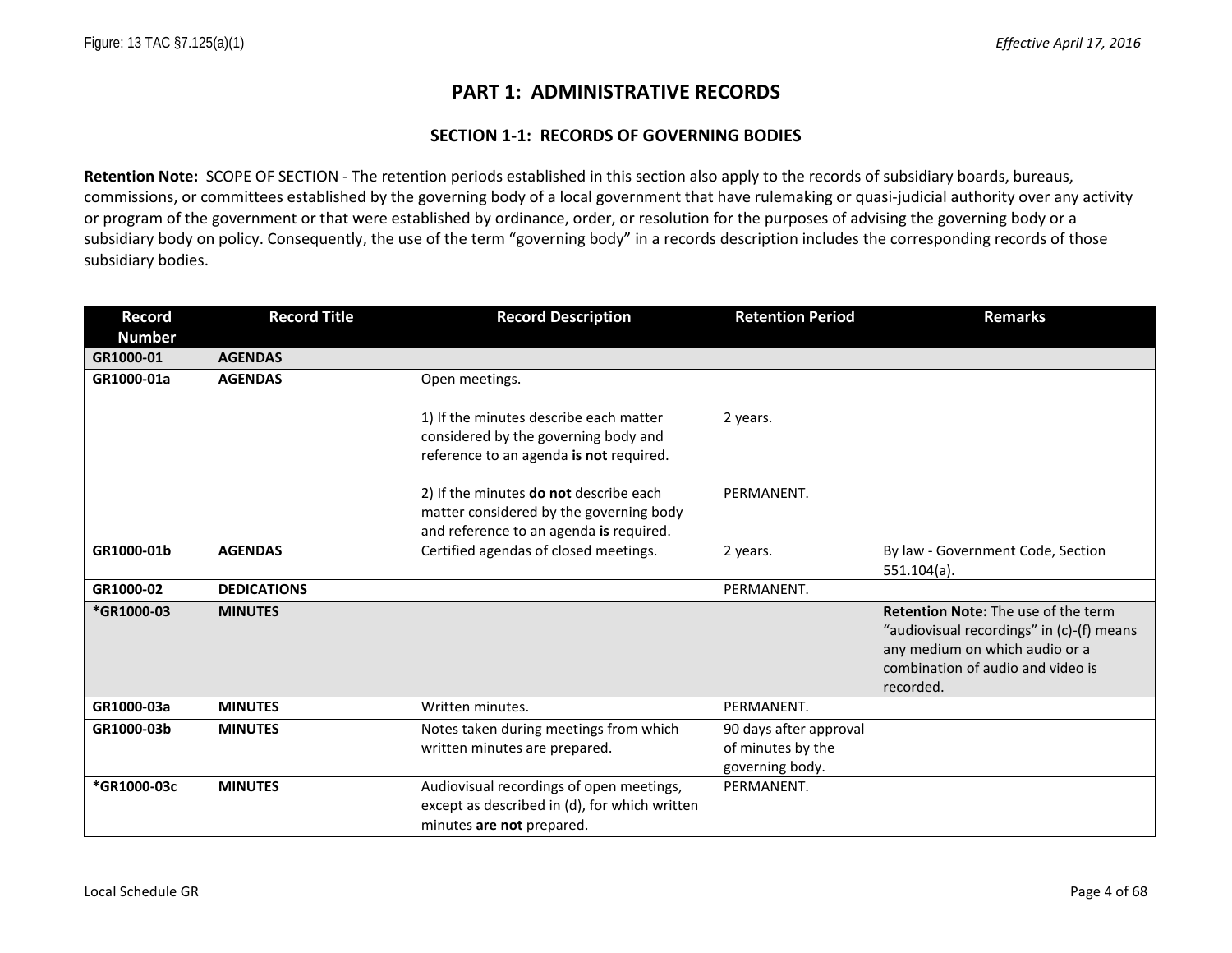# PART 1: ADMINISTRATIVE RECORDS

## SECTION 1-1: RECORDS OF GOVERNING BODIES

**Retention Note:** SCOPE OF SECTION - The retention periods established in this section also apply to the records of subsidiary boards, bureaus, commissions, or committees established by the governing body of a local government that have rulemaking or quasi-judicial authority over any activity or program of the government or that were established by ordinance, order, or resolution for the purposes of advising the governing body or a subsidiary body on policy. Consequently, the use of the term "governing body" in a records description includes the corresponding records of those subsidiary bodies.

| Record Number | Record Title | Record Description | Retention Period | Remarks |
|---|---|---|---|---|
| **GR1000-01** | **AGENDAS** | | | |
| **GR1000-01a** | **AGENDAS** | Open meetings.<br><br>1) If the minutes describe each matter considered by the governing body and reference to an agenda **is not** required.<br><br>2) If the minutes **do not** describe each matter considered by the governing body and reference to an agenda **is** required. | <br><br>2 years.<br><br><br>PERMANENT. | |
| **GR1000-01b** | **AGENDAS** | Certified agendas of closed meetings. | 2 years. | By law - Government Code, Section 551.104(a). |
| **GR1000-02** | **DEDICATIONS** | | PERMANENT. | |
| ***GR1000-03** | **MINUTES** | | | **Retention Note:** The use of the term "audiovisual recordings" in (c)-(f) means any medium on which audio or a combination of audio and video is recorded. |
| **GR1000-03a** | **MINUTES** | Written minutes. | PERMANENT. | |
| **GR1000-03b** | **MINUTES** | Notes taken during meetings from which written minutes are prepared. | 90 days after approval of minutes by the governing body. | |
| ***GR1000-03c** | **MINUTES** | Audiovisual recordings of open meetings, except as described in (d), for which written minutes **are not** prepared. | PERMANENT. | |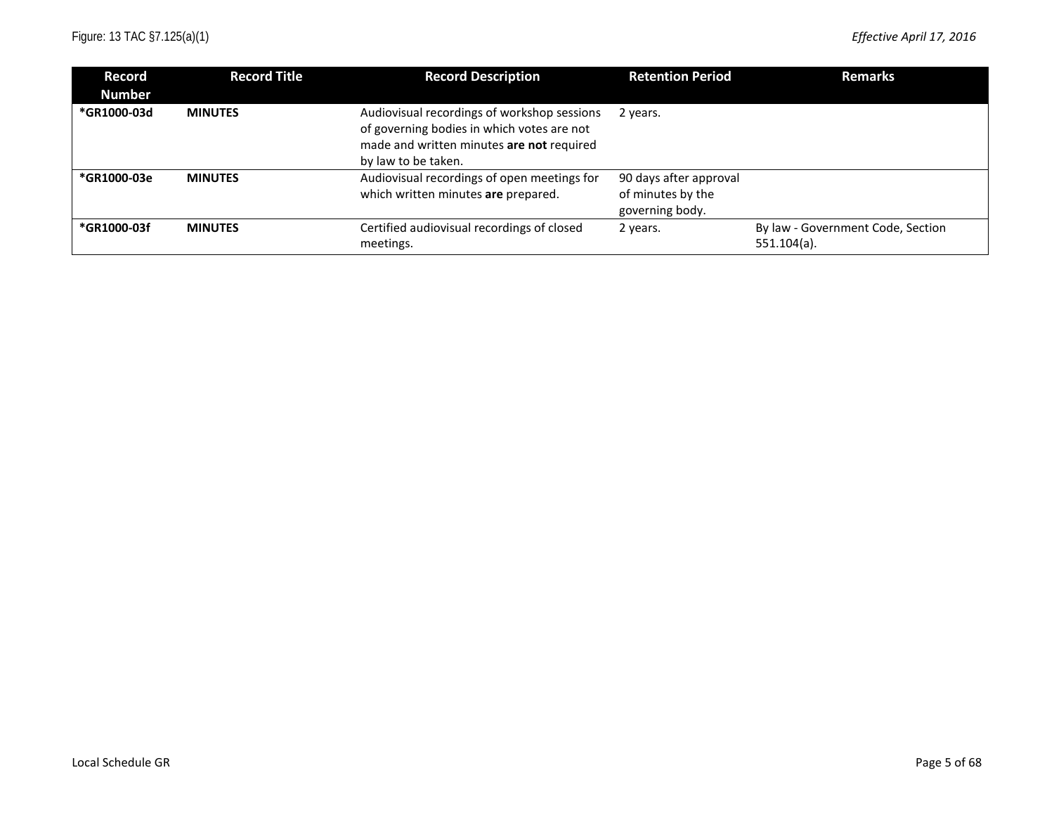| Record Number | Record Title | Record Description | Retention Period | Remarks |
|---|---|---|---|---|
| **\*GR1000-03d** | **MINUTES** | Audiovisual recordings of workshop sessions of governing bodies in which votes are not made and written minutes **are not** required by law to be taken. | 2 years. | |
| **\*GR1000-03e** | **MINUTES** | Audiovisual recordings of open meetings for which written minutes **are** prepared. | 90 days after approval of minutes by the governing body. | |
| **\*GR1000-03f** | **MINUTES** | Certified audiovisual recordings of closed meetings. | 2 years. | By law - Government Code, Section 551.104(a). |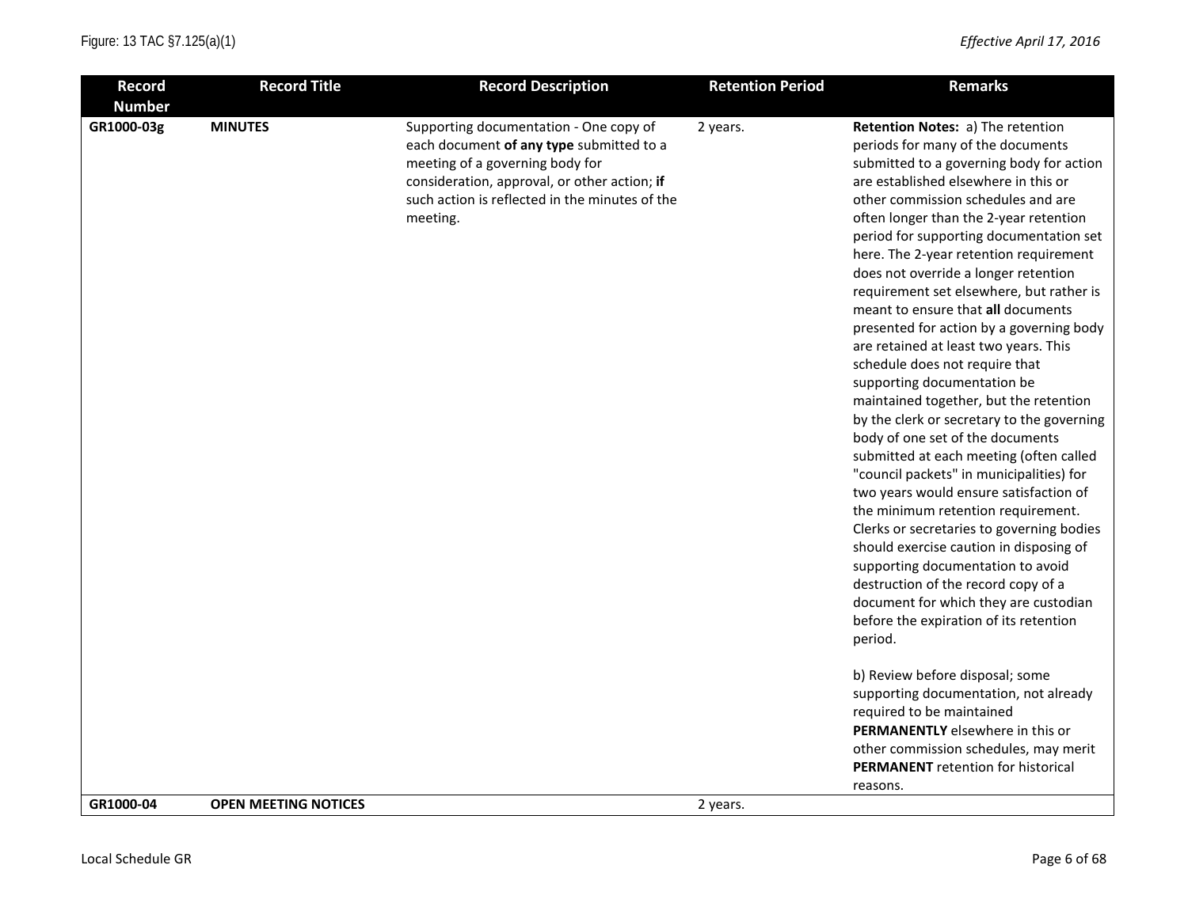| Record Number | Record Title | Record Description | Retention Period | Remarks |
|---|---|---|---|---|
| GR1000-03g | **MINUTES** | Supporting documentation - One copy of each document **of any type** submitted to a meeting of a governing body for consideration, approval, or other action; **if** such action is reflected in the minutes of the meeting. | 2 years. | **Retention Notes:** a) The retention periods for many of the documents submitted to a governing body for action are established elsewhere in this or other commission schedules and are often longer than the 2-year retention period for supporting documentation set here. The 2-year retention requirement does not override a longer retention requirement set elsewhere, but rather is meant to ensure that **all** documents presented for action by a governing body are retained at least two years. This schedule does not require that supporting documentation be maintained together, but the retention by the clerk or secretary to the governing body of one set of the documents submitted at each meeting (often called "council packets" in municipalities) for two years would ensure satisfaction of the minimum retention requirement. Clerks or secretaries to governing bodies should exercise caution in disposing of supporting documentation to avoid destruction of the record copy of a document for which they are custodian before the expiration of its retention period.<br><br>b) Review before disposal; some supporting documentation, not already required to be maintained **PERMANENTLY** elsewhere in this or other commission schedules, may merit **PERMANENT** retention for historical reasons. |
| GR1000-04 | **OPEN MEETING NOTICES** | | 2 years. | |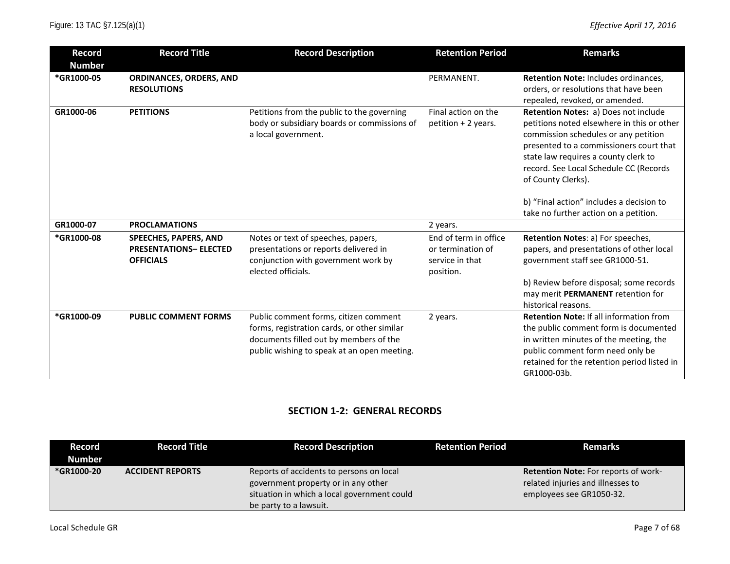| Record Number | Record Title | Record Description | Retention Period | Remarks |
|---|---|---|---|---|
| *GR1000-05 | **ORDINANCES, ORDERS, AND RESOLUTIONS** | | PERMANENT. | **Retention Note:** Includes ordinances, orders, or resolutions that have been repealed, revoked, or amended. |
| GR1000-06 | **PETITIONS** | Petitions from the public to the governing body or subsidiary boards or commissions of a local government. | Final action on the petition + 2 years. | **Retention Notes:** a) Does not include petitions noted elsewhere in this or other commission schedules or any petition presented to a commissioners court that state law requires a county clerk to record. See Local Schedule CC (Records of County Clerks).<br><br>b) "Final action" includes a decision to take no further action on a petition. |
| GR1000-07 | **PROCLAMATIONS** | | 2 years. | |
| *GR1000-08 | **SPEECHES, PAPERS, AND PRESENTATIONS– ELECTED OFFICIALS** | Notes or text of speeches, papers, presentations or reports delivered in conjunction with government work by elected officials. | End of term in office or termination of service in that position. | **Retention Notes**: a) For speeches, papers, and presentations of other local government staff see GR1000-51.<br><br>b) Review before disposal; some records may merit **PERMANENT** retention for historical reasons. |
| *GR1000-09 | **PUBLIC COMMENT FORMS** | Public comment forms, citizen comment forms, registration cards, or other similar documents filled out by members of the public wishing to speak at an open meeting. | 2 years. | **Retention Note:** If all information from the public comment form is documented in written minutes of the meeting, the public comment form need only be retained for the retention period listed in GR1000-03b. |

## SECTION 1-2: GENERAL RECORDS

| Record Number | Record Title | Record Description | Retention Period | Remarks |
|---|---|---|---|---|
| *GR1000-20 | **ACCIDENT REPORTS** | Reports of accidents to persons on local government property or in any other situation in which a local government could be party to a lawsuit. | | **Retention Note:** For reports of work-related injuries and illnesses to employees see GR1050-32. |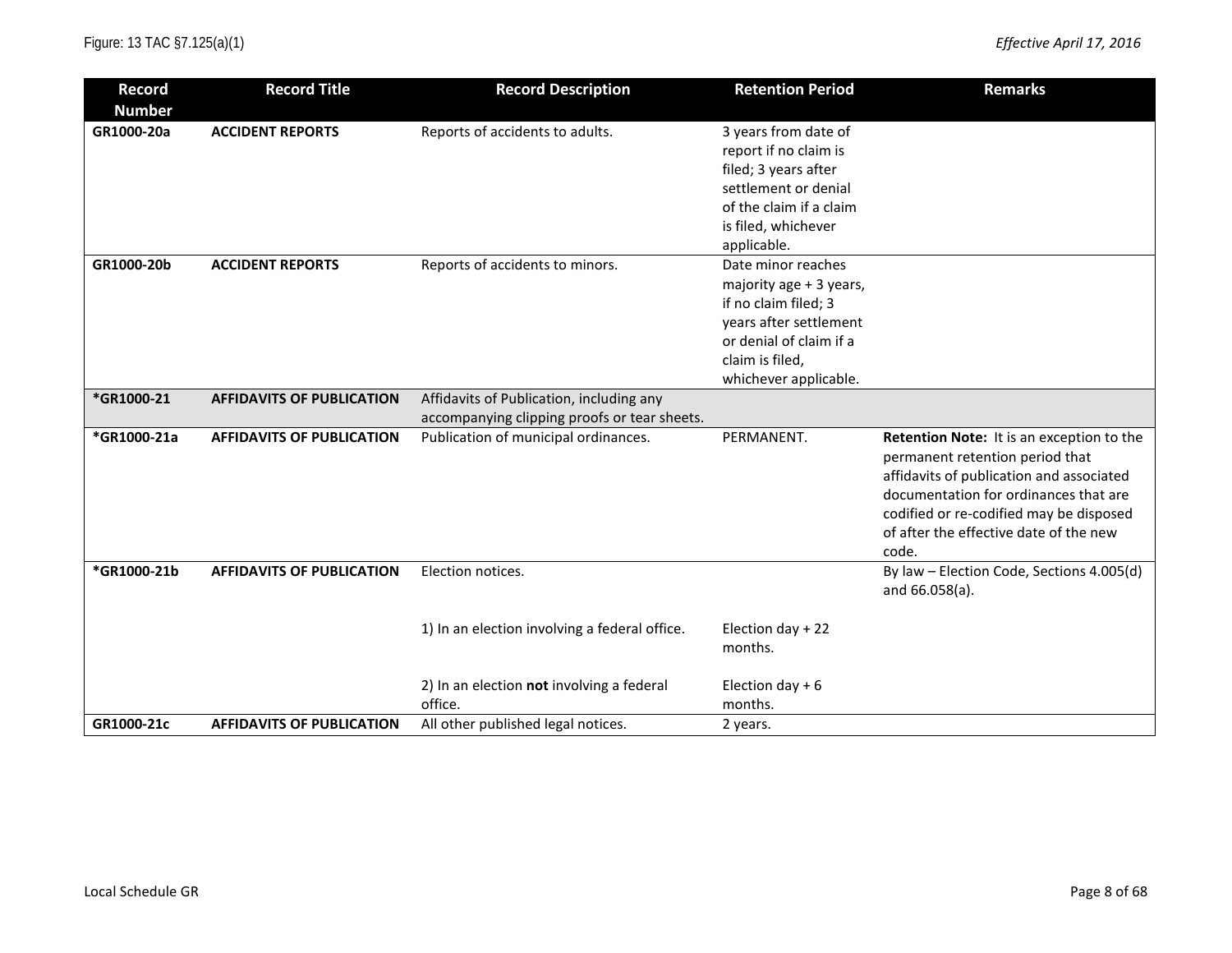| Record Number | Record Title | Record Description | Retention Period | Remarks |
|---|---|---|---|---|
| GR1000-20a | **ACCIDENT REPORTS** | Reports of accidents to adults. | 3 years from date of report if no claim is filed; 3 years after settlement or denial of the claim if a claim is filed, whichever applicable. | |
| GR1000-20b | **ACCIDENT REPORTS** | Reports of accidents to minors. | Date minor reaches majority age + 3 years, if no claim filed; 3 years after settlement or denial of claim if a claim is filed, whichever applicable. | |
| *GR1000-21 | **AFFIDAVITS OF PUBLICATION** | Affidavits of Publication, including any accompanying clipping proofs or tear sheets. | | |
| *GR1000-21a | **AFFIDAVITS OF PUBLICATION** | Publication of municipal ordinances. | PERMANENT. | **Retention Note:** It is an exception to the permanent retention period that affidavits of publication and associated documentation for ordinances that are codified or re-codified may be disposed of after the effective date of the new code. |
| *GR1000-21b | **AFFIDAVITS OF PUBLICATION** | Election notices. | | By law – Election Code, Sections 4.005(d) and 66.058(a). |
| | | 1) In an election involving a federal office. | Election day + 22 months. | |
| | | 2) In an election **not** involving a federal office. | Election day + 6 months. | |
| GR1000-21c | **AFFIDAVITS OF PUBLICATION** | All other published legal notices. | 2 years. | |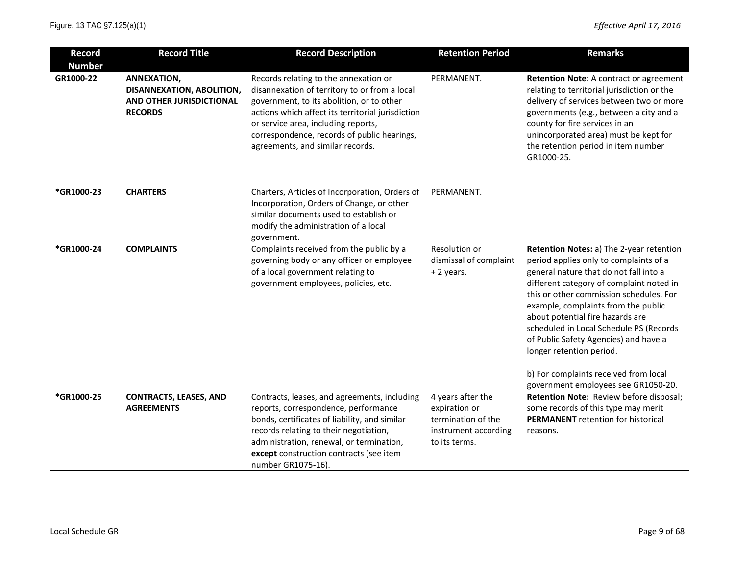| Record Number | Record Title | Record Description | Retention Period | Remarks |
|---|---|---|---|---|
| GR1000-22 | **ANNEXATION, DISANNEXATION, ABOLITION, AND OTHER JURISDICTIONAL RECORDS** | Records relating to the annexation or disannexation of territory to or from a local government, to its abolition, or to other actions which affect its territorial jurisdiction or service area, including reports, correspondence, records of public hearings, agreements, and similar records. | PERMANENT. | **Retention Note:** A contract or agreement relating to territorial jurisdiction or the delivery of services between two or more governments (e.g., between a city and a county for fire services in an unincorporated area) must be kept for the retention period in item number GR1000-25. |
| *GR1000-23 | **CHARTERS** | Charters, Articles of Incorporation, Orders of Incorporation, Orders of Change, or other similar documents used to establish or modify the administration of a local government. | PERMANENT. | |
| *GR1000-24 | **COMPLAINTS** | Complaints received from the public by a governing body or any officer or employee of a local government relating to government employees, policies, etc. | Resolution or dismissal of complaint + 2 years. | **Retention Notes:** a) The 2-year retention period applies only to complaints of a general nature that do not fall into a different category of complaint noted in this or other commission schedules. For example, complaints from the public about potential fire hazards are scheduled in Local Schedule PS (Records of Public Safety Agencies) and have a longer retention period.<br><br>b) For complaints received from local government employees see GR1050-20. |
| *GR1000-25 | **CONTRACTS, LEASES, AND AGREEMENTS** | Contracts, leases, and agreements, including reports, correspondence, performance bonds, certificates of liability, and similar records relating to their negotiation, administration, renewal, or termination, **except** construction contracts (see item number GR1075-16). | 4 years after the expiration or termination of the instrument according to its terms. | **Retention Note:** Review before disposal; some records of this type may merit **PERMANENT** retention for historical reasons. |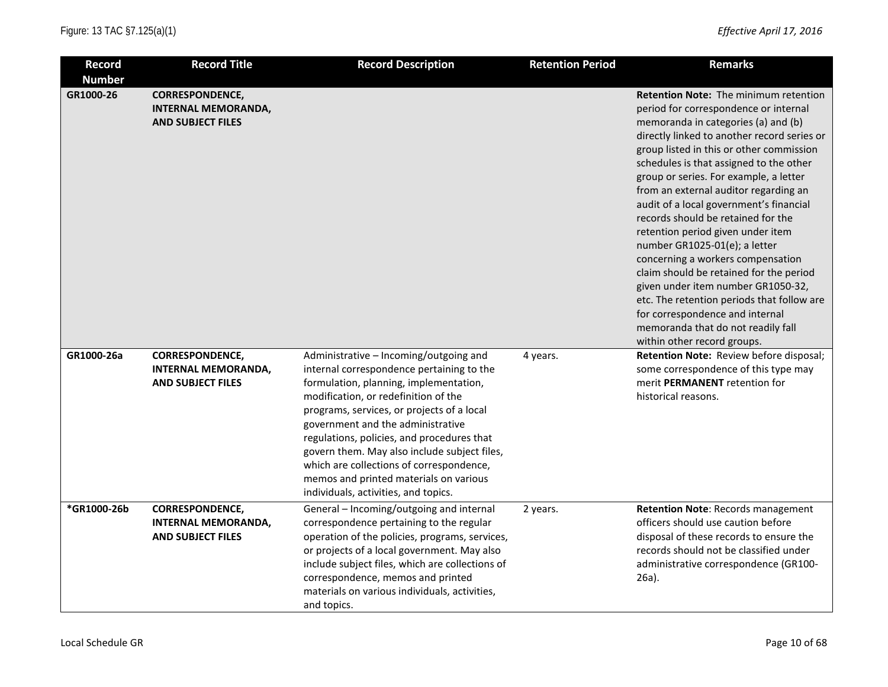| Record Number | Record Title | Record Description | Retention Period | Remarks |
|---|---|---|---|---|
| GR1000-26 | **CORRESPONDENCE, INTERNAL MEMORANDA, AND SUBJECT FILES** | | | **Retention Note:** The minimum retention period for correspondence or internal memoranda in categories (a) and (b) directly linked to another record series or group listed in this or other commission schedules is that assigned to the other group or series. For example, a letter from an external auditor regarding an audit of a local government's financial records should be retained for the retention period given under item number GR1025-01(e); a letter concerning a workers compensation claim should be retained for the period given under item number GR1050-32, etc. The retention periods that follow are for correspondence and internal memoranda that do not readily fall within other record groups. |
| GR1000-26a | **CORRESPONDENCE, INTERNAL MEMORANDA, AND SUBJECT FILES** | Administrative – Incoming/outgoing and internal correspondence pertaining to the formulation, planning, implementation, modification, or redefinition of the programs, services, or projects of a local government and the administrative regulations, policies, and procedures that govern them. May also include subject files, which are collections of correspondence, memos and printed materials on various individuals, activities, and topics. | 4 years. | **Retention Note:** Review before disposal; some correspondence of this type may merit **PERMANENT** retention for historical reasons. |
| *GR1000-26b | **CORRESPONDENCE, INTERNAL MEMORANDA, AND SUBJECT FILES** | General – Incoming/outgoing and internal correspondence pertaining to the regular operation of the policies, programs, services, or projects of a local government. May also include subject files, which are collections of correspondence, memos and printed materials on various individuals, activities, and topics. | 2 years. | **Retention Note**: Records management officers should use caution before disposal of these records to ensure the records should not be classified under administrative correspondence (GR100-26a). |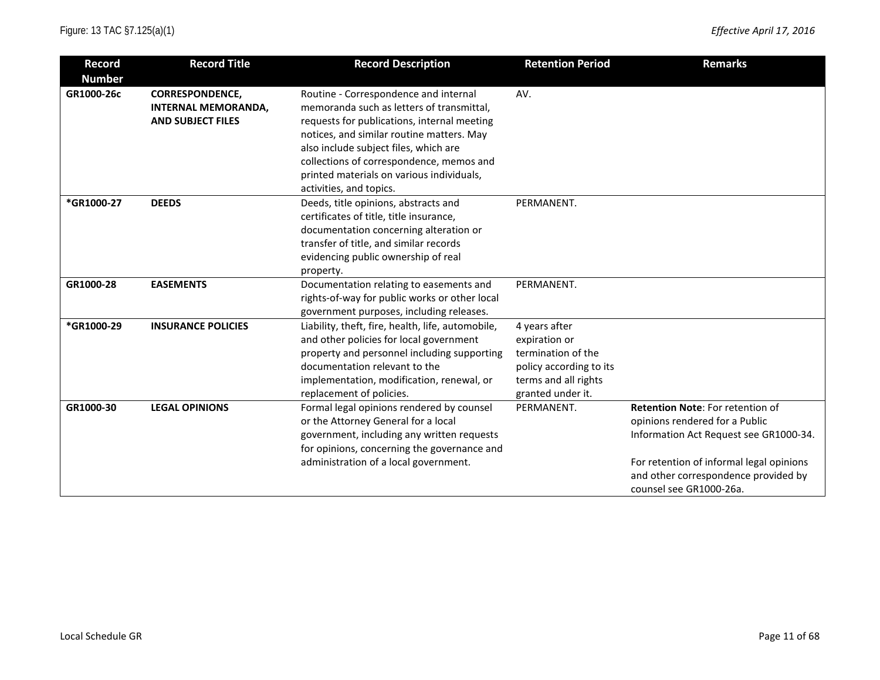| Record Number | Record Title | Record Description | Retention Period | Remarks |
|---|---|---|---|---|
| GR1000-26c | **CORRESPONDENCE, INTERNAL MEMORANDA, AND SUBJECT FILES** | Routine - Correspondence and internal memoranda such as letters of transmittal, requests for publications, internal meeting notices, and similar routine matters. May also include subject files, which are collections of correspondence, memos and printed materials on various individuals, activities, and topics. | AV. | |
| *GR1000-27 | **DEEDS** | Deeds, title opinions, abstracts and certificates of title, title insurance, documentation concerning alteration or transfer of title, and similar records evidencing public ownership of real property. | PERMANENT. | |
| GR1000-28 | **EASEMENTS** | Documentation relating to easements and rights-of-way for public works or other local government purposes, including releases. | PERMANENT. | |
| *GR1000-29 | **INSURANCE POLICIES** | Liability, theft, fire, health, life, automobile, and other policies for local government property and personnel including supporting documentation relevant to the implementation, modification, renewal, or replacement of policies. | 4 years after expiration or termination of the policy according to its terms and all rights granted under it. | |
| GR1000-30 | **LEGAL OPINIONS** | Formal legal opinions rendered by counsel or the Attorney General for a local government, including any written requests for opinions, concerning the governance and administration of a local government. | PERMANENT. | **Retention Note**: For retention of opinions rendered for a Public Information Act Request see GR1000-34.<br><br>For retention of informal legal opinions and other correspondence provided by counsel see GR1000-26a. |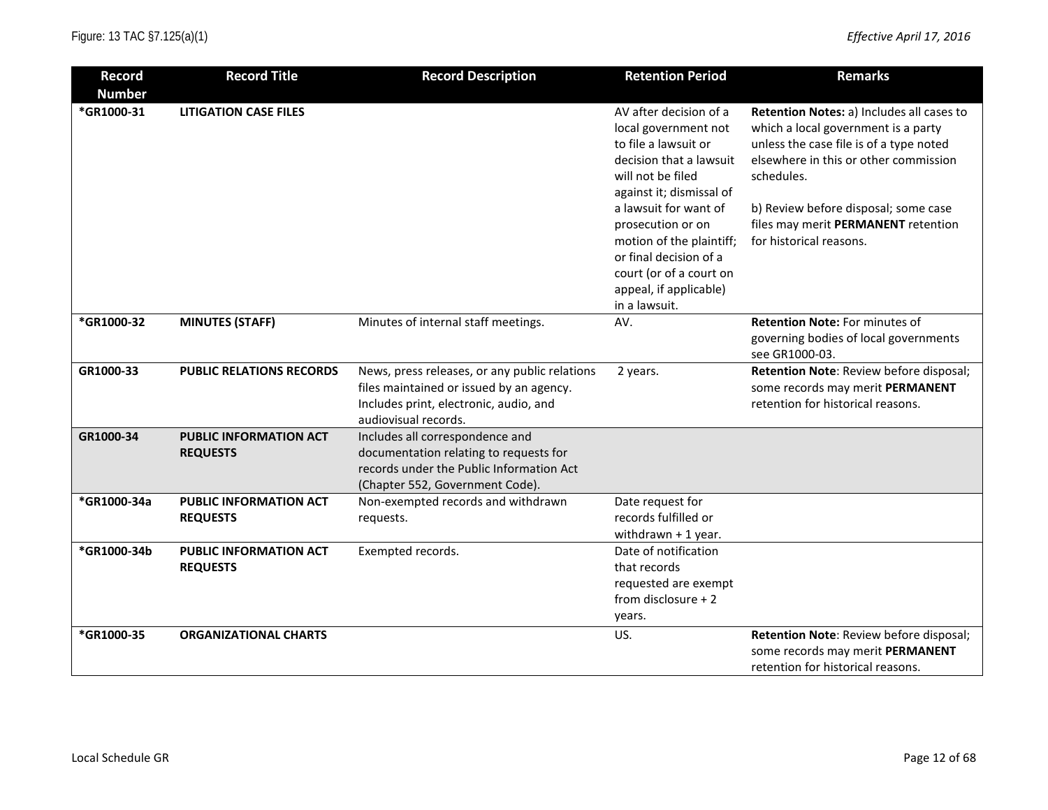| Record Number | Record Title | Record Description | Retention Period | Remarks |
|---|---|---|---|---|
| *GR1000-31 | **LITIGATION CASE FILES** | | AV after decision of a local government not to file a lawsuit or decision that a lawsuit will not be filed against it; dismissal of a lawsuit for want of prosecution or on motion of the plaintiff; or final decision of a court (or of a court on appeal, if applicable) in a lawsuit. | **Retention Notes:** a) Includes all cases to which a local government is a party unless the case file is of a type noted elsewhere in this or other commission schedules.<br><br>b) Review before disposal; some case files may merit **PERMANENT** retention for historical reasons. |
| *GR1000-32 | **MINUTES (STAFF)** | Minutes of internal staff meetings. | AV. | **Retention Note:** For minutes of governing bodies of local governments see GR1000-03. |
| GR1000-33 | **PUBLIC RELATIONS RECORDS** | News, press releases, or any public relations files maintained or issued by an agency. Includes print, electronic, audio, and audiovisual records. | 2 years. | **Retention Note**: Review before disposal; some records may merit **PERMANENT** retention for historical reasons. |
| GR1000-34 | **PUBLIC INFORMATION ACT REQUESTS** | Includes all correspondence and documentation relating to requests for records under the Public Information Act (Chapter 552, Government Code). | | |
| *GR1000-34a | **PUBLIC INFORMATION ACT REQUESTS** | Non-exempted records and withdrawn requests. | Date request for records fulfilled or withdrawn + 1 year. | |
| *GR1000-34b | **PUBLIC INFORMATION ACT REQUESTS** | Exempted records. | Date of notification that records requested are exempt from disclosure + 2 years. | |
| *GR1000-35 | **ORGANIZATIONAL CHARTS** | | US. | **Retention Note**: Review before disposal; some records may merit **PERMANENT** retention for historical reasons. |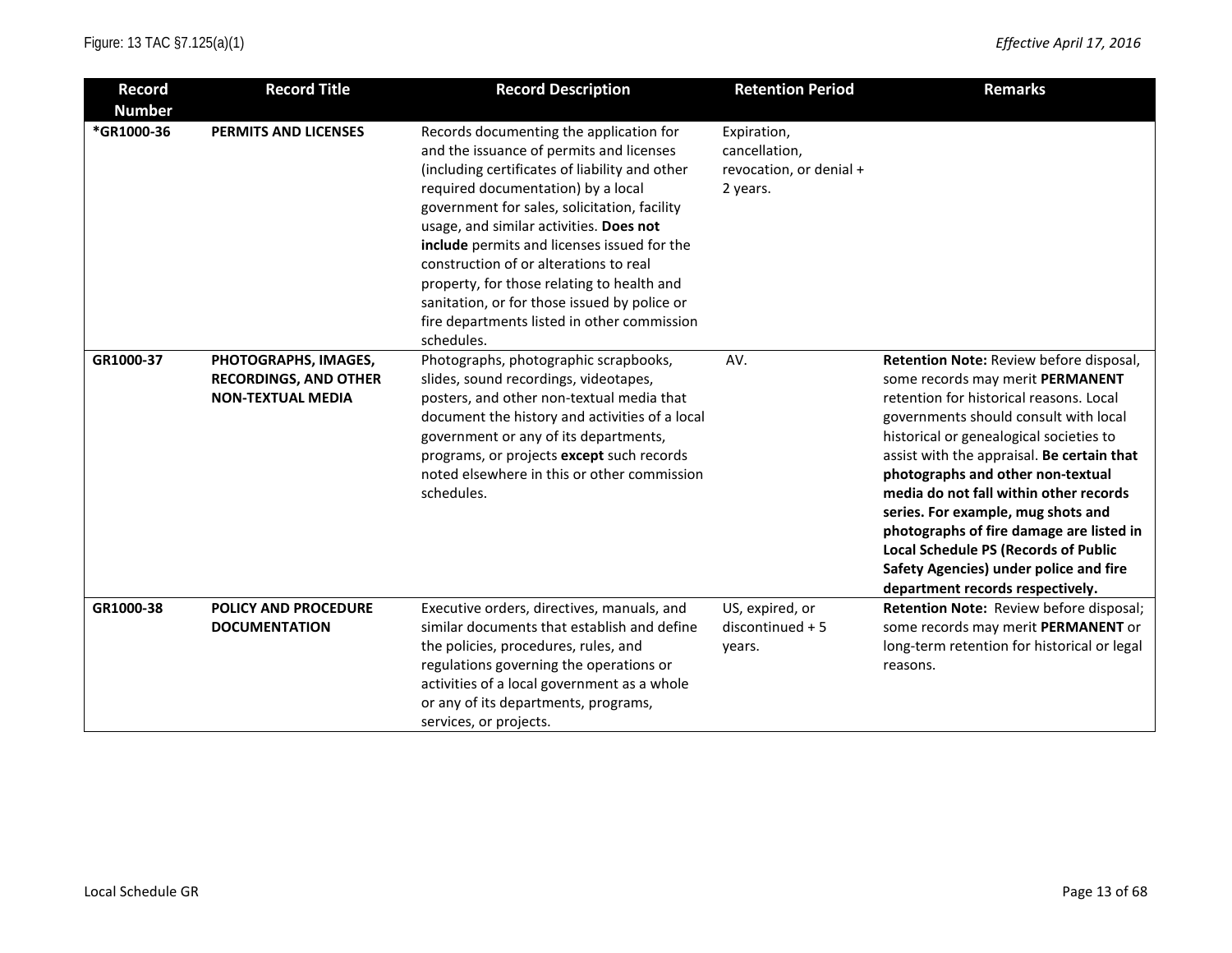| Record Number | Record Title | Record Description | Retention Period | Remarks |
|---|---|---|---|---|
| *GR1000-36 | **PERMITS AND LICENSES** | Records documenting the application for and the issuance of permits and licenses (including certificates of liability and other required documentation) by a local government for sales, solicitation, facility usage, and similar activities. **Does not include** permits and licenses issued for the construction of or alterations to real property, for those relating to health and sanitation, or for those issued by police or fire departments listed in other commission schedules. | Expiration, cancellation, revocation, or denial + 2 years. | |
| GR1000-37 | **PHOTOGRAPHS, IMAGES, RECORDINGS, AND OTHER NON-TEXTUAL MEDIA** | Photographs, photographic scrapbooks, slides, sound recordings, videotapes, posters, and other non-textual media that document the history and activities of a local government or any of its departments, programs, or projects **except** such records noted elsewhere in this or other commission schedules. | AV. | **Retention Note:** Review before disposal, some records may merit **PERMANENT** retention for historical reasons. Local governments should consult with local historical or genealogical societies to assist with the appraisal. **Be certain that photographs and other non-textual media do not fall within other records series. For example, mug shots and photographs of fire damage are listed in Local Schedule PS (Records of Public Safety Agencies) under police and fire department records respectively.** |
| GR1000-38 | **POLICY AND PROCEDURE DOCUMENTATION** | Executive orders, directives, manuals, and similar documents that establish and define the policies, procedures, rules, and regulations governing the operations or activities of a local government as a whole or any of its departments, programs, services, or projects. | US, expired, or discontinued + 5 years. | **Retention Note:** Review before disposal; some records may merit **PERMANENT** or long-term retention for historical or legal reasons. |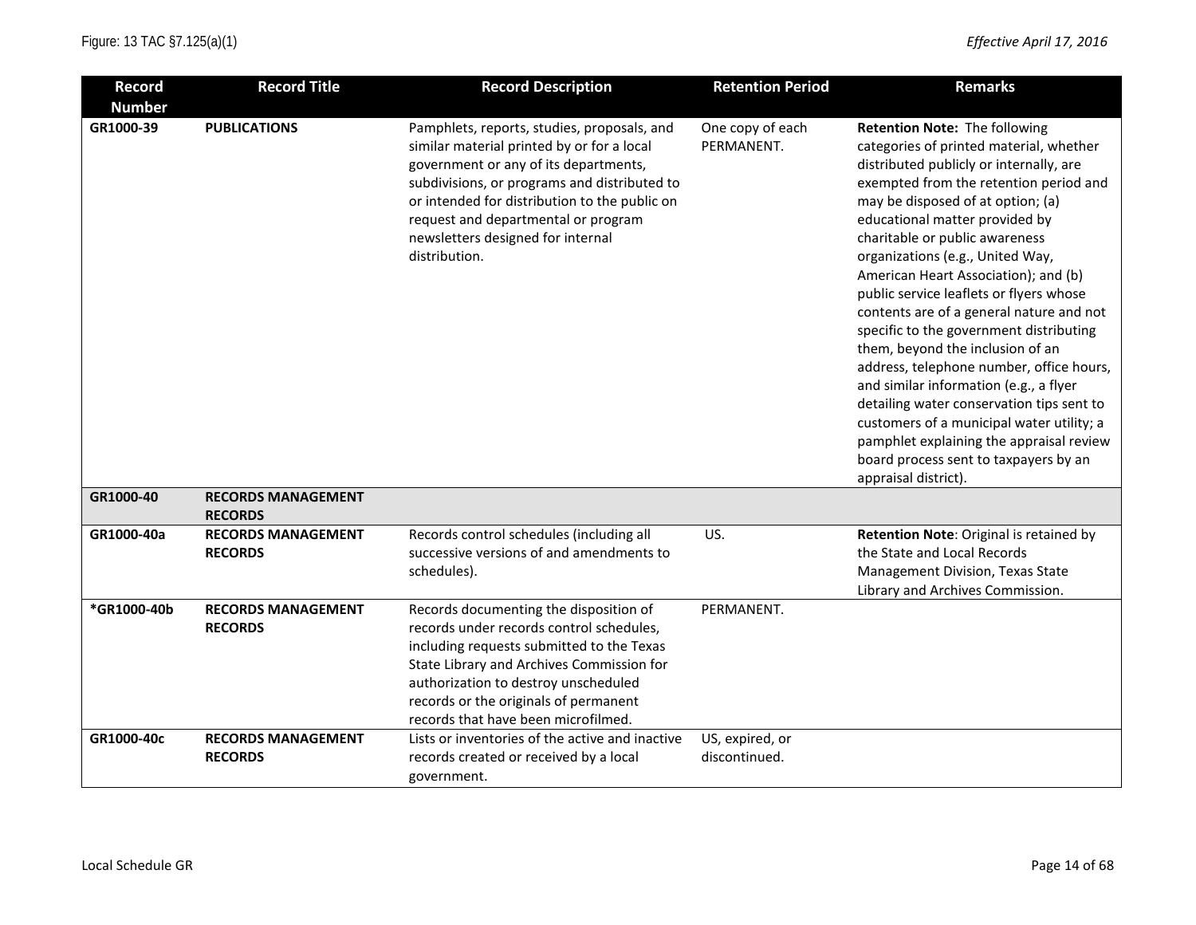Figure: 13 TAC §7.125(a)(1)

*Effective April 17, 2016*

| Record Number | Record Title | Record Description | Retention Period | Remarks |
|---|---|---|---|---|
| GR1000-39 | **PUBLICATIONS** | Pamphlets, reports, studies, proposals, and similar material printed by or for a local government or any of its departments, subdivisions, or programs and distributed to or intended for distribution to the public on request and departmental or program newsletters designed for internal distribution. | One copy of each PERMANENT. | **Retention Note:** The following categories of printed material, whether distributed publicly or internally, are exempted from the retention period and may be disposed of at option; (a) educational matter provided by charitable or public awareness organizations (e.g., United Way, American Heart Association); and (b) public service leaflets or flyers whose contents are of a general nature and not specific to the government distributing them, beyond the inclusion of an address, telephone number, office hours, and similar information (e.g., a flyer detailing water conservation tips sent to customers of a municipal water utility; a pamphlet explaining the appraisal review board process sent to taxpayers by an appraisal district). |
| GR1000-40 | **RECORDS MANAGEMENT RECORDS** | | | |
| GR1000-40a | **RECORDS MANAGEMENT RECORDS** | Records control schedules (including all successive versions of and amendments to schedules). | US. | **Retention Note**: Original is retained by the State and Local Records Management Division, Texas State Library and Archives Commission. |
| *GR1000-40b | **RECORDS MANAGEMENT RECORDS** | Records documenting the disposition of records under records control schedules, including requests submitted to the Texas State Library and Archives Commission for authorization to destroy unscheduled records or the originals of permanent records that have been microfilmed. | PERMANENT. | |
| GR1000-40c | **RECORDS MANAGEMENT RECORDS** | Lists or inventories of the active and inactive records created or received by a local government. | US, expired, or discontinued. | |

Local Schedule GR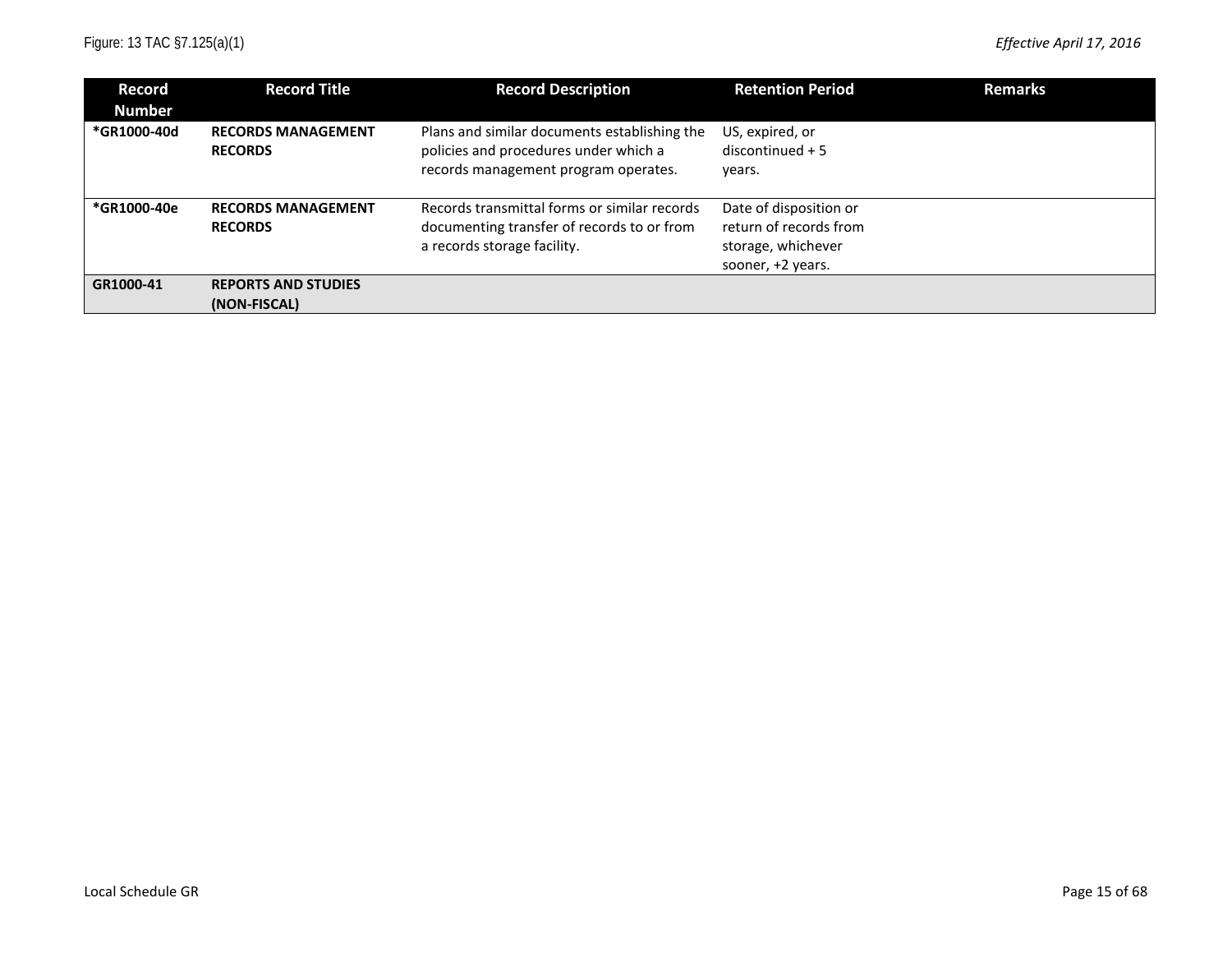| Record Number | Record Title | Record Description | Retention Period | Remarks |
|---|---|---|---|---|
| ***GR1000-40d** | **RECORDS MANAGEMENT RECORDS** | Plans and similar documents establishing the policies and procedures under which a records management program operates. | US, expired, or discontinued + 5 years. | |
| ***GR1000-40e** | **RECORDS MANAGEMENT RECORDS** | Records transmittal forms or similar records documenting transfer of records to or from a records storage facility. | Date of disposition or return of records from storage, whichever sooner, +2 years. | |
| **GR1000-41** | **REPORTS AND STUDIES (NON-FISCAL)** | | | |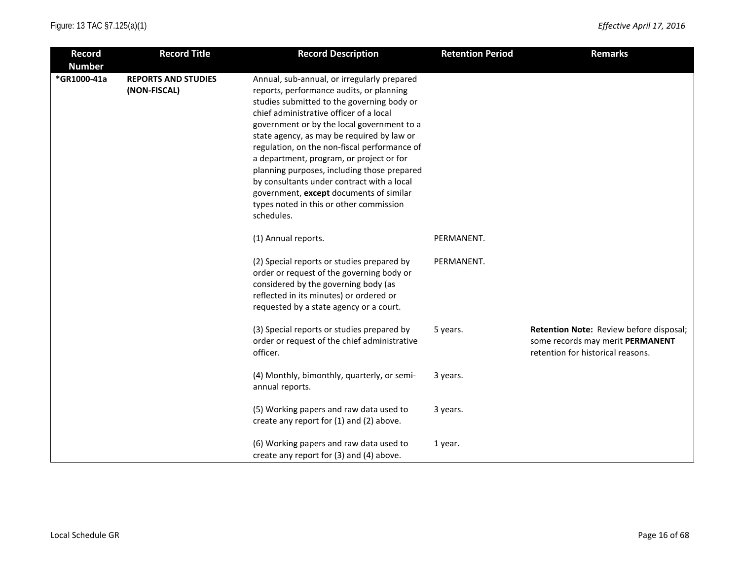Figure: 13 TAC §7.125(a)(1) *Effective April 17, 2016*

| Record Number | Record Title | Record Description | Retention Period | Remarks |
|---|---|---|---|---|
| **\*GR1000-41a** | **REPORTS AND STUDIES (NON-FISCAL)** | Annual, sub-annual, or irregularly prepared reports, performance audits, or planning studies submitted to the governing body or chief administrative officer of a local government or by the local government to a state agency, as may be required by law or regulation, on the non-fiscal performance of a department, program, or project or for planning purposes, including those prepared by consultants under contract with a local government, **except** documents of similar types noted in this or other commission schedules. | | |
| | | (1) Annual reports. | PERMANENT. | |
| | | (2) Special reports or studies prepared by order or request of the governing body or considered by the governing body (as reflected in its minutes) or ordered or requested by a state agency or a court. | PERMANENT. | |
| | | (3) Special reports or studies prepared by order or request of the chief administrative officer. | 5 years. | **Retention Note:** Review before disposal; some records may merit **PERMANENT** retention for historical reasons. |
| | | (4) Monthly, bimonthly, quarterly, or semi-annual reports. | 3 years. | |
| | | (5) Working papers and raw data used to create any report for (1) and (2) above. | 3 years. | |
| | | (6) Working papers and raw data used to create any report for (3) and (4) above. | 1 year. | |

Local Schedule GR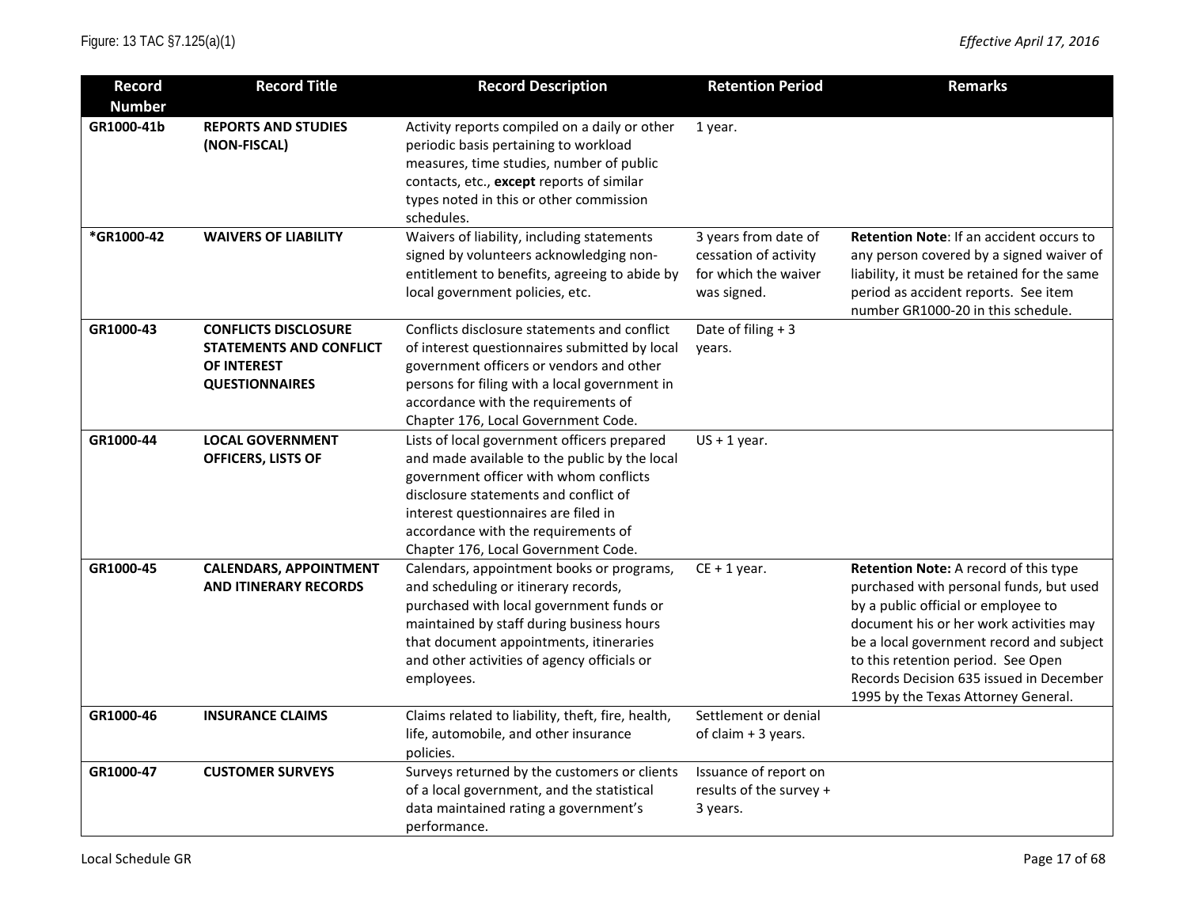| Record Number | Record Title | Record Description | Retention Period | Remarks |
|---|---|---|---|---|
| GR1000-41b | **REPORTS AND STUDIES (NON-FISCAL)** | Activity reports compiled on a daily or other periodic basis pertaining to workload measures, time studies, number of public contacts, etc., **except** reports of similar types noted in this or other commission schedules. | 1 year. | |
| *GR1000-42 | **WAIVERS OF LIABILITY** | Waivers of liability, including statements signed by volunteers acknowledging non-entitlement to benefits, agreeing to abide by local government policies, etc. | 3 years from date of cessation of activity for which the waiver was signed. | **Retention Note**: If an accident occurs to any person covered by a signed waiver of liability, it must be retained for the same period as accident reports. See item number GR1000-20 in this schedule. |
| GR1000-43 | **CONFLICTS DISCLOSURE STATEMENTS AND CONFLICT OF INTEREST QUESTIONNAIRES** | Conflicts disclosure statements and conflict of interest questionnaires submitted by local government officers or vendors and other persons for filing with a local government in accordance with the requirements of Chapter 176, Local Government Code. | Date of filing + 3 years. | |
| GR1000-44 | **LOCAL GOVERNMENT OFFICERS, LISTS OF** | Lists of local government officers prepared and made available to the public by the local government officer with whom conflicts disclosure statements and conflict of interest questionnaires are filed in accordance with the requirements of Chapter 176, Local Government Code. | US + 1 year. | |
| GR1000-45 | **CALENDARS, APPOINTMENT AND ITINERARY RECORDS** | Calendars, appointment books or programs, and scheduling or itinerary records, purchased with local government funds or maintained by staff during business hours that document appointments, itineraries and other activities of agency officials or employees. | CE + 1 year. | **Retention Note:** A record of this type purchased with personal funds, but used by a public official or employee to document his or her work activities may be a local government record and subject to this retention period. See Open Records Decision 635 issued in December 1995 by the Texas Attorney General. |
| GR1000-46 | **INSURANCE CLAIMS** | Claims related to liability, theft, fire, health, life, automobile, and other insurance policies. | Settlement or denial of claim + 3 years. | |
| GR1000-47 | **CUSTOMER SURVEYS** | Surveys returned by the customers or clients of a local government, and the statistical data maintained rating a government's performance. | Issuance of report on results of the survey + 3 years. | |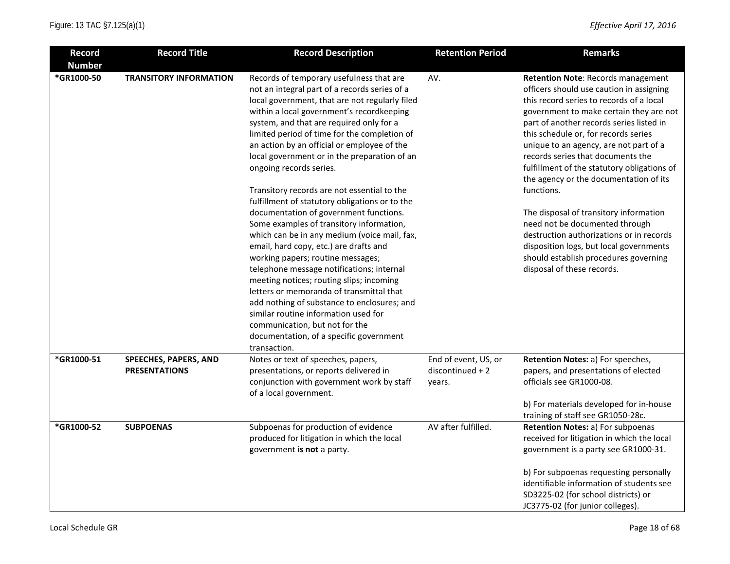| Record Number | Record Title | Record Description | Retention Period | Remarks |
|---|---|---|---|---|
| *GR1000-50 | **TRANSITORY INFORMATION** | Records of temporary usefulness that are not an integral part of a records series of a local government, that are not regularly filed within a local government's recordkeeping system, and that are required only for a limited period of time for the completion of an action by an official or employee of the local government or in the preparation of an ongoing records series.<br><br>Transitory records are not essential to the fulfillment of statutory obligations or to the documentation of government functions. Some examples of transitory information, which can be in any medium (voice mail, fax, email, hard copy, etc.) are drafts and working papers; routine messages; telephone message notifications; internal meeting notices; routing slips; incoming letters or memoranda of transmittal that add nothing of substance to enclosures; and similar routine information used for communication, but not for the documentation, of a specific government transaction. | AV. | **Retention Note**: Records management officers should use caution in assigning this record series to records of a local government to make certain they are not part of another records series listed in this schedule or, for records series unique to an agency, are not part of a records series that documents the fulfillment of the statutory obligations of the agency or the documentation of its functions.<br><br>The disposal of transitory information need not be documented through destruction authorizations or in records disposition logs, but local governments should establish procedures governing disposal of these records. |
| *GR1000-51 | **SPEECHES, PAPERS, AND PRESENTATIONS** | Notes or text of speeches, papers, presentations, or reports delivered in conjunction with government work by staff of a local government. | End of event, US, or discontinued + 2 years. | **Retention Notes:** a) For speeches, papers, and presentations of elected officials see GR1000-08.<br><br>b) For materials developed for in-house training of staff see GR1050-28c. |
| *GR1000-52 | **SUBPOENAS** | Subpoenas for production of evidence produced for litigation in which the local government **is not** a party. | AV after fulfilled. | **Retention Notes:** a) For subpoenas received for litigation in which the local government is a party see GR1000-31.<br><br>b) For subpoenas requesting personally identifiable information of students see SD3225-02 (for school districts) or JC3775-02 (for junior colleges). |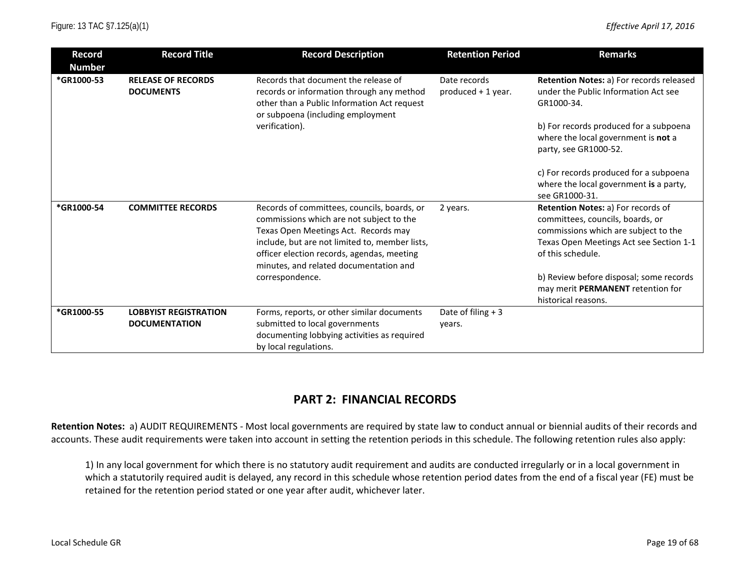| Record Number | Record Title | Record Description | Retention Period | Remarks |
|---|---|---|---|---|
| *GR1000-53 | **RELEASE OF RECORDS DOCUMENTS** | Records that document the release of records or information through any method other than a Public Information Act request or subpoena (including employment verification). | Date records produced + 1 year. | **Retention Notes:** a) For records released under the Public Information Act see GR1000-34.<br><br>b) For records produced for a subpoena where the local government is **not** a party, see GR1000-52.<br><br>c) For records produced for a subpoena where the local government **is** a party, see GR1000-31. |
| *GR1000-54 | **COMMITTEE RECORDS** | Records of committees, councils, boards, or commissions which are not subject to the Texas Open Meetings Act. Records may include, but are not limited to, member lists, officer election records, agendas, meeting minutes, and related documentation and correspondence. | 2 years. | **Retention Notes:** a) For records of committees, councils, boards, or commissions which are subject to the Texas Open Meetings Act see Section 1-1 of this schedule.<br><br>b) Review before disposal; some records may merit **PERMANENT** retention for historical reasons. |
| *GR1000-55 | **LOBBYIST REGISTRATION DOCUMENTATION** | Forms, reports, or other similar documents submitted to local governments documenting lobbying activities as required by local regulations. | Date of filing + 3 years. | |

## PART 2: FINANCIAL RECORDS

**Retention Notes:** a) AUDIT REQUIREMENTS - Most local governments are required by state law to conduct annual or biennial audits of their records and accounts. These audit requirements were taken into account in setting the retention periods in this schedule. The following retention rules also apply:

1) In any local government for which there is no statutory audit requirement and audits are conducted irregularly or in a local government in which a statutorily required audit is delayed, any record in this schedule whose retention period dates from the end of a fiscal year (FE) must be retained for the retention period stated or one year after audit, whichever later.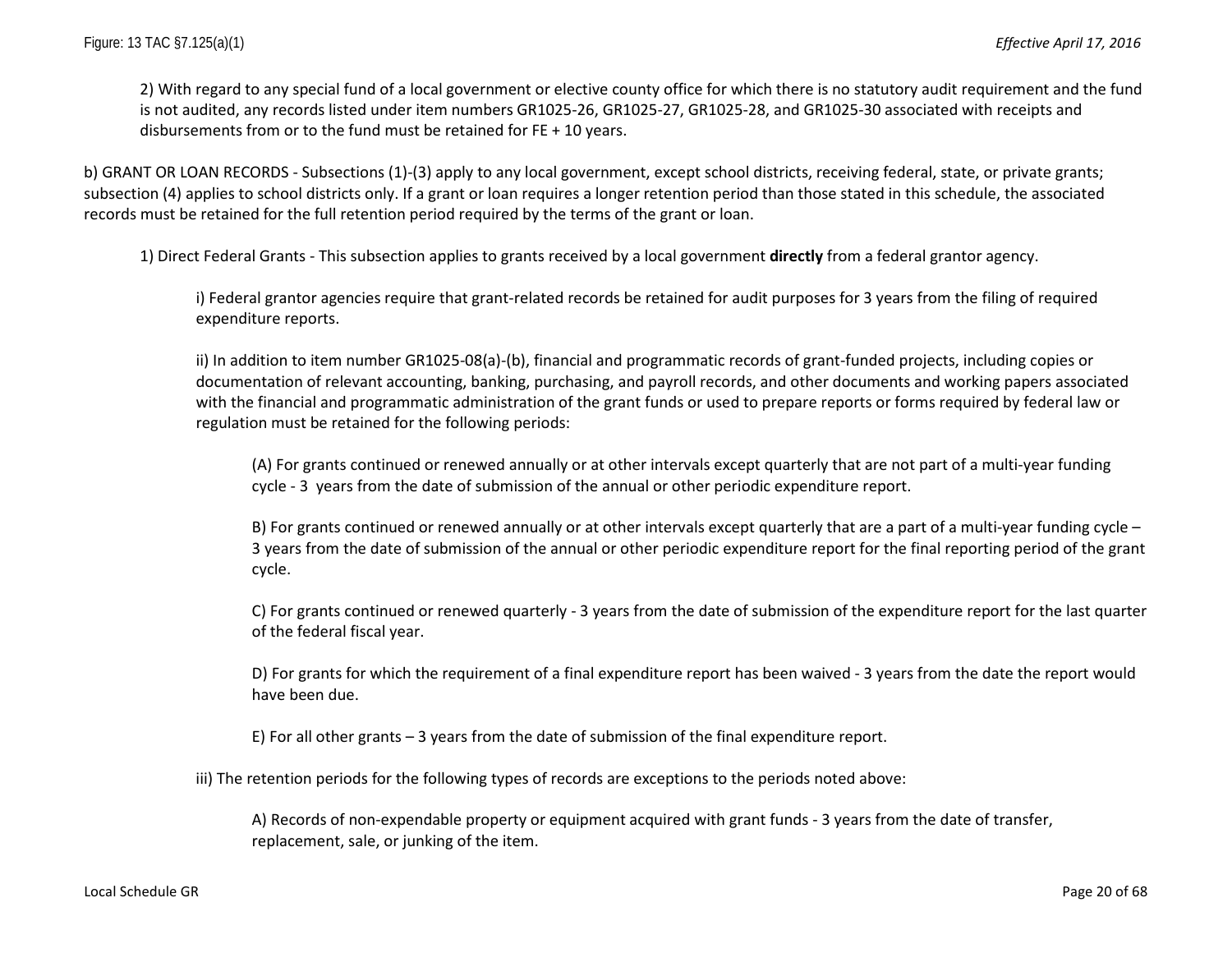2) With regard to any special fund of a local government or elective county office for which there is no statutory audit requirement and the fund is not audited, any records listed under item numbers GR1025-26, GR1025-27, GR1025-28, and GR1025-30 associated with receipts and disbursements from or to the fund must be retained for FE + 10 years.

b) GRANT OR LOAN RECORDS - Subsections (1)-(3) apply to any local government, except school districts, receiving federal, state, or private grants; subsection (4) applies to school districts only. If a grant or loan requires a longer retention period than those stated in this schedule, the associated records must be retained for the full retention period required by the terms of the grant or loan.

1) Direct Federal Grants - This subsection applies to grants received by a local government **directly** from a federal grantor agency.

i) Federal grantor agencies require that grant-related records be retained for audit purposes for 3 years from the filing of required expenditure reports.

ii) In addition to item number GR1025-08(a)-(b), financial and programmatic records of grant-funded projects, including copies or documentation of relevant accounting, banking, purchasing, and payroll records, and other documents and working papers associated with the financial and programmatic administration of the grant funds or used to prepare reports or forms required by federal law or regulation must be retained for the following periods:

(A) For grants continued or renewed annually or at other intervals except quarterly that are not part of a multi-year funding cycle - 3 years from the date of submission of the annual or other periodic expenditure report.

B) For grants continued or renewed annually or at other intervals except quarterly that are a part of a multi-year funding cycle – 3 years from the date of submission of the annual or other periodic expenditure report for the final reporting period of the grant cycle.

C) For grants continued or renewed quarterly - 3 years from the date of submission of the expenditure report for the last quarter of the federal fiscal year.

D) For grants for which the requirement of a final expenditure report has been waived - 3 years from the date the report would have been due.

E) For all other grants – 3 years from the date of submission of the final expenditure report.

iii) The retention periods for the following types of records are exceptions to the periods noted above:

A) Records of non-expendable property or equipment acquired with grant funds - 3 years from the date of transfer, replacement, sale, or junking of the item.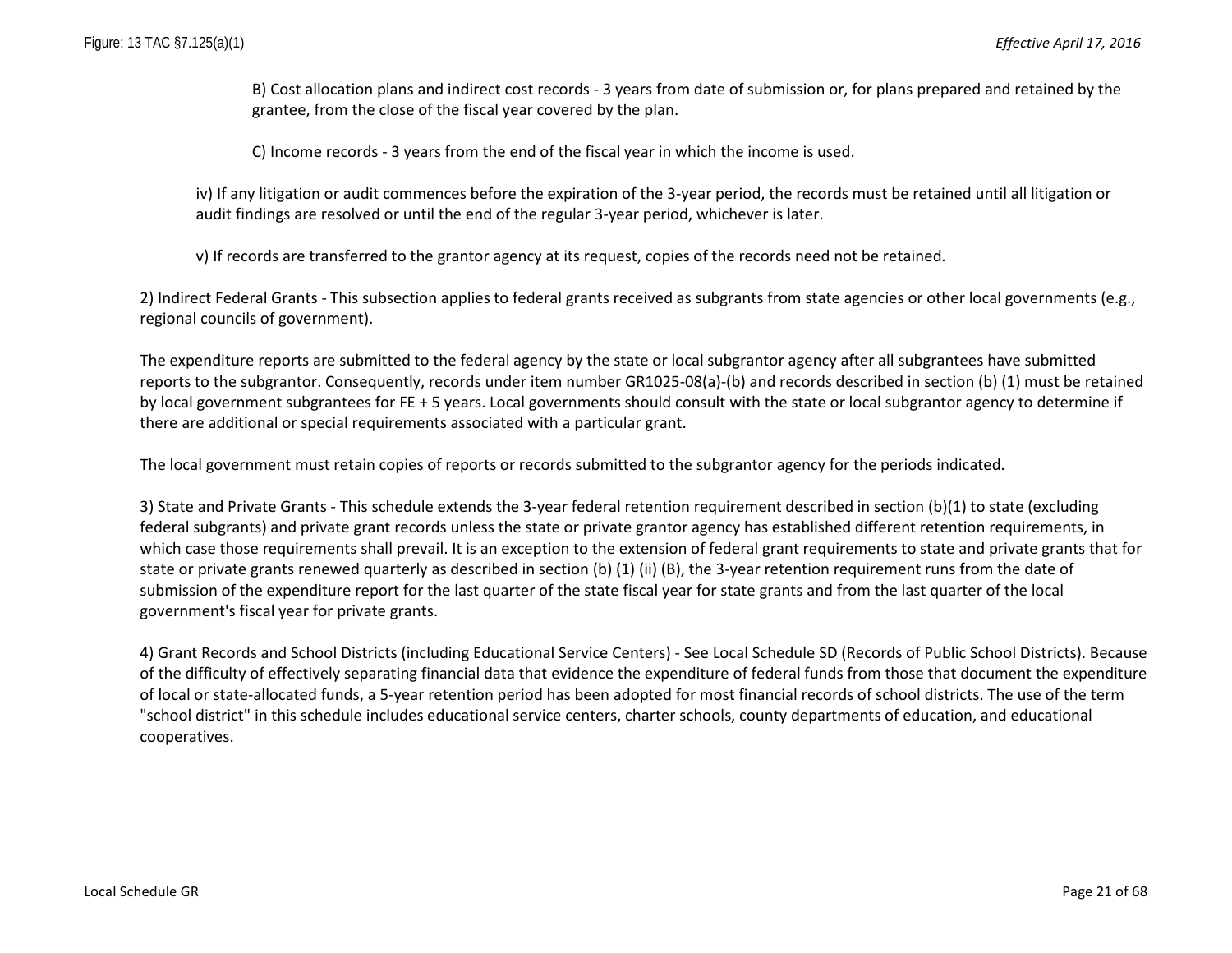B) Cost allocation plans and indirect cost records - 3 years from date of submission or, for plans prepared and retained by the grantee, from the close of the fiscal year covered by the plan.

C) Income records - 3 years from the end of the fiscal year in which the income is used.

iv) If any litigation or audit commences before the expiration of the 3-year period, the records must be retained until all litigation or audit findings are resolved or until the end of the regular 3-year period, whichever is later.

v) If records are transferred to the grantor agency at its request, copies of the records need not be retained.

2) Indirect Federal Grants - This subsection applies to federal grants received as subgrants from state agencies or other local governments (e.g., regional councils of government).

The expenditure reports are submitted to the federal agency by the state or local subgrantor agency after all subgrantees have submitted reports to the subgrantor. Consequently, records under item number GR1025-08(a)-(b) and records described in section (b) (1) must be retained by local government subgrantees for FE + 5 years. Local governments should consult with the state or local subgrantor agency to determine if there are additional or special requirements associated with a particular grant.

The local government must retain copies of reports or records submitted to the subgrantor agency for the periods indicated.

3) State and Private Grants - This schedule extends the 3-year federal retention requirement described in section (b)(1) to state (excluding federal subgrants) and private grant records unless the state or private grantor agency has established different retention requirements, in which case those requirements shall prevail. It is an exception to the extension of federal grant requirements to state and private grants that for state or private grants renewed quarterly as described in section (b) (1) (ii) (B), the 3-year retention requirement runs from the date of submission of the expenditure report for the last quarter of the state fiscal year for state grants and from the last quarter of the local government's fiscal year for private grants.

4) Grant Records and School Districts (including Educational Service Centers) - See Local Schedule SD (Records of Public School Districts). Because of the difficulty of effectively separating financial data that evidence the expenditure of federal funds from those that document the expenditure of local or state-allocated funds, a 5-year retention period has been adopted for most financial records of school districts. The use of the term "school district" in this schedule includes educational service centers, charter schools, county departments of education, and educational cooperatives.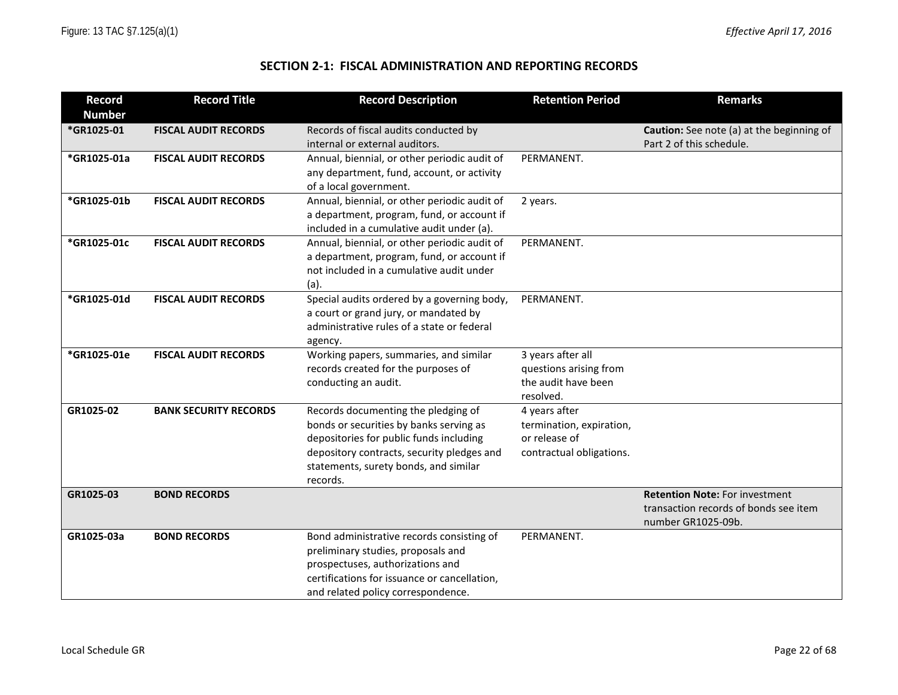## SECTION 2-1: FISCAL ADMINISTRATION AND REPORTING RECORDS

| Record Number | Record Title | Record Description | Retention Period | Remarks |
|---|---|---|---|---|
| **\*GR1025-01** | **FISCAL AUDIT RECORDS** | Records of fiscal audits conducted by internal or external auditors. | | **Caution:** See note (a) at the beginning of Part 2 of this schedule. |
| **\*GR1025-01a** | **FISCAL AUDIT RECORDS** | Annual, biennial, or other periodic audit of any department, fund, account, or activity of a local government. | PERMANENT. | |
| **\*GR1025-01b** | **FISCAL AUDIT RECORDS** | Annual, biennial, or other periodic audit of a department, program, fund, or account if included in a cumulative audit under (a). | 2 years. | |
| **\*GR1025-01c** | **FISCAL AUDIT RECORDS** | Annual, biennial, or other periodic audit of a department, program, fund, or account if not included in a cumulative audit under (a). | PERMANENT. | |
| **\*GR1025-01d** | **FISCAL AUDIT RECORDS** | Special audits ordered by a governing body, a court or grand jury, or mandated by administrative rules of a state or federal agency. | PERMANENT. | |
| **\*GR1025-01e** | **FISCAL AUDIT RECORDS** | Working papers, summaries, and similar records created for the purposes of conducting an audit. | 3 years after all questions arising from the audit have been resolved. | |
| **GR1025-02** | **BANK SECURITY RECORDS** | Records documenting the pledging of bonds or securities by banks serving as depositories for public funds including depository contracts, security pledges and statements, surety bonds, and similar records. | 4 years after termination, expiration, or release of contractual obligations. | |
| **GR1025-03** | **BOND RECORDS** | | | **Retention Note:** For investment transaction records of bonds see item number GR1025-09b. |
| **GR1025-03a** | **BOND RECORDS** | Bond administrative records consisting of preliminary studies, proposals and prospectuses, authorizations and certifications for issuance or cancellation, and related policy correspondence. | PERMANENT. | |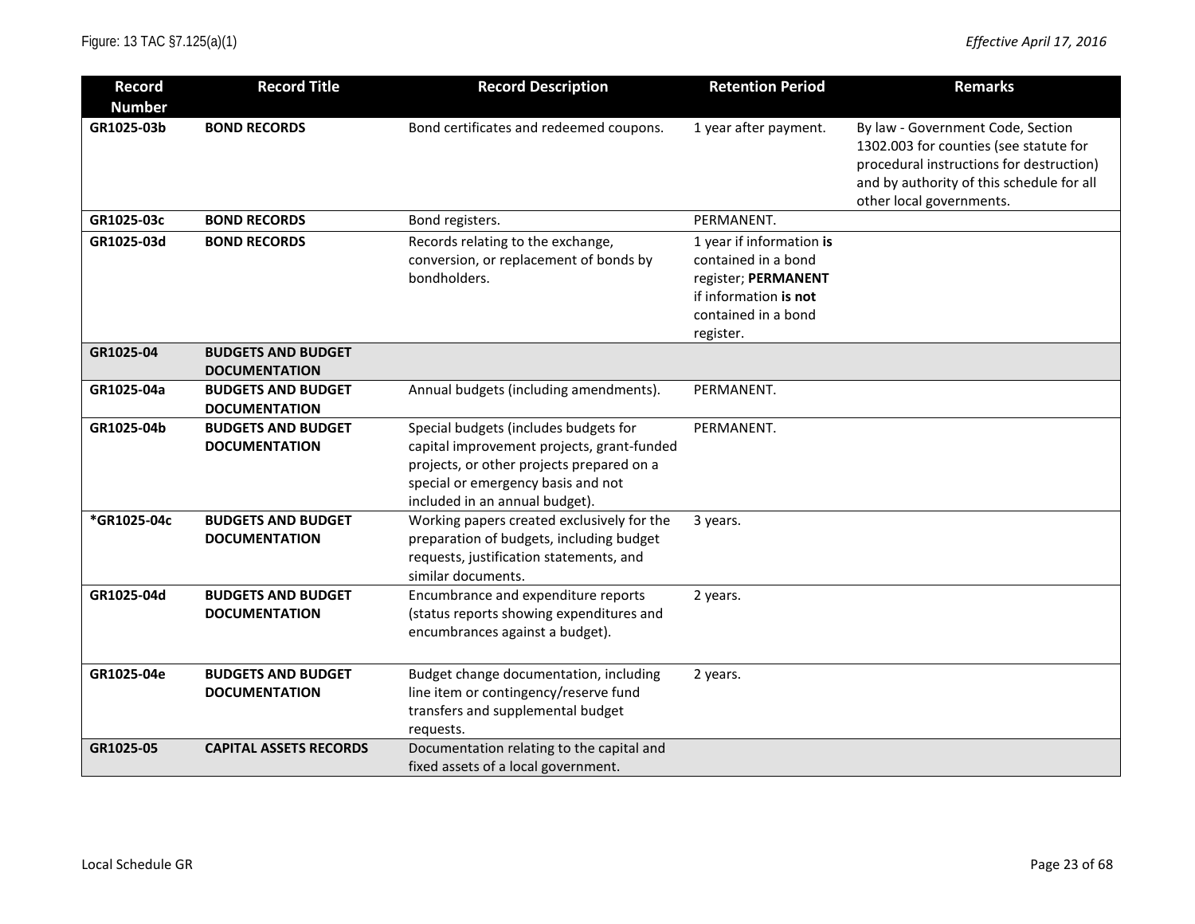| Record Number | Record Title | Record Description | Retention Period | Remarks |
|---|---|---|---|---|
| **GR1025-03b** | **BOND RECORDS** | Bond certificates and redeemed coupons. | 1 year after payment. | By law - Government Code, Section 1302.003 for counties (see statute for procedural instructions for destruction) and by authority of this schedule for all other local governments. |
| **GR1025-03c** | **BOND RECORDS** | Bond registers. | PERMANENT. | |
| **GR1025-03d** | **BOND RECORDS** | Records relating to the exchange, conversion, or replacement of bonds by bondholders. | 1 year if information **is** contained in a bond register; **PERMANENT** if information **is not** contained in a bond register. | |
| **GR1025-04** | **BUDGETS AND BUDGET DOCUMENTATION** | | | |
| **GR1025-04a** | **BUDGETS AND BUDGET DOCUMENTATION** | Annual budgets (including amendments). | PERMANENT. | |
| **GR1025-04b** | **BUDGETS AND BUDGET DOCUMENTATION** | Special budgets (includes budgets for capital improvement projects, grant-funded projects, or other projects prepared on a special or emergency basis and not included in an annual budget). | PERMANENT. | |
| ***GR1025-04c** | **BUDGETS AND BUDGET DOCUMENTATION** | Working papers created exclusively for the preparation of budgets, including budget requests, justification statements, and similar documents. | 3 years. | |
| **GR1025-04d** | **BUDGETS AND BUDGET DOCUMENTATION** | Encumbrance and expenditure reports (status reports showing expenditures and encumbrances against a budget). | 2 years. | |
| **GR1025-04e** | **BUDGETS AND BUDGET DOCUMENTATION** | Budget change documentation, including line item or contingency/reserve fund transfers and supplemental budget requests. | 2 years. | |
| **GR1025-05** | **CAPITAL ASSETS RECORDS** | Documentation relating to the capital and fixed assets of a local government. | | |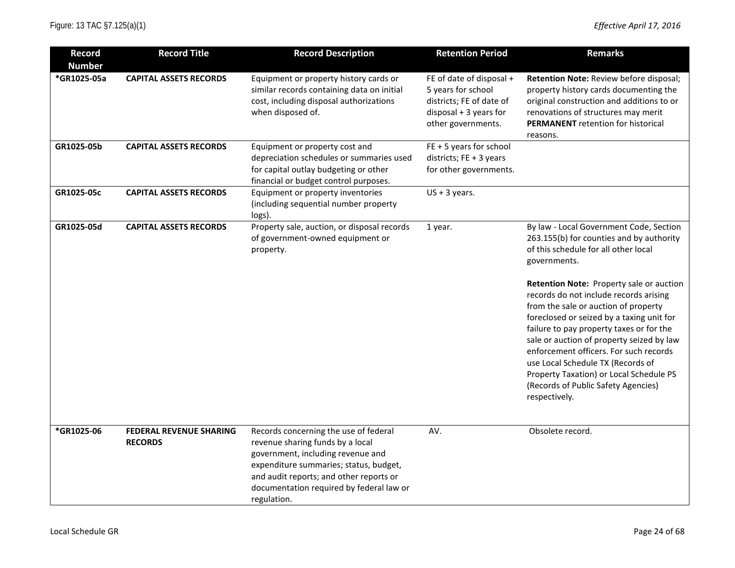| Record Number | Record Title | Record Description | Retention Period | Remarks |
|---|---|---|---|---|
| *GR1025-05a | **CAPITAL ASSETS RECORDS** | Equipment or property history cards or similar records containing data on initial cost, including disposal authorizations when disposed of. | FE of date of disposal + 5 years for school districts; FE of date of disposal + 3 years for other governments. | **Retention Note:** Review before disposal; property history cards documenting the original construction and additions to or renovations of structures may merit **PERMANENT** retention for historical reasons. |
| GR1025-05b | **CAPITAL ASSETS RECORDS** | Equipment or property cost and depreciation schedules or summaries used for capital outlay budgeting or other financial or budget control purposes. | FE + 5 years for school districts; FE + 3 years for other governments. | |
| GR1025-05c | **CAPITAL ASSETS RECORDS** | Equipment or property inventories (including sequential number property logs). | US + 3 years. | |
| GR1025-05d | **CAPITAL ASSETS RECORDS** | Property sale, auction, or disposal records of government-owned equipment or property. | 1 year. | By law - Local Government Code, Section 263.155(b) for counties and by authority of this schedule for all other local governments.<br><br>**Retention Note:** Property sale or auction records do not include records arising from the sale or auction of property foreclosed or seized by a taxing unit for failure to pay property taxes or for the sale or auction of property seized by law enforcement officers. For such records use Local Schedule TX (Records of Property Taxation) or Local Schedule PS (Records of Public Safety Agencies) respectively. |
| *GR1025-06 | **FEDERAL REVENUE SHARING RECORDS** | Records concerning the use of federal revenue sharing funds by a local government, including revenue and expenditure summaries; status, budget, and audit reports; and other reports or documentation required by federal law or regulation. | AV. | Obsolete record. |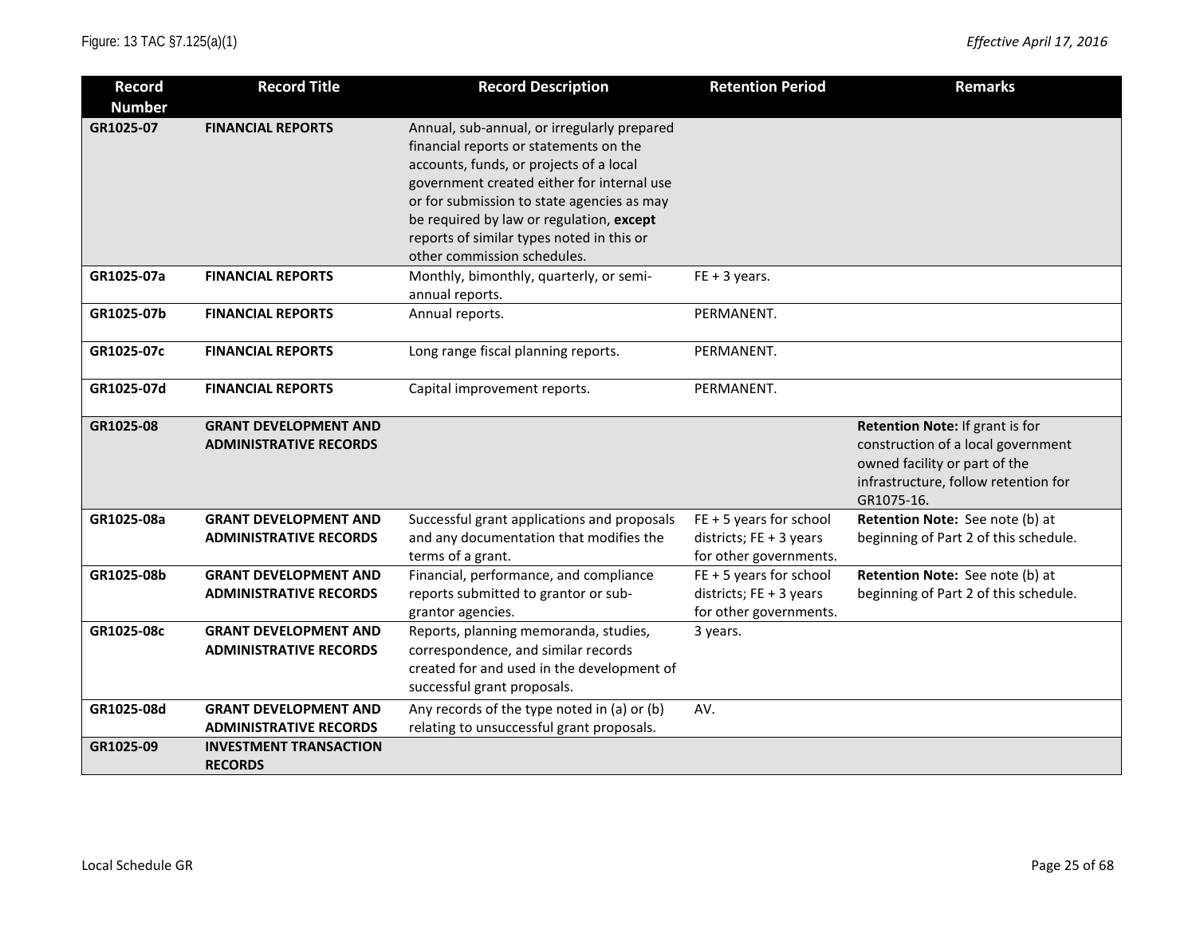| Record Number | Record Title | Record Description | Retention Period | Remarks |
|---|---|---|---|---|
| **GR1025-07** | **FINANCIAL REPORTS** | Annual, sub-annual, or irregularly prepared financial reports or statements on the accounts, funds, or projects of a local government created either for internal use or for submission to state agencies as may be required by law or regulation, **except** reports of similar types noted in this or other commission schedules. | | |
| **GR1025-07a** | **FINANCIAL REPORTS** | Monthly, bimonthly, quarterly, or semi-annual reports. | FE + 3 years. | |
| **GR1025-07b** | **FINANCIAL REPORTS** | Annual reports. | PERMANENT. | |
| **GR1025-07c** | **FINANCIAL REPORTS** | Long range fiscal planning reports. | PERMANENT. | |
| **GR1025-07d** | **FINANCIAL REPORTS** | Capital improvement reports. | PERMANENT. | |
| **GR1025-08** | **GRANT DEVELOPMENT AND ADMINISTRATIVE RECORDS** | | | **Retention Note:** If grant is for construction of a local government owned facility or part of the infrastructure, follow retention for GR1075-16. |
| **GR1025-08a** | **GRANT DEVELOPMENT AND ADMINISTRATIVE RECORDS** | Successful grant applications and proposals and any documentation that modifies the terms of a grant. | FE + 5 years for school districts; FE + 3 years for other governments. | **Retention Note:** See note (b) at beginning of Part 2 of this schedule. |
| **GR1025-08b** | **GRANT DEVELOPMENT AND ADMINISTRATIVE RECORDS** | Financial, performance, and compliance reports submitted to grantor or sub-grantor agencies. | FE + 5 years for school districts; FE + 3 years for other governments. | **Retention Note:** See note (b) at beginning of Part 2 of this schedule. |
| **GR1025-08c** | **GRANT DEVELOPMENT AND ADMINISTRATIVE RECORDS** | Reports, planning memoranda, studies, correspondence, and similar records created for and used in the development of successful grant proposals. | 3 years. | |
| **GR1025-08d** | **GRANT DEVELOPMENT AND ADMINISTRATIVE RECORDS** | Any records of the type noted in (a) or (b) relating to unsuccessful grant proposals. | AV. | |
| **GR1025-09** | **INVESTMENT TRANSACTION RECORDS** | | | |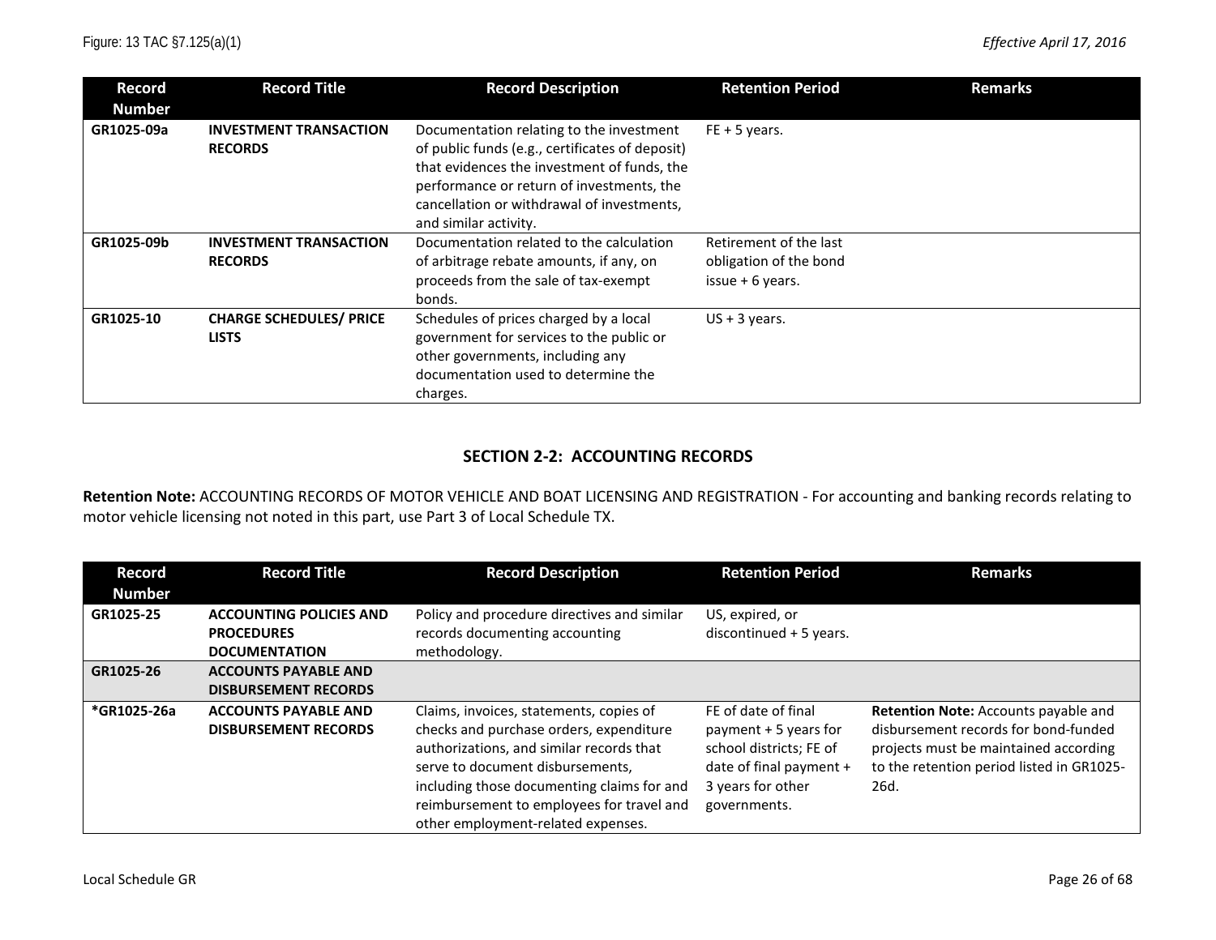| Record Number | Record Title | Record Description | Retention Period | Remarks |
|---|---|---|---|---|
| GR1025-09a | **INVESTMENT TRANSACTION RECORDS** | Documentation relating to the investment of public funds (e.g., certificates of deposit) that evidences the investment of funds, the performance or return of investments, the cancellation or withdrawal of investments, and similar activity. | FE + 5 years. | |
| GR1025-09b | **INVESTMENT TRANSACTION RECORDS** | Documentation related to the calculation of arbitrage rebate amounts, if any, on proceeds from the sale of tax-exempt bonds. | Retirement of the last obligation of the bond issue + 6 years. | |
| GR1025-10 | **CHARGE SCHEDULES/ PRICE LISTS** | Schedules of prices charged by a local government for services to the public or other governments, including any documentation used to determine the charges. | US + 3 years. | |

## SECTION 2-2: ACCOUNTING RECORDS

**Retention Note:** ACCOUNTING RECORDS OF MOTOR VEHICLE AND BOAT LICENSING AND REGISTRATION - For accounting and banking records relating to motor vehicle licensing not noted in this part, use Part 3 of Local Schedule TX.

| Record Number | Record Title | Record Description | Retention Period | Remarks |
|---|---|---|---|---|
| GR1025-25 | **ACCOUNTING POLICIES AND PROCEDURES DOCUMENTATION** | Policy and procedure directives and similar records documenting accounting methodology. | US, expired, or discontinued + 5 years. | |
| GR1025-26 | **ACCOUNTS PAYABLE AND DISBURSEMENT RECORDS** | | | |
| *GR1025-26a | **ACCOUNTS PAYABLE AND DISBURSEMENT RECORDS** | Claims, invoices, statements, copies of checks and purchase orders, expenditure authorizations, and similar records that serve to document disbursements, including those documenting claims for and reimbursement to employees for travel and other employment-related expenses. | FE of date of final payment + 5 years for school districts; FE of date of final payment + 3 years for other governments. | **Retention Note:** Accounts payable and disbursement records for bond-funded projects must be maintained according to the retention period listed in GR1025-26d. |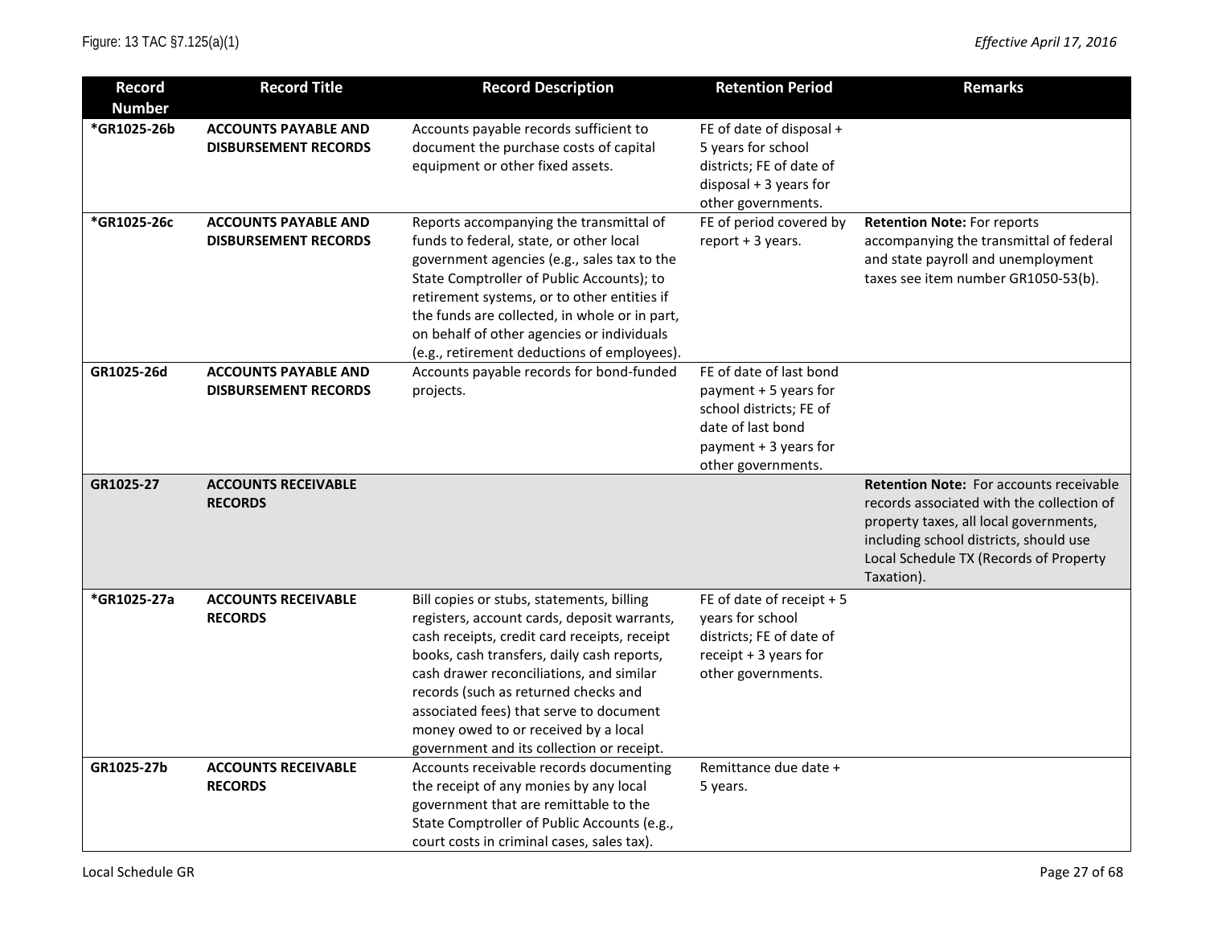| Record Number | Record Title | Record Description | Retention Period | Remarks |
| --- | --- | --- | --- | --- |
| *GR1025-26b | **ACCOUNTS PAYABLE AND DISBURSEMENT RECORDS** | Accounts payable records sufficient to document the purchase costs of capital equipment or other fixed assets. | FE of date of disposal + 5 years for school districts; FE of date of disposal + 3 years for other governments. | |
| *GR1025-26c | **ACCOUNTS PAYABLE AND DISBURSEMENT RECORDS** | Reports accompanying the transmittal of funds to federal, state, or other local government agencies (e.g., sales tax to the State Comptroller of Public Accounts); to retirement systems, or to other entities if the funds are collected, in whole or in part, on behalf of other agencies or individuals (e.g., retirement deductions of employees). | FE of period covered by report + 3 years. | **Retention Note:** For reports accompanying the transmittal of federal and state payroll and unemployment taxes see item number GR1050-53(b). |
| GR1025-26d | **ACCOUNTS PAYABLE AND DISBURSEMENT RECORDS** | Accounts payable records for bond-funded projects. | FE of date of last bond payment + 5 years for school districts; FE of date of last bond payment + 3 years for other governments. | |
| GR1025-27 | **ACCOUNTS RECEIVABLE RECORDS** | | | **Retention Note:** For accounts receivable records associated with the collection of property taxes, all local governments, including school districts, should use Local Schedule TX (Records of Property Taxation). |
| *GR1025-27a | **ACCOUNTS RECEIVABLE RECORDS** | Bill copies or stubs, statements, billing registers, account cards, deposit warrants, cash receipts, credit card receipts, receipt books, cash transfers, daily cash reports, cash drawer reconciliations, and similar records (such as returned checks and associated fees) that serve to document money owed to or received by a local government and its collection or receipt. | FE of date of receipt + 5 years for school districts; FE of date of receipt + 3 years for other governments. | |
| GR1025-27b | **ACCOUNTS RECEIVABLE RECORDS** | Accounts receivable records documenting the receipt of any monies by any local government that are remittable to the State Comptroller of Public Accounts (e.g., court costs in criminal cases, sales tax). | Remittance due date + 5 years. | |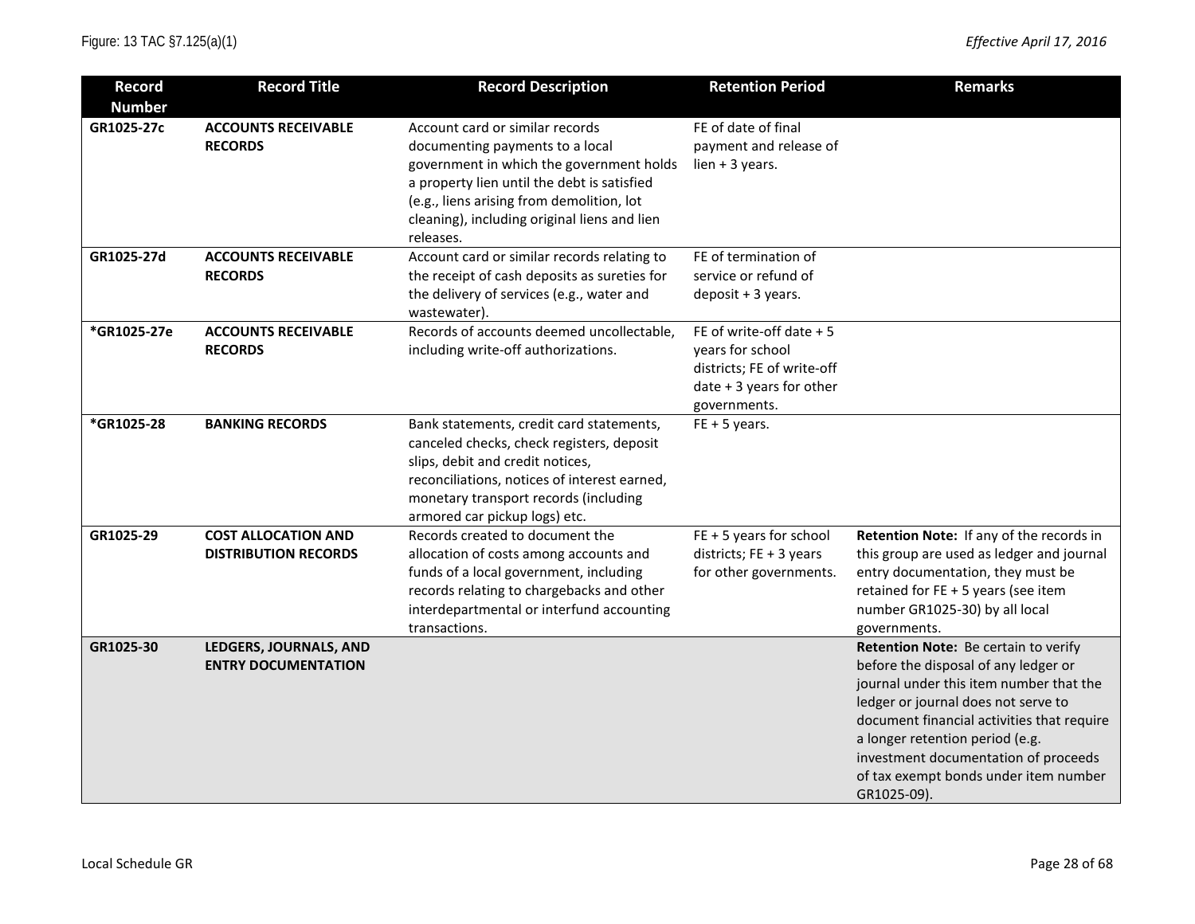| Record Number | Record Title | Record Description | Retention Period | Remarks |
|---|---|---|---|---|
| GR1025-27c | **ACCOUNTS RECEIVABLE RECORDS** | Account card or similar records documenting payments to a local government in which the government holds a property lien until the debt is satisfied (e.g., liens arising from demolition, lot cleaning), including original liens and lien releases. | FE of date of final payment and release of lien + 3 years. | |
| GR1025-27d | **ACCOUNTS RECEIVABLE RECORDS** | Account card or similar records relating to the receipt of cash deposits as sureties for the delivery of services (e.g., water and wastewater). | FE of termination of service or refund of deposit + 3 years. | |
| *GR1025-27e | **ACCOUNTS RECEIVABLE RECORDS** | Records of accounts deemed uncollectable, including write-off authorizations. | FE of write-off date + 5 years for school districts; FE of write-off date + 3 years for other governments. | |
| *GR1025-28 | **BANKING RECORDS** | Bank statements, credit card statements, canceled checks, check registers, deposit slips, debit and credit notices, reconciliations, notices of interest earned, monetary transport records (including armored car pickup logs) etc. | FE + 5 years. | |
| GR1025-29 | **COST ALLOCATION AND DISTRIBUTION RECORDS** | Records created to document the allocation of costs among accounts and funds of a local government, including records relating to chargebacks and other interdepartmental or interfund accounting transactions. | FE + 5 years for school districts; FE + 3 years for other governments. | **Retention Note:** If any of the records in this group are used as ledger and journal entry documentation, they must be retained for FE + 5 years (see item number GR1025-30) by all local governments. |
| GR1025-30 | **LEDGERS, JOURNALS, AND ENTRY DOCUMENTATION** | | | **Retention Note:** Be certain to verify before the disposal of any ledger or journal under this item number that the ledger or journal does not serve to document financial activities that require a longer retention period (e.g. investment documentation of proceeds of tax exempt bonds under item number GR1025-09). |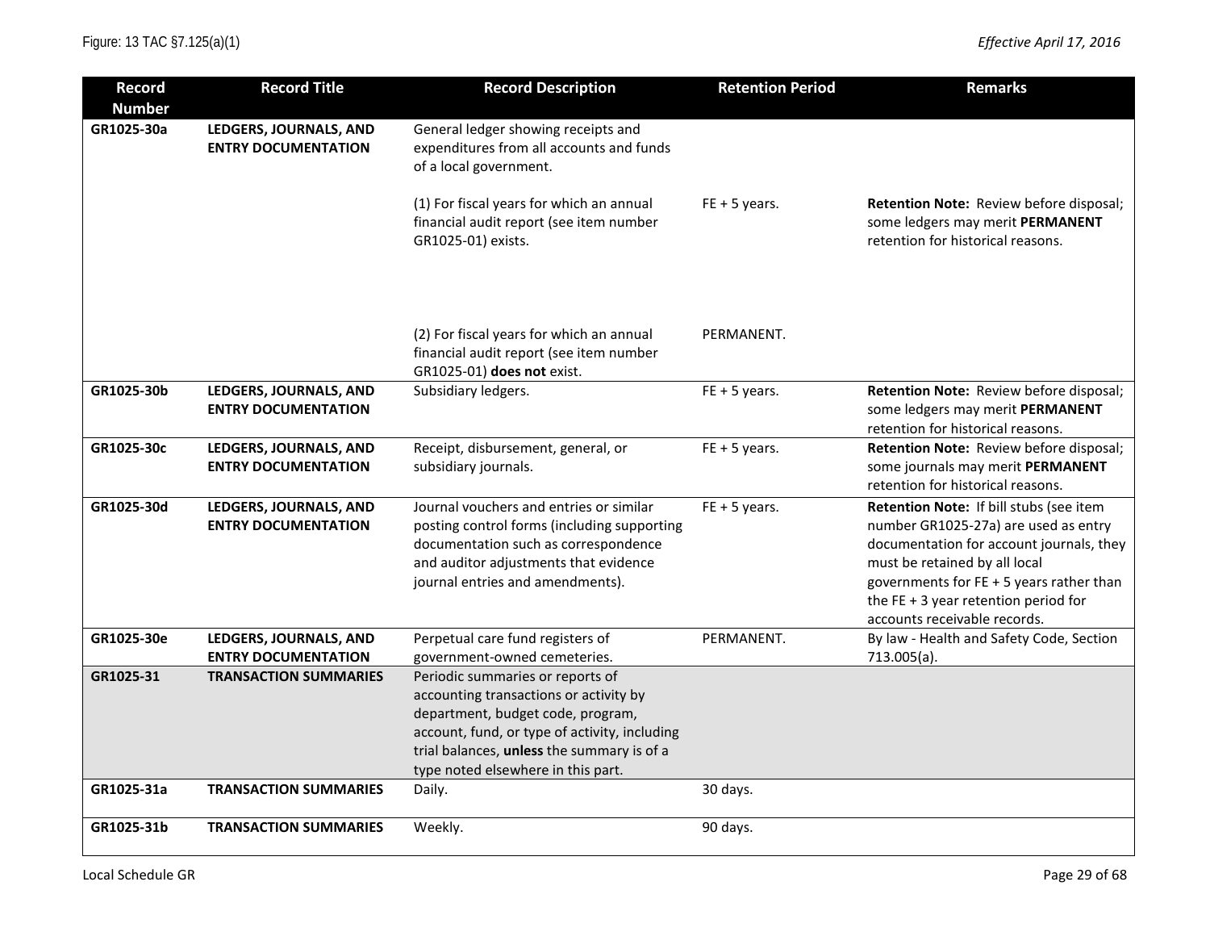| Record Number | Record Title | Record Description | Retention Period | Remarks |
|---|---|---|---|---|
| GR1025-30a | **LEDGERS, JOURNALS, AND ENTRY DOCUMENTATION** | General ledger showing receipts and expenditures from all accounts and funds of a local government. | | |
| | | (1) For fiscal years for which an annual financial audit report (see item number GR1025-01) exists. | FE + 5 years. | **Retention Note:** Review before disposal; some ledgers may merit **PERMANENT** retention for historical reasons. |
| | | (2) For fiscal years for which an annual financial audit report (see item number GR1025-01) **does not** exist. | PERMANENT. | |
| GR1025-30b | **LEDGERS, JOURNALS, AND ENTRY DOCUMENTATION** | Subsidiary ledgers. | FE + 5 years. | **Retention Note:** Review before disposal; some ledgers may merit **PERMANENT** retention for historical reasons. |
| GR1025-30c | **LEDGERS, JOURNALS, AND ENTRY DOCUMENTATION** | Receipt, disbursement, general, or subsidiary journals. | FE + 5 years. | **Retention Note:** Review before disposal; some journals may merit **PERMANENT** retention for historical reasons. |
| GR1025-30d | **LEDGERS, JOURNALS, AND ENTRY DOCUMENTATION** | Journal vouchers and entries or similar posting control forms (including supporting documentation such as correspondence and auditor adjustments that evidence journal entries and amendments). | FE + 5 years. | **Retention Note:** If bill stubs (see item number GR1025-27a) are used as entry documentation for account journals, they must be retained by all local governments for FE + 5 years rather than the FE + 3 year retention period for accounts receivable records. |
| GR1025-30e | **LEDGERS, JOURNALS, AND ENTRY DOCUMENTATION** | Perpetual care fund registers of government-owned cemeteries. | PERMANENT. | By law - Health and Safety Code, Section 713.005(a). |
| GR1025-31 | **TRANSACTION SUMMARIES** | Periodic summaries or reports of accounting transactions or activity by department, budget code, program, account, fund, or type of activity, including trial balances, **unless** the summary is of a type noted elsewhere in this part. | | |
| GR1025-31a | **TRANSACTION SUMMARIES** | Daily. | 30 days. | |
| GR1025-31b | **TRANSACTION SUMMARIES** | Weekly. | 90 days. | |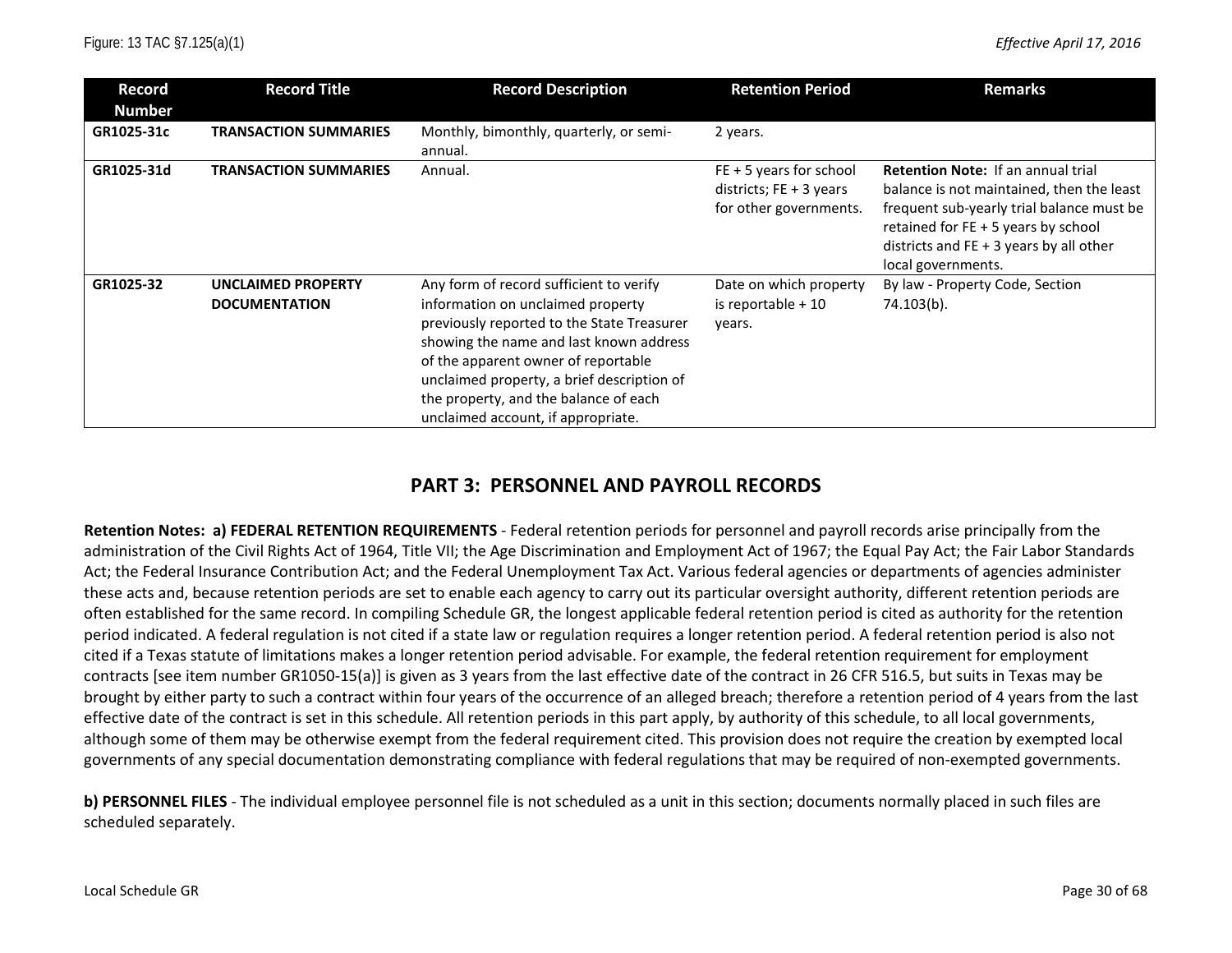| Record Number | Record Title | Record Description | Retention Period | Remarks |
|---|---|---|---|---|
| GR1025-31c | **TRANSACTION SUMMARIES** | Monthly, bimonthly, quarterly, or semi-annual. | 2 years. | |
| GR1025-31d | **TRANSACTION SUMMARIES** | Annual. | FE + 5 years for school districts; FE + 3 years for other governments. | **Retention Note:** If an annual trial balance is not maintained, then the least frequent sub-yearly trial balance must be retained for FE + 5 years by school districts and FE + 3 years by all other local governments. |
| GR1025-32 | **UNCLAIMED PROPERTY DOCUMENTATION** | Any form of record sufficient to verify information on unclaimed property previously reported to the State Treasurer showing the name and last known address of the apparent owner of reportable unclaimed property, a brief description of the property, and the balance of each unclaimed account, if appropriate. | Date on which property is reportable + 10 years. | By law - Property Code, Section 74.103(b). |

## PART 3: PERSONNEL AND PAYROLL RECORDS

**Retention Notes: a) FEDERAL RETENTION REQUIREMENTS** - Federal retention periods for personnel and payroll records arise principally from the administration of the Civil Rights Act of 1964, Title VII; the Age Discrimination and Employment Act of 1967; the Equal Pay Act; the Fair Labor Standards Act; the Federal Insurance Contribution Act; and the Federal Unemployment Tax Act. Various federal agencies or departments of agencies administer these acts and, because retention periods are set to enable each agency to carry out its particular oversight authority, different retention periods are often established for the same record. In compiling Schedule GR, the longest applicable federal retention period is cited as authority for the retention period indicated. A federal regulation is not cited if a state law or regulation requires a longer retention period. A federal retention period is also not cited if a Texas statute of limitations makes a longer retention period advisable. For example, the federal retention requirement for employment contracts [see item number GR1050-15(a)] is given as 3 years from the last effective date of the contract in 26 CFR 516.5, but suits in Texas may be brought by either party to such a contract within four years of the occurrence of an alleged breach; therefore a retention period of 4 years from the last effective date of the contract is set in this schedule. All retention periods in this part apply, by authority of this schedule, to all local governments, although some of them may be otherwise exempt from the federal requirement cited. This provision does not require the creation by exempted local governments of any special documentation demonstrating compliance with federal regulations that may be required of non-exempted governments.

**b) PERSONNEL FILES** - The individual employee personnel file is not scheduled as a unit in this section; documents normally placed in such files are scheduled separately.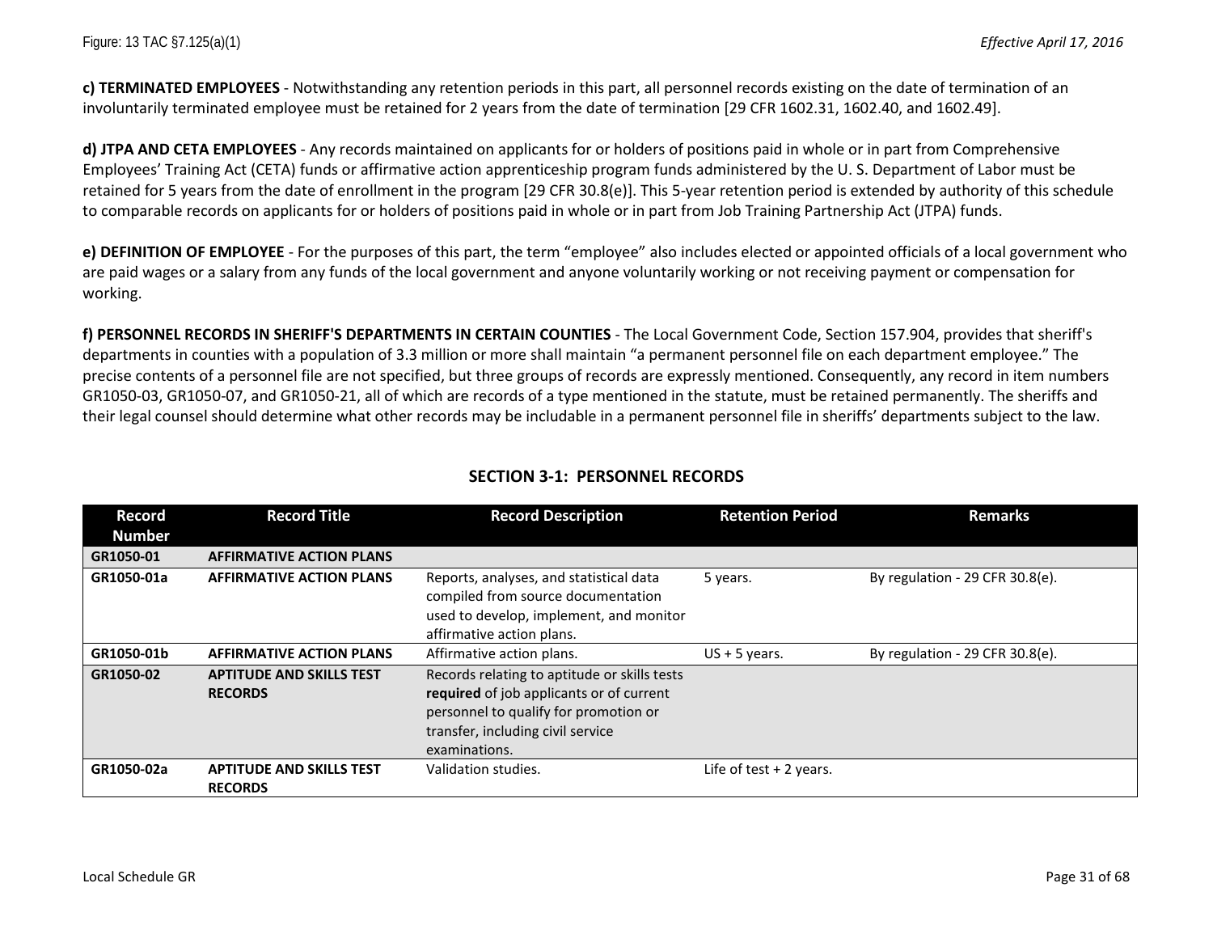**c) TERMINATED EMPLOYEES** - Notwithstanding any retention periods in this part, all personnel records existing on the date of termination of an involuntarily terminated employee must be retained for 2 years from the date of termination [29 CFR 1602.31, 1602.40, and 1602.49].

**d) JTPA AND CETA EMPLOYEES** - Any records maintained on applicants for or holders of positions paid in whole or in part from Comprehensive Employees' Training Act (CETA) funds or affirmative action apprenticeship program funds administered by the U. S. Department of Labor must be retained for 5 years from the date of enrollment in the program [29 CFR 30.8(e)]. This 5-year retention period is extended by authority of this schedule to comparable records on applicants for or holders of positions paid in whole or in part from Job Training Partnership Act (JTPA) funds.

**e) DEFINITION OF EMPLOYEE** - For the purposes of this part, the term "employee" also includes elected or appointed officials of a local government who are paid wages or a salary from any funds of the local government and anyone voluntarily working or not receiving payment or compensation for working.

**f) PERSONNEL RECORDS IN SHERIFF'S DEPARTMENTS IN CERTAIN COUNTIES** - The Local Government Code, Section 157.904, provides that sheriff's departments in counties with a population of 3.3 million or more shall maintain "a permanent personnel file on each department employee." The precise contents of a personnel file are not specified, but three groups of records are expressly mentioned. Consequently, any record in item numbers GR1050-03, GR1050-07, and GR1050-21, all of which are records of a type mentioned in the statute, must be retained permanently. The sheriffs and their legal counsel should determine what other records may be includable in a permanent personnel file in sheriffs' departments subject to the law.

## SECTION 3-1: PERSONNEL RECORDS

| Record Number | Record Title | Record Description | Retention Period | Remarks |
|---|---|---|---|---|
| **GR1050-01** | **AFFIRMATIVE ACTION PLANS** | | | |
| **GR1050-01a** | **AFFIRMATIVE ACTION PLANS** | Reports, analyses, and statistical data compiled from source documentation used to develop, implement, and monitor affirmative action plans. | 5 years. | By regulation - 29 CFR 30.8(e). |
| **GR1050-01b** | **AFFIRMATIVE ACTION PLANS** | Affirmative action plans. | US + 5 years. | By regulation - 29 CFR 30.8(e). |
| **GR1050-02** | **APTITUDE AND SKILLS TEST RECORDS** | Records relating to aptitude or skills tests **required** of job applicants or of current personnel to qualify for promotion or transfer, including civil service examinations. | | |
| **GR1050-02a** | **APTITUDE AND SKILLS TEST RECORDS** | Validation studies. | Life of test + 2 years. | |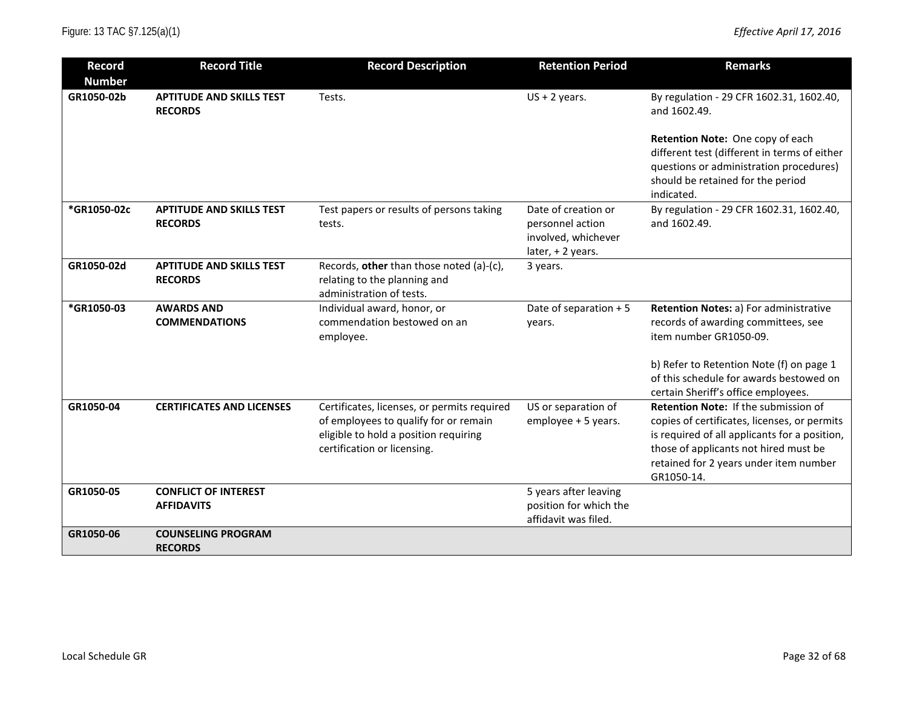| Record Number | Record Title | Record Description | Retention Period | Remarks |
|---|---|---|---|---|
| GR1050-02b | **APTITUDE AND SKILLS TEST RECORDS** | Tests. | US + 2 years. | By regulation - 29 CFR 1602.31, 1602.40, and 1602.49.<br><br>**Retention Note:** One copy of each different test (different in terms of either questions or administration procedures) should be retained for the period indicated. |
| *GR1050-02c | **APTITUDE AND SKILLS TEST RECORDS** | Test papers or results of persons taking tests. | Date of creation or personnel action involved, whichever later, + 2 years. | By regulation - 29 CFR 1602.31, 1602.40, and 1602.49. |
| GR1050-02d | **APTITUDE AND SKILLS TEST RECORDS** | Records, **other** than those noted (a)-(c), relating to the planning and administration of tests. | 3 years. | |
| *GR1050-03 | **AWARDS AND COMMENDATIONS** | Individual award, honor, or commendation bestowed on an employee. | Date of separation + 5 years. | **Retention Notes:** a) For administrative records of awarding committees, see item number GR1050-09.<br><br>b) Refer to Retention Note (f) on page 1 of this schedule for awards bestowed on certain Sheriff's office employees. |
| GR1050-04 | **CERTIFICATES AND LICENSES** | Certificates, licenses, or permits required of employees to qualify for or remain eligible to hold a position requiring certification or licensing. | US or separation of employee + 5 years. | **Retention Note:** If the submission of copies of certificates, licenses, or permits is required of all applicants for a position, those of applicants not hired must be retained for 2 years under item number GR1050-14. |
| GR1050-05 | **CONFLICT OF INTEREST AFFIDAVITS** | | 5 years after leaving position for which the affidavit was filed. | |
| GR1050-06 | **COUNSELING PROGRAM RECORDS** | | | |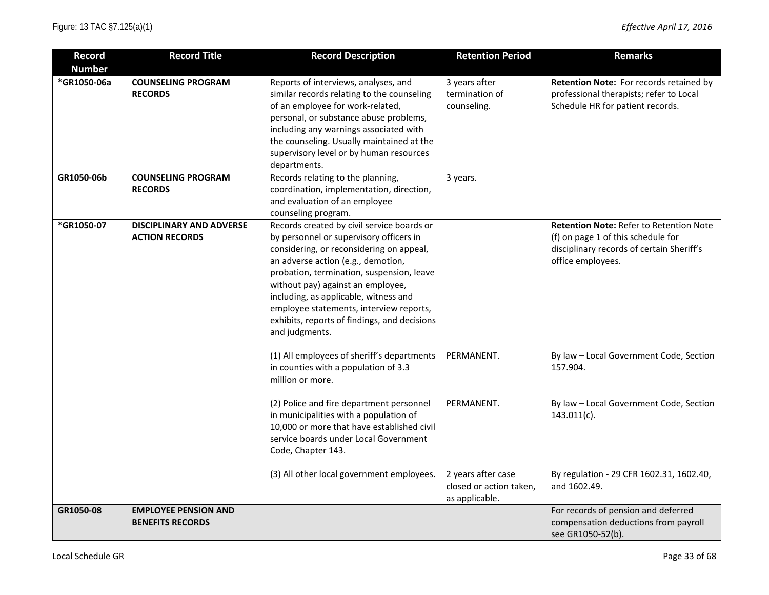| Record Number | Record Title | Record Description | Retention Period | Remarks |
|---|---|---|---|---|
| *GR1050-06a | **COUNSELING PROGRAM RECORDS** | Reports of interviews, analyses, and similar records relating to the counseling of an employee for work-related, personal, or substance abuse problems, including any warnings associated with the counseling. Usually maintained at the supervisory level or by human resources departments. | 3 years after termination of counseling. | **Retention Note:** For records retained by professional therapists; refer to Local Schedule HR for patient records. |
| GR1050-06b | **COUNSELING PROGRAM RECORDS** | Records relating to the planning, coordination, implementation, direction, and evaluation of an employee counseling program. | 3 years. | |
| *GR1050-07 | **DISCIPLINARY AND ADVERSE ACTION RECORDS** | Records created by civil service boards or by personnel or supervisory officers in considering, or reconsidering on appeal, an adverse action (e.g., demotion, probation, termination, suspension, leave without pay) against an employee, including, as applicable, witness and employee statements, interview reports, exhibits, reports of findings, and decisions and judgments. | | **Retention Note:** Refer to Retention Note (f) on page 1 of this schedule for disciplinary records of certain Sheriff's office employees. |
| | | (1) All employees of sheriff's departments in counties with a population of 3.3 million or more. | PERMANENT. | By law – Local Government Code, Section 157.904. |
| | | (2) Police and fire department personnel in municipalities with a population of 10,000 or more that have established civil service boards under Local Government Code, Chapter 143. | PERMANENT. | By law – Local Government Code, Section 143.011(c). |
| | | (3) All other local government employees. | 2 years after case closed or action taken, as applicable. | By regulation - 29 CFR 1602.31, 1602.40, and 1602.49. |
| GR1050-08 | **EMPLOYEE PENSION AND BENEFITS RECORDS** | | | For records of pension and deferred compensation deductions from payroll see GR1050-52(b). |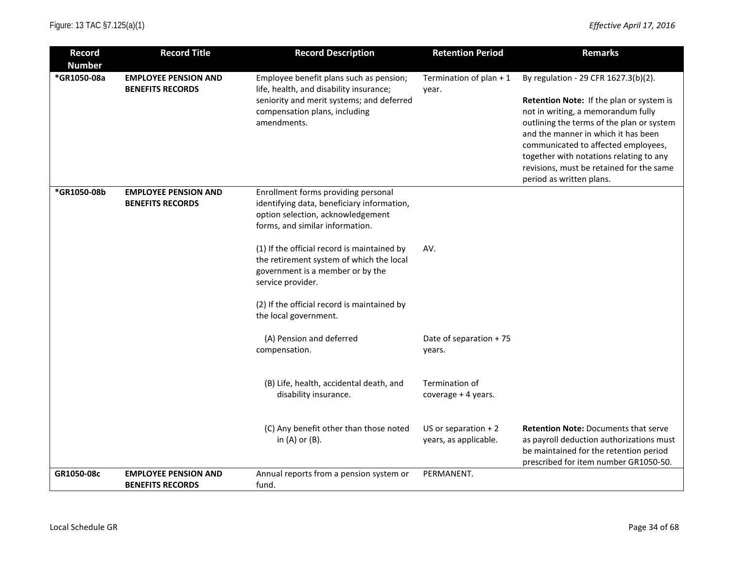| Record Number | Record Title | Record Description | Retention Period | Remarks |
|---|---|---|---|---|
| *GR1050-08a | **EMPLOYEE PENSION AND BENEFITS RECORDS** | Employee benefit plans such as pension; life, health, and disability insurance; seniority and merit systems; and deferred compensation plans, including amendments. | Termination of plan + 1 year. | By regulation - 29 CFR 1627.3(b)(2). **Retention Note:** If the plan or system is not in writing, a memorandum fully outlining the terms of the plan or system and the manner in which it has been communicated to affected employees, together with notations relating to any revisions, must be retained for the same period as written plans. |
| *GR1050-08b | **EMPLOYEE PENSION AND BENEFITS RECORDS** | Enrollment forms providing personal identifying data, beneficiary information, option selection, acknowledgement forms, and similar information. | | |
| | | (1) If the official record is maintained by the retirement system of which the local government is a member or by the service provider. | AV. | |
| | | (2) If the official record is maintained by the local government. | | |
| | | (A) Pension and deferred compensation. | Date of separation + 75 years. | |
| | | (B) Life, health, accidental death, and disability insurance. | Termination of coverage + 4 years. | |
| | | (C) Any benefit other than those noted in (A) or (B). | US or separation + 2 years, as applicable. | **Retention Note:** Documents that serve as payroll deduction authorizations must be maintained for the retention period prescribed for item number GR1050-50. |
| GR1050-08c | **EMPLOYEE PENSION AND BENEFITS RECORDS** | Annual reports from a pension system or fund. | PERMANENT. | |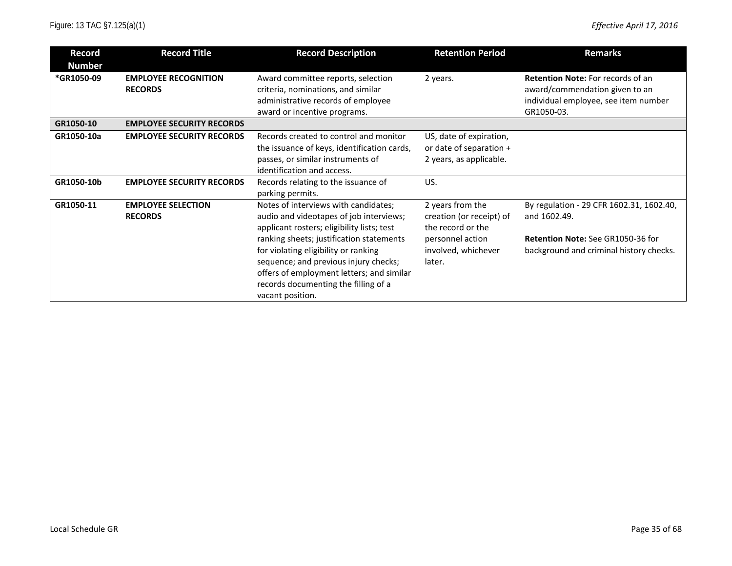| Record Number | Record Title | Record Description | Retention Period | Remarks |
|---|---|---|---|---|
| *GR1050-09 | **EMPLOYEE RECOGNITION RECORDS** | Award committee reports, selection criteria, nominations, and similar administrative records of employee award or incentive programs. | 2 years. | **Retention Note:** For records of an award/commendation given to an individual employee, see item number GR1050-03. |
| **GR1050-10** | **EMPLOYEE SECURITY RECORDS** | | | |
| GR1050-10a | **EMPLOYEE SECURITY RECORDS** | Records created to control and monitor the issuance of keys, identification cards, passes, or similar instruments of identification and access. | US, date of expiration, or date of separation + 2 years, as applicable. | |
| GR1050-10b | **EMPLOYEE SECURITY RECORDS** | Records relating to the issuance of parking permits. | US. | |
| GR1050-11 | **EMPLOYEE SELECTION RECORDS** | Notes of interviews with candidates; audio and videotapes of job interviews; applicant rosters; eligibility lists; test ranking sheets; justification statements for violating eligibility or ranking sequence; and previous injury checks; offers of employment letters; and similar records documenting the filling of a vacant position. | 2 years from the creation (or receipt) of the record or the personnel action involved, whichever later. | By regulation - 29 CFR 1602.31, 1602.40, and 1602.49.<br><br>**Retention Note:** See GR1050-36 for background and criminal history checks. |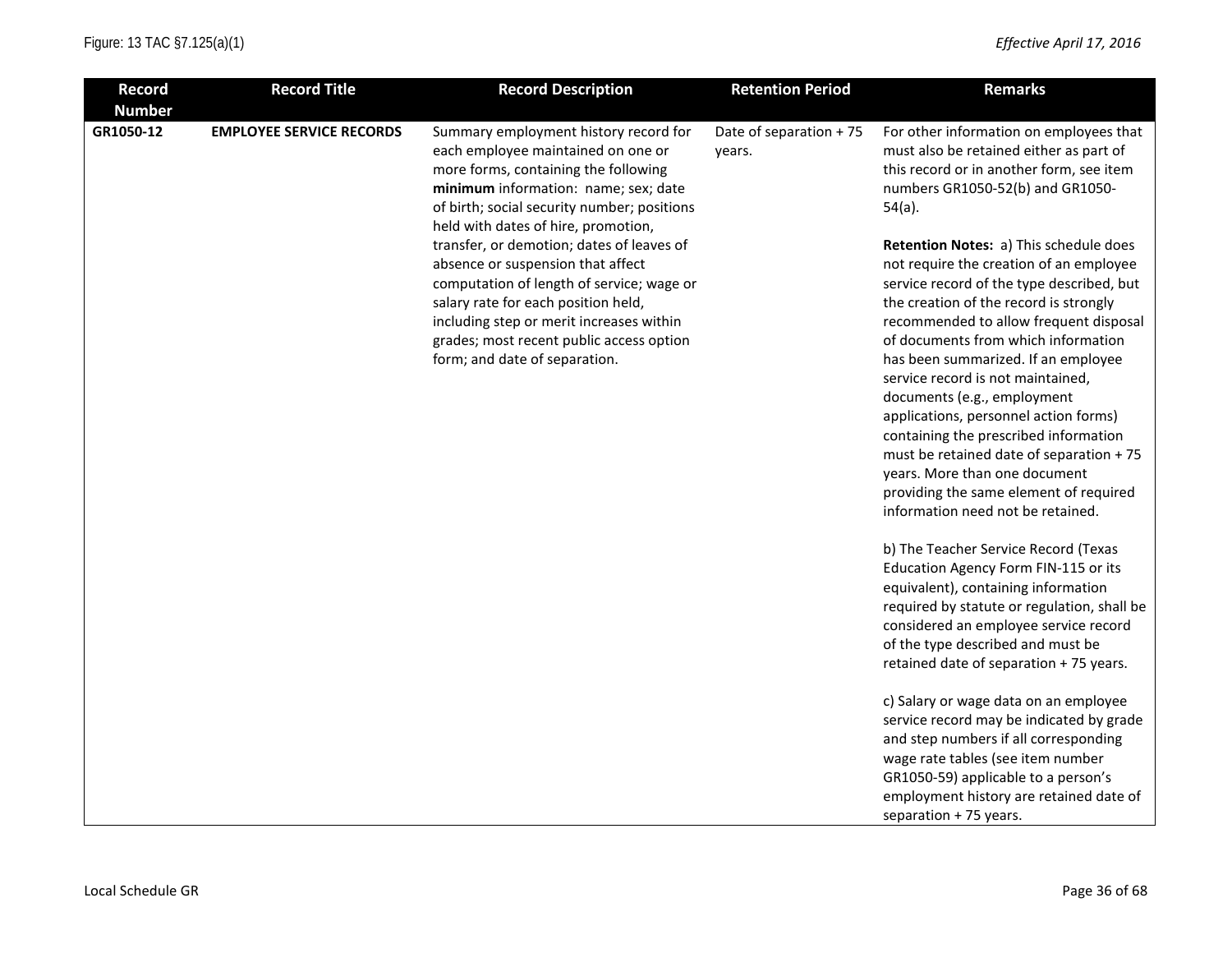| Record Number | Record Title | Record Description | Retention Period | Remarks |
|---|---|---|---|---|
| GR1050-12 | **EMPLOYEE SERVICE RECORDS** | Summary employment history record for each employee maintained on one or more forms, containing the following **minimum** information: name; sex; date of birth; social security number; positions held with dates of hire, promotion, transfer, or demotion; dates of leaves of absence or suspension that affect computation of length of service; wage or salary rate for each position held, including step or merit increases within grades; most recent public access option form; and date of separation. | Date of separation + 75 years. | For other information on employees that must also be retained either as part of this record or in another form, see item numbers GR1050-52(b) and GR1050-54(a).<br><br>**Retention Notes:** a) This schedule does not require the creation of an employee service record of the type described, but the creation of the record is strongly recommended to allow frequent disposal of documents from which information has been summarized. If an employee service record is not maintained, documents (e.g., employment applications, personnel action forms) containing the prescribed information must be retained date of separation + 75 years. More than one document providing the same element of required information need not be retained.<br><br>b) The Teacher Service Record (Texas Education Agency Form FIN-115 or its equivalent), containing information required by statute or regulation, shall be considered an employee service record of the type described and must be retained date of separation + 75 years.<br><br>c) Salary or wage data on an employee service record may be indicated by grade and step numbers if all corresponding wage rate tables (see item number GR1050-59) applicable to a person's employment history are retained date of separation + 75 years. |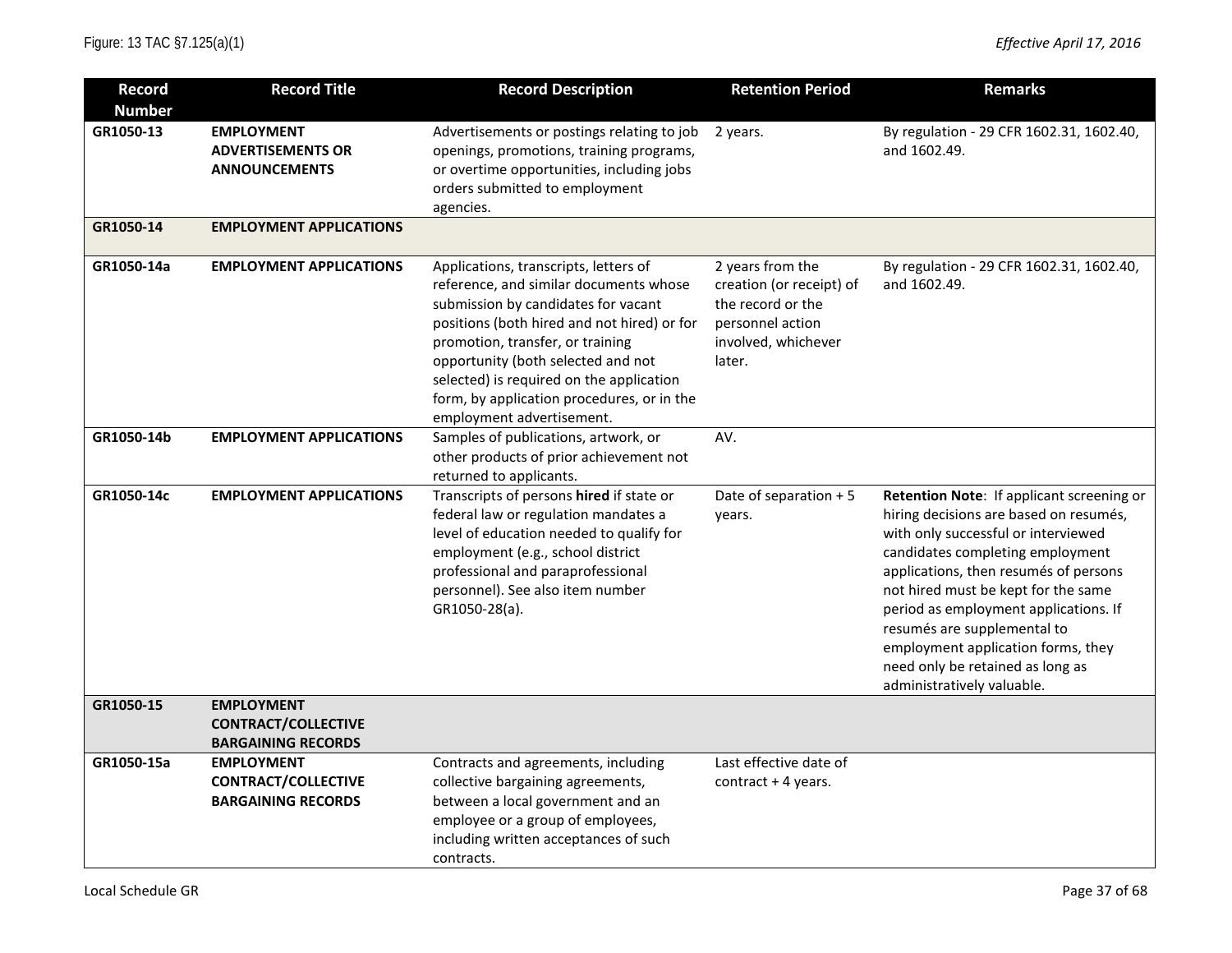Figure: 13 TAC §7.125(a)(1)

*Effective April 17, 2016*

| Record Number | Record Title | Record Description | Retention Period | Remarks |
|---|---|---|---|---|
| GR1050-13 | **EMPLOYMENT ADVERTISEMENTS OR ANNOUNCEMENTS** | Advertisements or postings relating to job openings, promotions, training programs, or overtime opportunities, including jobs orders submitted to employment agencies. | 2 years. | By regulation - 29 CFR 1602.31, 1602.40, and 1602.49. |
| GR1050-14 | **EMPLOYMENT APPLICATIONS** | | | |
| GR1050-14a | **EMPLOYMENT APPLICATIONS** | Applications, transcripts, letters of reference, and similar documents whose submission by candidates for vacant positions (both hired and not hired) or for promotion, transfer, or training opportunity (both selected and not selected) is required on the application form, by application procedures, or in the employment advertisement. | 2 years from the creation (or receipt) of the record or the personnel action involved, whichever later. | By regulation - 29 CFR 1602.31, 1602.40, and 1602.49. |
| GR1050-14b | **EMPLOYMENT APPLICATIONS** | Samples of publications, artwork, or other products of prior achievement not returned to applicants. | AV. | |
| GR1050-14c | **EMPLOYMENT APPLICATIONS** | Transcripts of persons **hired** if state or federal law or regulation mandates a level of education needed to qualify for employment (e.g., school district professional and paraprofessional personnel). See also item number GR1050-28(a). | Date of separation + 5 years. | **Retention Note**: If applicant screening or hiring decisions are based on resumés, with only successful or interviewed candidates completing employment applications, then resumés of persons not hired must be kept for the same period as employment applications. If resumés are supplemental to employment application forms, they need only be retained as long as administratively valuable. |
| GR1050-15 | **EMPLOYMENT CONTRACT/COLLECTIVE BARGAINING RECORDS** | | | |
| GR1050-15a | **EMPLOYMENT CONTRACT/COLLECTIVE BARGAINING RECORDS** | Contracts and agreements, including collective bargaining agreements, between a local government and an employee or a group of employees, including written acceptances of such contracts. | Last effective date of contract + 4 years. | |

Local Schedule GR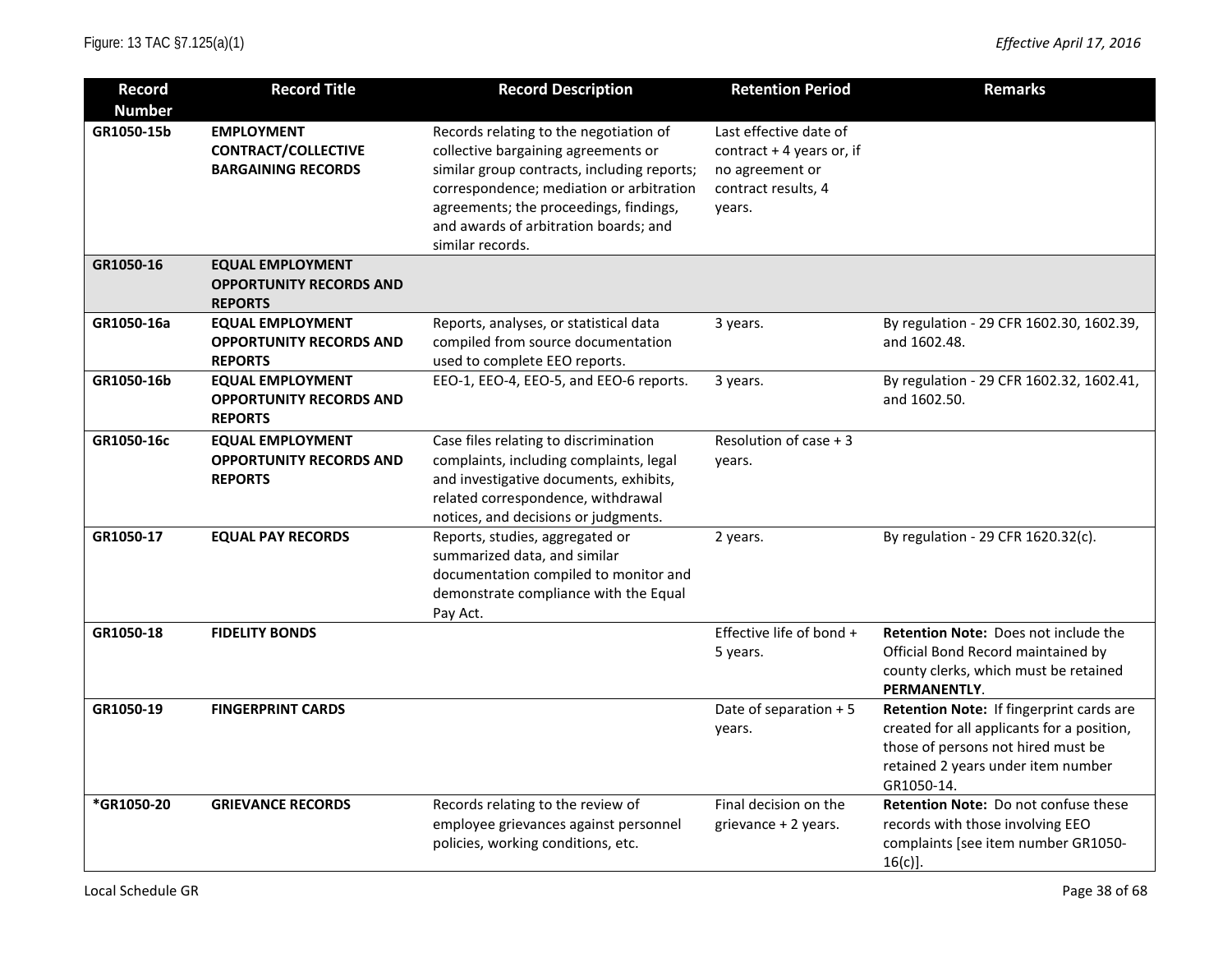| Record Number | Record Title | Record Description | Retention Period | Remarks |
|---|---|---|---|---|
| GR1050-15b | **EMPLOYMENT CONTRACT/COLLECTIVE BARGAINING RECORDS** | Records relating to the negotiation of collective bargaining agreements or similar group contracts, including reports; correspondence; mediation or arbitration agreements; the proceedings, findings, and awards of arbitration boards; and similar records. | Last effective date of contract + 4 years or, if no agreement or contract results, 4 years. | |
| GR1050-16 | **EQUAL EMPLOYMENT OPPORTUNITY RECORDS AND REPORTS** | | | |
| GR1050-16a | **EQUAL EMPLOYMENT OPPORTUNITY RECORDS AND REPORTS** | Reports, analyses, or statistical data compiled from source documentation used to complete EEO reports. | 3 years. | By regulation - 29 CFR 1602.30, 1602.39, and 1602.48. |
| GR1050-16b | **EQUAL EMPLOYMENT OPPORTUNITY RECORDS AND REPORTS** | EEO-1, EEO-4, EEO-5, and EEO-6 reports. | 3 years. | By regulation - 29 CFR 1602.32, 1602.41, and 1602.50. |
| GR1050-16c | **EQUAL EMPLOYMENT OPPORTUNITY RECORDS AND REPORTS** | Case files relating to discrimination complaints, including complaints, legal and investigative documents, exhibits, related correspondence, withdrawal notices, and decisions or judgments. | Resolution of case + 3 years. | |
| GR1050-17 | **EQUAL PAY RECORDS** | Reports, studies, aggregated or summarized data, and similar documentation compiled to monitor and demonstrate compliance with the Equal Pay Act. | 2 years. | By regulation - 29 CFR 1620.32(c). |
| GR1050-18 | **FIDELITY BONDS** | | Effective life of bond + 5 years. | **Retention Note:** Does not include the Official Bond Record maintained by county clerks, which must be retained **PERMANENTLY**. |
| GR1050-19 | **FINGERPRINT CARDS** | | Date of separation + 5 years. | **Retention Note:** If fingerprint cards are created for all applicants for a position, those of persons not hired must be retained 2 years under item number GR1050-14. |
| *GR1050-20 | **GRIEVANCE RECORDS** | Records relating to the review of employee grievances against personnel policies, working conditions, etc. | Final decision on the grievance + 2 years. | **Retention Note:** Do not confuse these records with those involving EEO complaints [see item number GR1050-16(c)]. |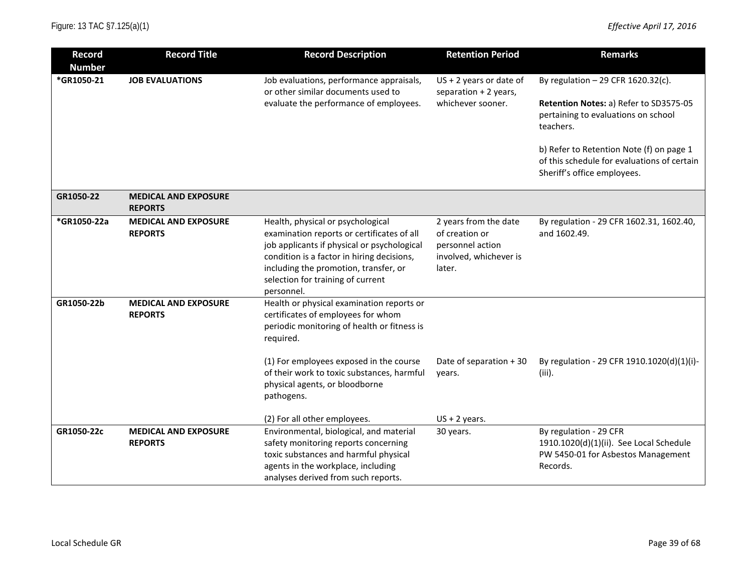| Record Number | Record Title | Record Description | Retention Period | Remarks |
|---|---|---|---|---|
| *GR1050-21 | **JOB EVALUATIONS** | Job evaluations, performance appraisals, or other similar documents used to evaluate the performance of employees. | US + 2 years or date of separation + 2 years, whichever sooner. | By regulation – 29 CFR 1620.32(c).<br><br>**Retention Notes:** a) Refer to SD3575-05 pertaining to evaluations on school teachers.<br><br>b) Refer to Retention Note (f) on page 1 of this schedule for evaluations of certain Sheriff's office employees. |
| GR1050-22 | **MEDICAL AND EXPOSURE REPORTS** | | | |
| *GR1050-22a | **MEDICAL AND EXPOSURE REPORTS** | Health, physical or psychological examination reports or certificates of all job applicants if physical or psychological condition is a factor in hiring decisions, including the promotion, transfer, or selection for training of current personnel. | 2 years from the date of creation or personnel action involved, whichever is later. | By regulation - 29 CFR 1602.31, 1602.40, and 1602.49. |
| GR1050-22b | **MEDICAL AND EXPOSURE REPORTS** | Health or physical examination reports or certificates of employees for whom periodic monitoring of health or fitness is required.<br><br>(1) For employees exposed in the course of their work to toxic substances, harmful physical agents, or bloodborne pathogens.<br><br>(2) For all other employees. | <br><br><br><br>Date of separation + 30 years.<br><br><br><br>US + 2 years. | <br><br><br><br>By regulation - 29 CFR 1910.1020(d)(1)(i)-(iii). |
| GR1050-22c | **MEDICAL AND EXPOSURE REPORTS** | Environmental, biological, and material safety monitoring reports concerning toxic substances and harmful physical agents in the workplace, including analyses derived from such reports. | 30 years. | By regulation - 29 CFR 1910.1020(d)(1)(ii). See Local Schedule PW 5450-01 for Asbestos Management Records. |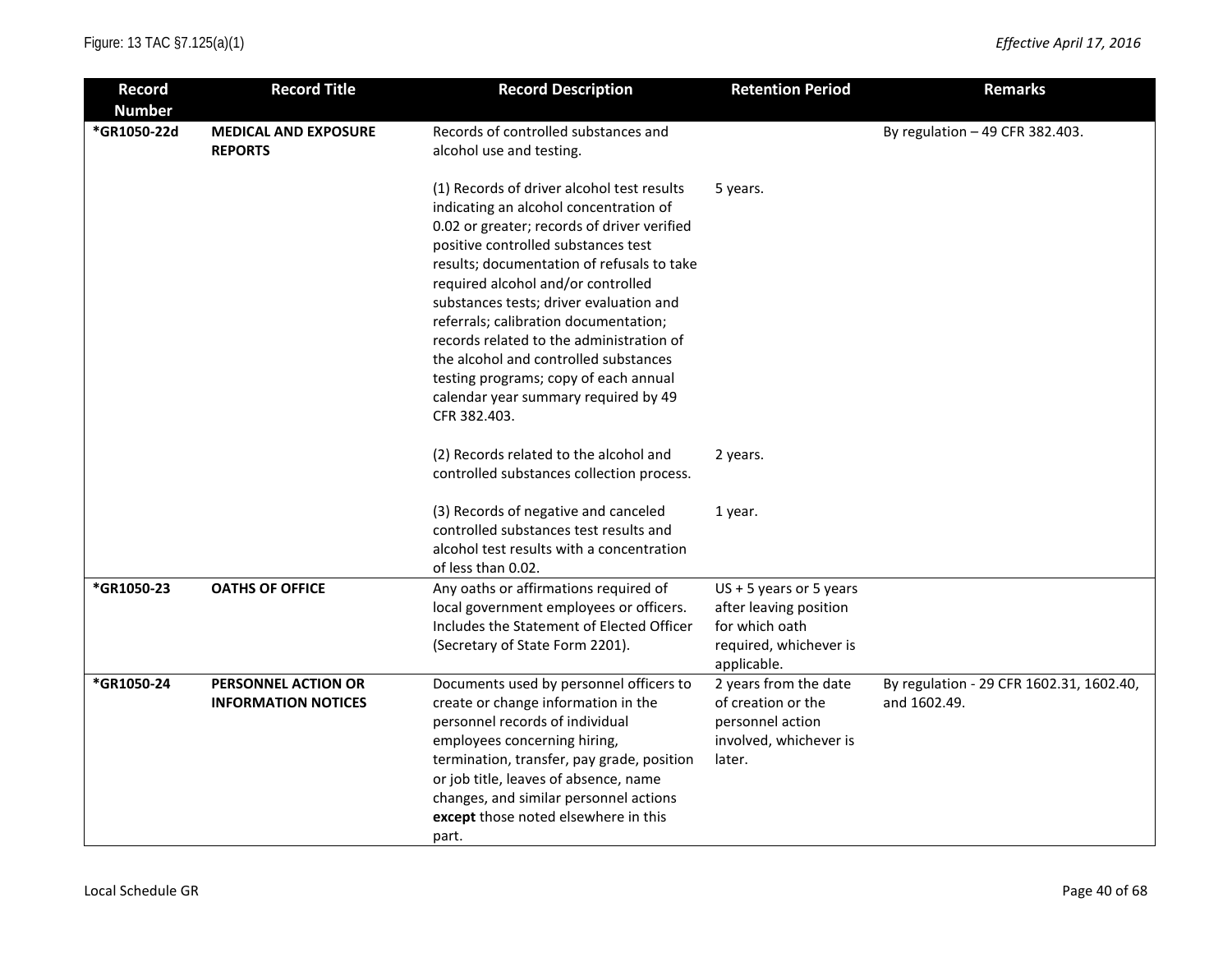| Record Number | Record Title | Record Description | Retention Period | Remarks |
|---|---|---|---|---|
| *GR1050-22d | **MEDICAL AND EXPOSURE REPORTS** | Records of controlled substances and alcohol use and testing. | | By regulation – 49 CFR 382.403. |
| | | (1) Records of driver alcohol test results indicating an alcohol concentration of 0.02 or greater; records of driver verified positive controlled substances test results; documentation of refusals to take required alcohol and/or controlled substances tests; driver evaluation and referrals; calibration documentation; records related to the administration of the alcohol and controlled substances testing programs; copy of each annual calendar year summary required by 49 CFR 382.403. | 5 years. | |
| | | (2) Records related to the alcohol and controlled substances collection process. | 2 years. | |
| | | (3) Records of negative and canceled controlled substances test results and alcohol test results with a concentration of less than 0.02. | 1 year. | |
| *GR1050-23 | **OATHS OF OFFICE** | Any oaths or affirmations required of local government employees or officers. Includes the Statement of Elected Officer (Secretary of State Form 2201). | US + 5 years or 5 years after leaving position for which oath required, whichever is applicable. | |
| *GR1050-24 | **PERSONNEL ACTION OR INFORMATION NOTICES** | Documents used by personnel officers to create or change information in the personnel records of individual employees concerning hiring, termination, transfer, pay grade, position or job title, leaves of absence, name changes, and similar personnel actions **except** those noted elsewhere in this part. | 2 years from the date of creation or the personnel action involved, whichever is later. | By regulation - 29 CFR 1602.31, 1602.40, and 1602.49. |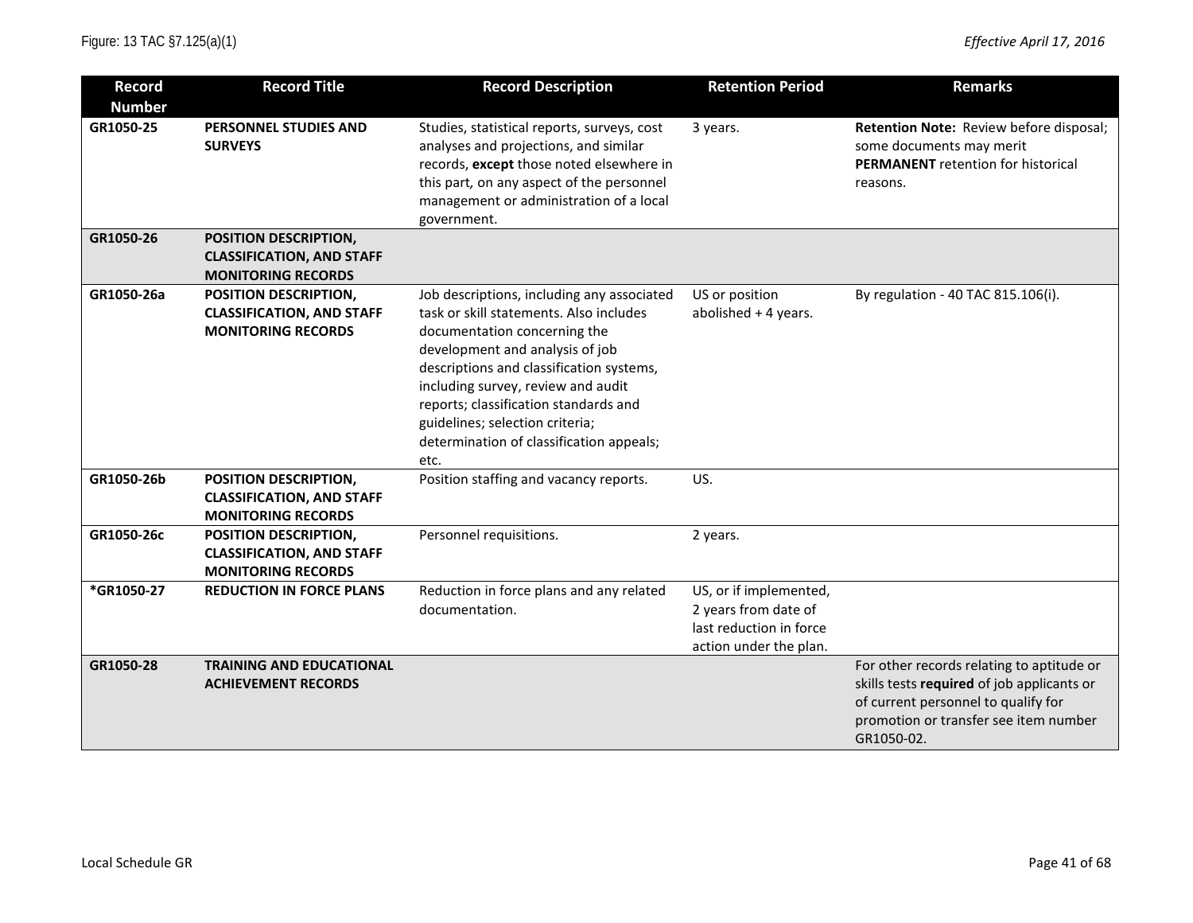| Record Number | Record Title | Record Description | Retention Period | Remarks |
|---|---|---|---|---|
| GR1050-25 | **PERSONNEL STUDIES AND SURVEYS** | Studies, statistical reports, surveys, cost analyses and projections, and similar records, **except** those noted elsewhere in this part, on any aspect of the personnel management or administration of a local government. | 3 years. | **Retention Note:** Review before disposal; some documents may merit **PERMANENT** retention for historical reasons. |
| GR1050-26 | **POSITION DESCRIPTION, CLASSIFICATION, AND STAFF MONITORING RECORDS** | | | |
| GR1050-26a | **POSITION DESCRIPTION, CLASSIFICATION, AND STAFF MONITORING RECORDS** | Job descriptions, including any associated task or skill statements. Also includes documentation concerning the development and analysis of job descriptions and classification systems, including survey, review and audit reports; classification standards and guidelines; selection criteria; determination of classification appeals; etc. | US or position abolished + 4 years. | By regulation - 40 TAC 815.106(i). |
| GR1050-26b | **POSITION DESCRIPTION, CLASSIFICATION, AND STAFF MONITORING RECORDS** | Position staffing and vacancy reports. | US. | |
| GR1050-26c | **POSITION DESCRIPTION, CLASSIFICATION, AND STAFF MONITORING RECORDS** | Personnel requisitions. | 2 years. | |
| *GR1050-27 | **REDUCTION IN FORCE PLANS** | Reduction in force plans and any related documentation. | US, or if implemented, 2 years from date of last reduction in force action under the plan. | |
| GR1050-28 | **TRAINING AND EDUCATIONAL ACHIEVEMENT RECORDS** | | | For other records relating to aptitude or skills tests **required** of job applicants or of current personnel to qualify for promotion or transfer see item number GR1050-02. |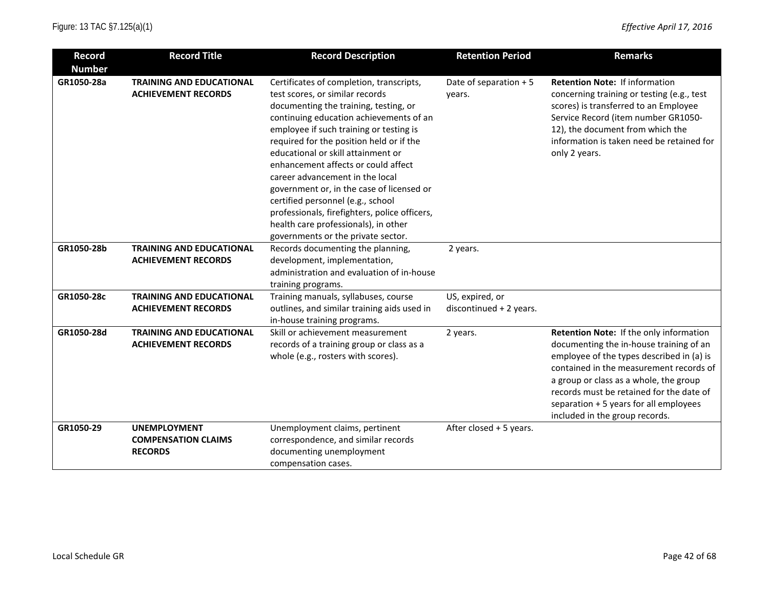| Record Number | Record Title | Record Description | Retention Period | Remarks |
|---|---|---|---|---|
| **GR1050-28a** | **TRAINING AND EDUCATIONAL ACHIEVEMENT RECORDS** | Certificates of completion, transcripts, test scores, or similar records documenting the training, testing, or continuing education achievements of an employee if such training or testing is required for the position held or if the educational or skill attainment or enhancement affects or could affect career advancement in the local government or, in the case of licensed or certified personnel (e.g., school professionals, firefighters, police officers, health care professionals), in other governments or the private sector. | Date of separation + 5 years. | **Retention Note:** If information concerning training or testing (e.g., test scores) is transferred to an Employee Service Record (item number GR1050-12), the document from which the information is taken need be retained for only 2 years. |
| **GR1050-28b** | **TRAINING AND EDUCATIONAL ACHIEVEMENT RECORDS** | Records documenting the planning, development, implementation, administration and evaluation of in-house training programs. | 2 years. | |
| **GR1050-28c** | **TRAINING AND EDUCATIONAL ACHIEVEMENT RECORDS** | Training manuals, syllabuses, course outlines, and similar training aids used in in-house training programs. | US, expired, or discontinued + 2 years. | |
| **GR1050-28d** | **TRAINING AND EDUCATIONAL ACHIEVEMENT RECORDS** | Skill or achievement measurement records of a training group or class as a whole (e.g., rosters with scores). | 2 years. | **Retention Note:** If the only information documenting the in-house training of an employee of the types described in (a) is contained in the measurement records of a group or class as a whole, the group records must be retained for the date of separation + 5 years for all employees included in the group records. |
| **GR1050-29** | **UNEMPLOYMENT COMPENSATION CLAIMS RECORDS** | Unemployment claims, pertinent correspondence, and similar records documenting unemployment compensation cases. | After closed + 5 years. | |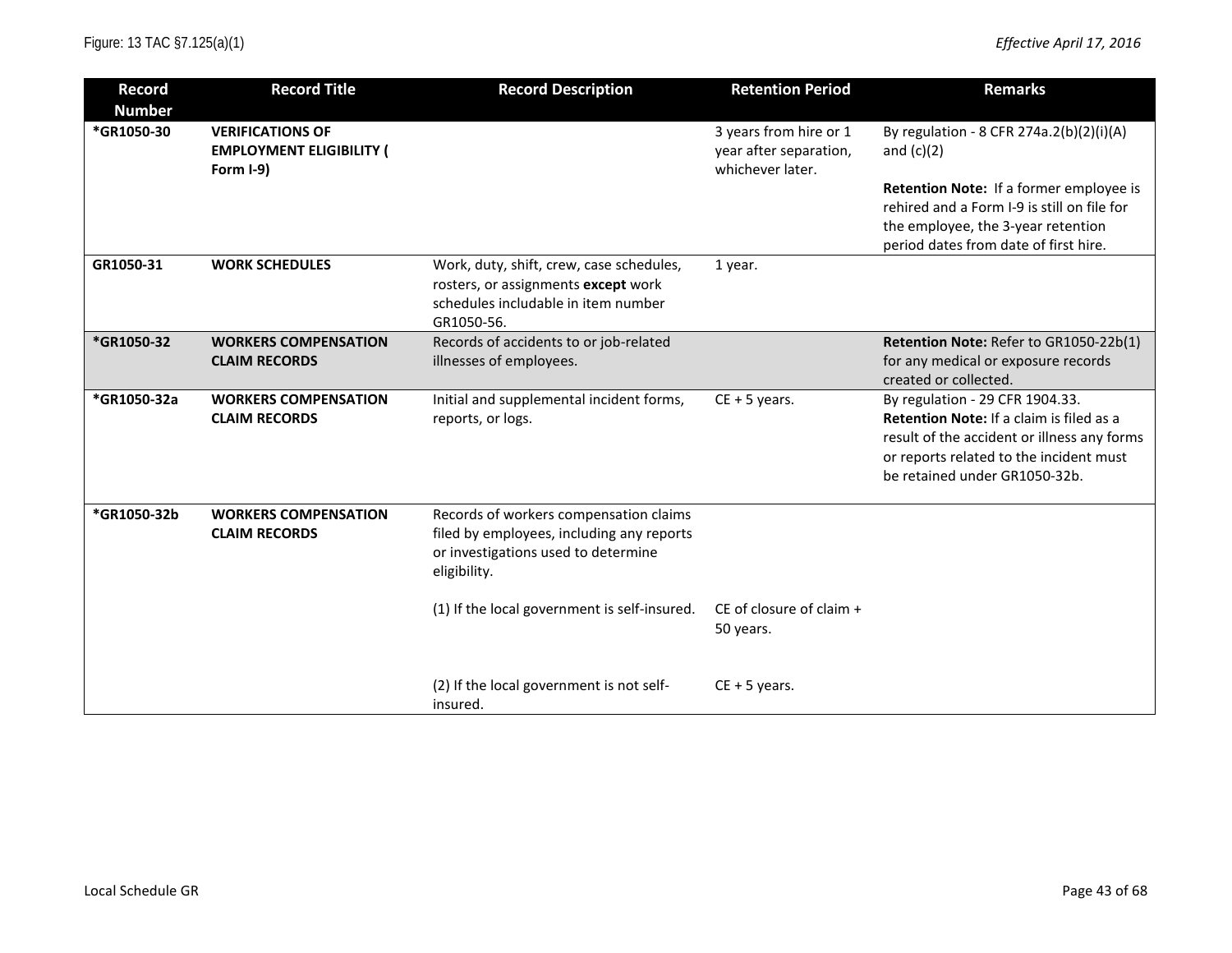| Record Number | Record Title | Record Description | Retention Period | Remarks |
|---|---|---|---|---|
| *GR1050-30 | **VERIFICATIONS OF EMPLOYMENT ELIGIBILITY ( Form I-9)** | | 3 years from hire or 1 year after separation, whichever later. | By regulation - 8 CFR 274a.2(b)(2)(i)(A) and (c)(2)<br><br>**Retention Note:** If a former employee is rehired and a Form I-9 is still on file for the employee, the 3-year retention period dates from date of first hire. |
| GR1050-31 | **WORK SCHEDULES** | Work, duty, shift, crew, case schedules, rosters, or assignments **except** work schedules includable in item number GR1050-56. | 1 year. | |
| *GR1050-32 | **WORKERS COMPENSATION CLAIM RECORDS** | Records of accidents to or job-related illnesses of employees. | | **Retention Note:** Refer to GR1050-22b(1) for any medical or exposure records created or collected. |
| *GR1050-32a | **WORKERS COMPENSATION CLAIM RECORDS** | Initial and supplemental incident forms, reports, or logs. | CE + 5 years. | By regulation - 29 CFR 1904.33.<br>**Retention Note:** If a claim is filed as a result of the accident or illness any forms or reports related to the incident must be retained under GR1050-32b. |
| *GR1050-32b | **WORKERS COMPENSATION CLAIM RECORDS** | Records of workers compensation claims filed by employees, including any reports or investigations used to determine eligibility. | | |
| | | (1) If the local government is self-insured. | CE of closure of claim + 50 years. | |
| | | (2) If the local government is not self-insured. | CE + 5 years. | |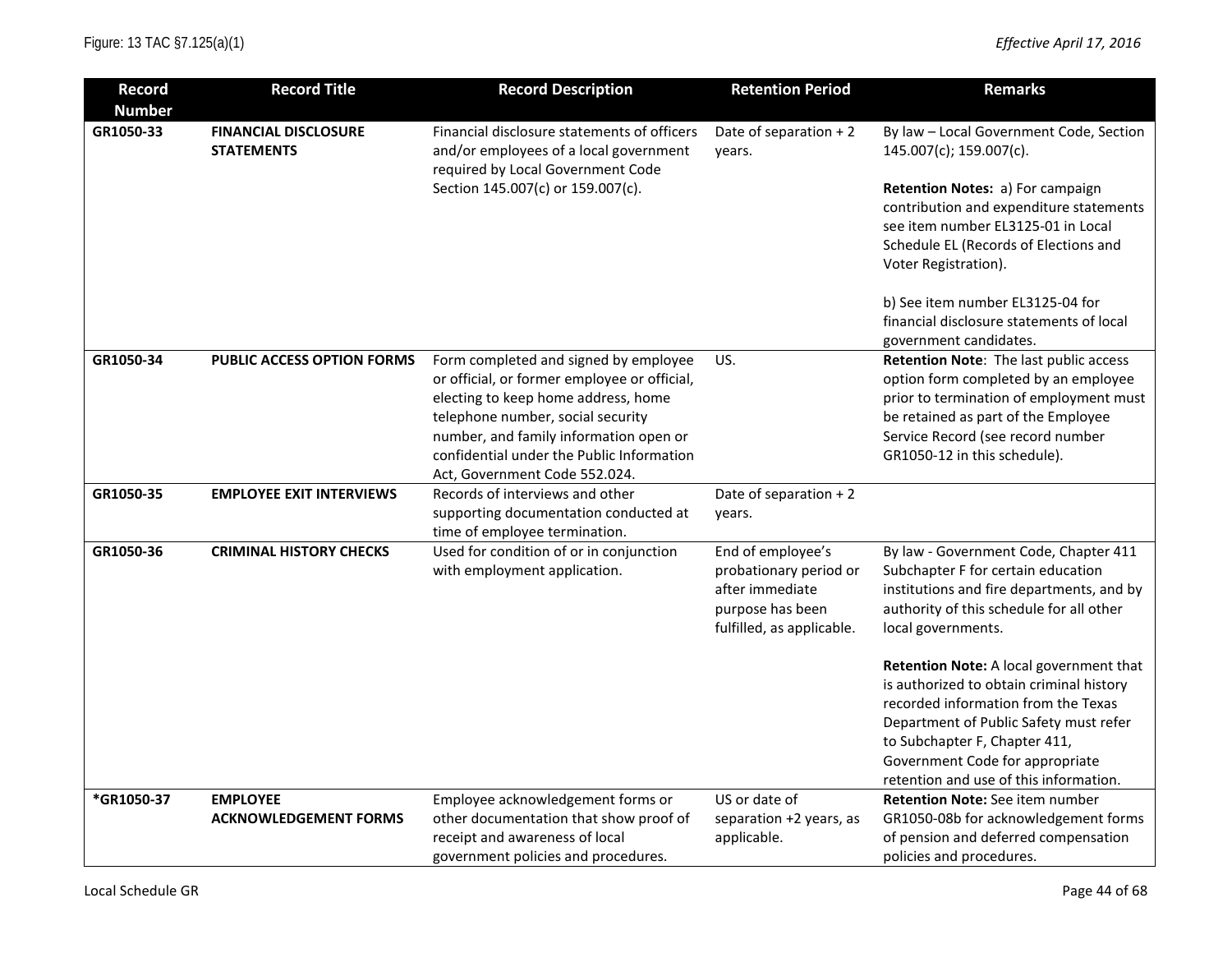Figure: 13 TAC §7.125(a)(1) *Effective April 17, 2016*

| Record Number | Record Title | Record Description | Retention Period | Remarks |
|---|---|---|---|---|
| GR1050-33 | **FINANCIAL DISCLOSURE STATEMENTS** | Financial disclosure statements of officers and/or employees of a local government required by Local Government Code Section 145.007(c) or 159.007(c). | Date of separation + 2 years. | By law – Local Government Code, Section 145.007(c); 159.007(c).<br><br>**Retention Notes:** a) For campaign contribution and expenditure statements see item number EL3125-01 in Local Schedule EL (Records of Elections and Voter Registration).<br><br>b) See item number EL3125-04 for financial disclosure statements of local government candidates. |
| GR1050-34 | **PUBLIC ACCESS OPTION FORMS** | Form completed and signed by employee or official, or former employee or official, electing to keep home address, home telephone number, social security number, and family information open or confidential under the Public Information Act, Government Code 552.024. | US. | **Retention Note**: The last public access option form completed by an employee prior to termination of employment must be retained as part of the Employee Service Record (see record number GR1050-12 in this schedule). |
| GR1050-35 | **EMPLOYEE EXIT INTERVIEWS** | Records of interviews and other supporting documentation conducted at time of employee termination. | Date of separation + 2 years. | |
| GR1050-36 | **CRIMINAL HISTORY CHECKS** | Used for condition of or in conjunction with employment application. | End of employee's probationary period or after immediate purpose has been fulfilled, as applicable. | By law - Government Code, Chapter 411 Subchapter F for certain education institutions and fire departments, and by authority of this schedule for all other local governments.<br><br>**Retention Note:** A local government that is authorized to obtain criminal history recorded information from the Texas Department of Public Safety must refer to Subchapter F, Chapter 411, Government Code for appropriate retention and use of this information. |
| *GR1050-37 | **EMPLOYEE ACKNOWLEDGEMENT FORMS** | Employee acknowledgement forms or other documentation that show proof of receipt and awareness of local government policies and procedures. | US or date of separation +2 years, as applicable. | **Retention Note:** See item number GR1050-08b for acknowledgement forms of pension and deferred compensation policies and procedures. |

Local Schedule GR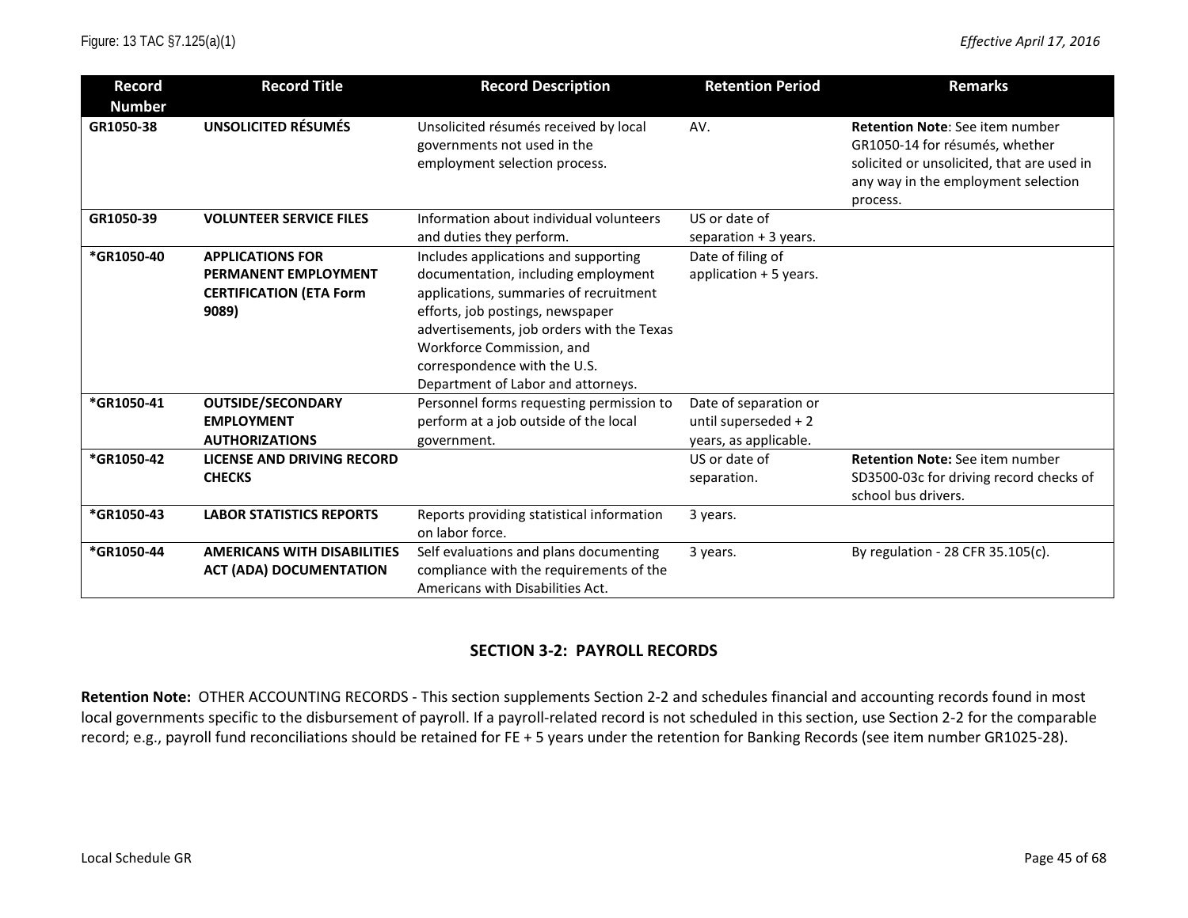| Record Number | Record Title | Record Description | Retention Period | Remarks |
|---|---|---|---|---|
| GR1050-38 | **UNSOLICITED RÉSUMÉS** | Unsolicited résumés received by local governments not used in the employment selection process. | AV. | **Retention Note**: See item number GR1050-14 for résumés, whether solicited or unsolicited, that are used in any way in the employment selection process. |
| GR1050-39 | **VOLUNTEER SERVICE FILES** | Information about individual volunteers and duties they perform. | US or date of separation + 3 years. | |
| *GR1050-40 | **APPLICATIONS FOR PERMANENT EMPLOYMENT CERTIFICATION (ETA Form 9089)** | Includes applications and supporting documentation, including employment applications, summaries of recruitment efforts, job postings, newspaper advertisements, job orders with the Texas Workforce Commission, and correspondence with the U.S. Department of Labor and attorneys. | Date of filing of application + 5 years. | |
| *GR1050-41 | **OUTSIDE/SECONDARY EMPLOYMENT AUTHORIZATIONS** | Personnel forms requesting permission to perform at a job outside of the local government. | Date of separation or until superseded + 2 years, as applicable. | |
| *GR1050-42 | **LICENSE AND DRIVING RECORD CHECKS** | | US or date of separation. | **Retention Note:** See item number SD3500-03c for driving record checks of school bus drivers. |
| *GR1050-43 | **LABOR STATISTICS REPORTS** | Reports providing statistical information on labor force. | 3 years. | |
| *GR1050-44 | **AMERICANS WITH DISABILITIES ACT (ADA) DOCUMENTATION** | Self evaluations and plans documenting compliance with the requirements of the Americans with Disabilities Act. | 3 years. | By regulation - 28 CFR 35.105(c). |

## SECTION 3-2: PAYROLL RECORDS

**Retention Note:** OTHER ACCOUNTING RECORDS - This section supplements Section 2-2 and schedules financial and accounting records found in most local governments specific to the disbursement of payroll. If a payroll-related record is not scheduled in this section, use Section 2-2 for the comparable record; e.g., payroll fund reconciliations should be retained for FE + 5 years under the retention for Banking Records (see item number GR1025-28).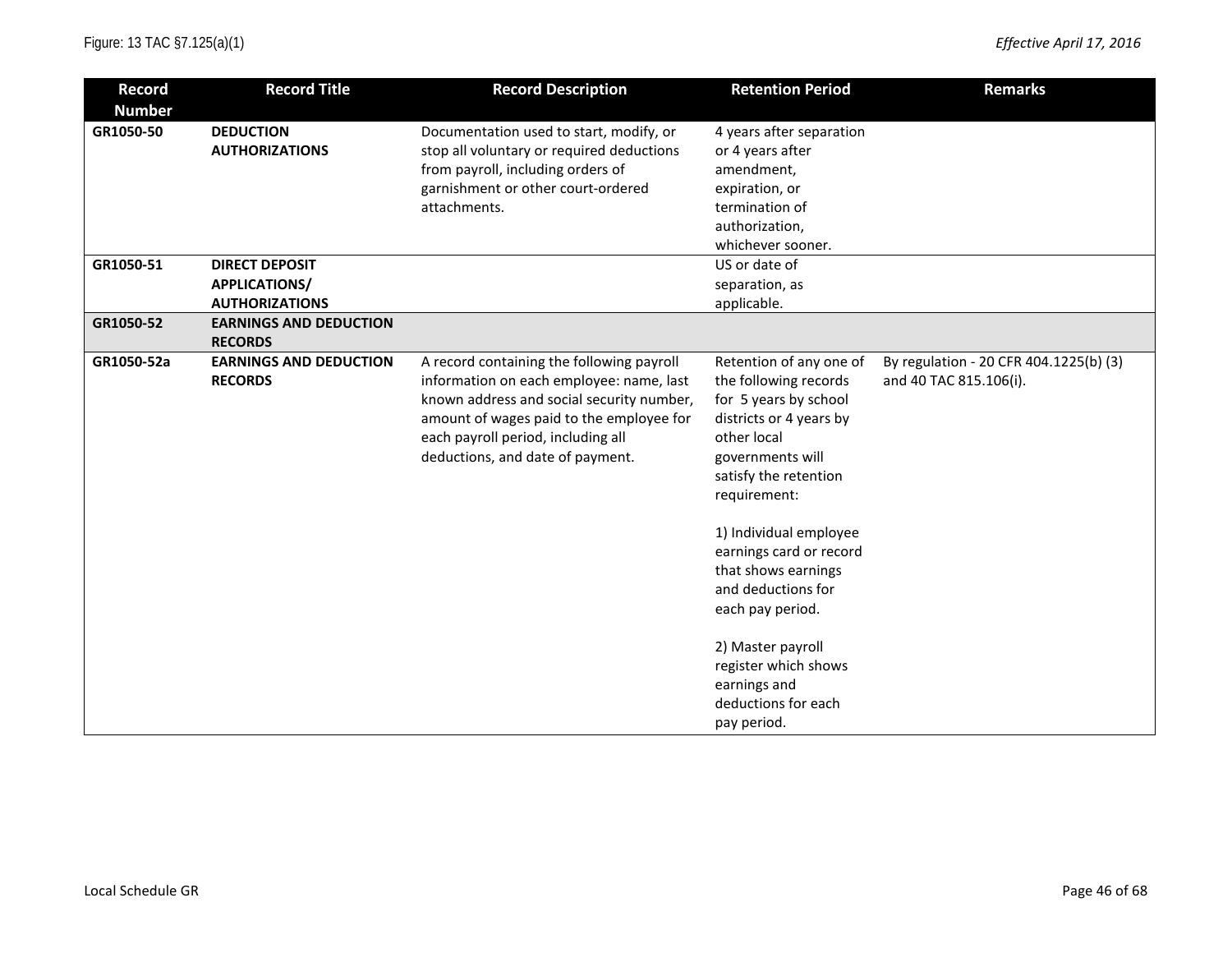| Record Number | Record Title | Record Description | Retention Period | Remarks |
| --- | --- | --- | --- | --- |
| GR1050-50 | **DEDUCTION AUTHORIZATIONS** | Documentation used to start, modify, or stop all voluntary or required deductions from payroll, including orders of garnishment or other court-ordered attachments. | 4 years after separation or 4 years after amendment, expiration, or termination of authorization, whichever sooner. | |
| GR1050-51 | **DIRECT DEPOSIT APPLICATIONS/ AUTHORIZATIONS** | | US or date of separation, as applicable. | |
| GR1050-52 | **EARNINGS AND DEDUCTION RECORDS** | | | |
| GR1050-52a | **EARNINGS AND DEDUCTION RECORDS** | A record containing the following payroll information on each employee: name, last known address and social security number, amount of wages paid to the employee for each payroll period, including all deductions, and date of payment. | Retention of any one of the following records for 5 years by school districts or 4 years by other local governments will satisfy the retention requirement:<br><br>1) Individual employee earnings card or record that shows earnings and deductions for each pay period.<br><br>2) Master payroll register which shows earnings and deductions for each pay period. | By regulation - 20 CFR 404.1225(b) (3) and 40 TAC 815.106(i). |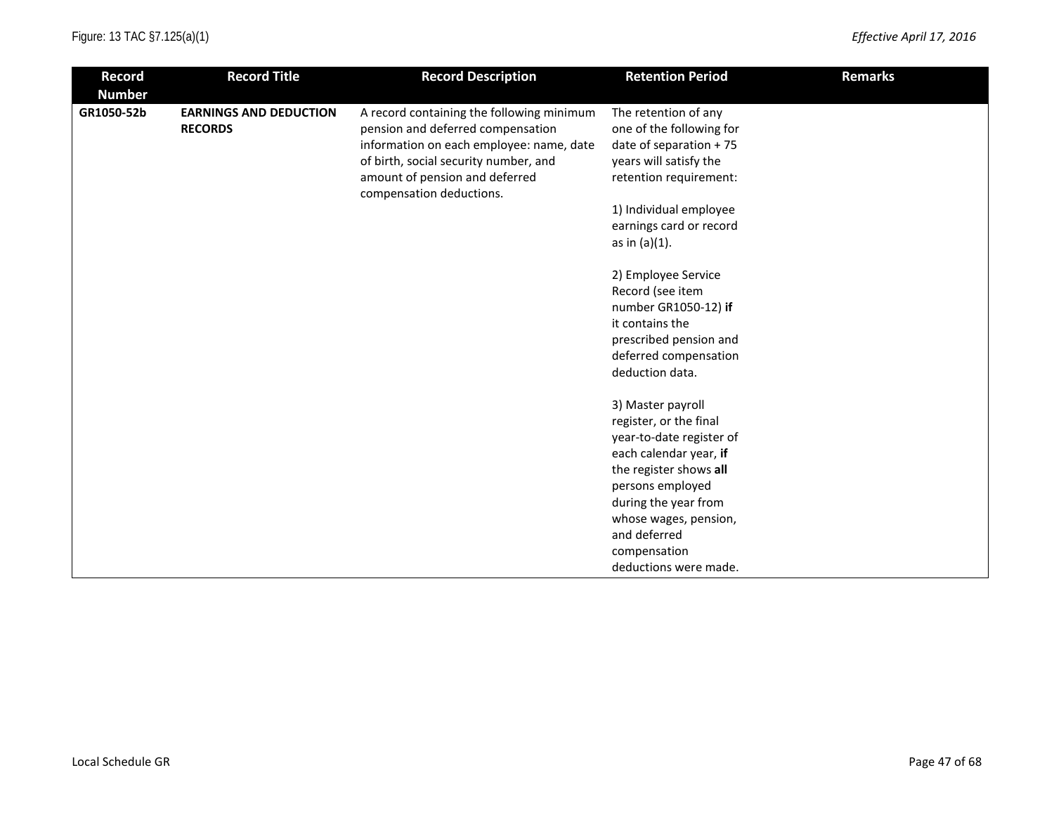| Record Number | Record Title | Record Description | Retention Period | Remarks |
|---|---|---|---|---|
| **GR1050-52b** | **EARNINGS AND DEDUCTION RECORDS** | A record containing the following minimum pension and deferred compensation information on each employee: name, date of birth, social security number, and amount of pension and deferred compensation deductions. | The retention of any one of the following for date of separation + 75 years will satisfy the retention requirement:<br><br>1) Individual employee earnings card or record as in (a)(1).<br><br>2) Employee Service Record (see item number GR1050-12) **if** it contains the prescribed pension and deferred compensation deduction data.<br><br>3) Master payroll register, or the final year-to-date register of each calendar year, **if** the register shows **all** persons employed during the year from whose wages, pension, and deferred compensation deductions were made. | |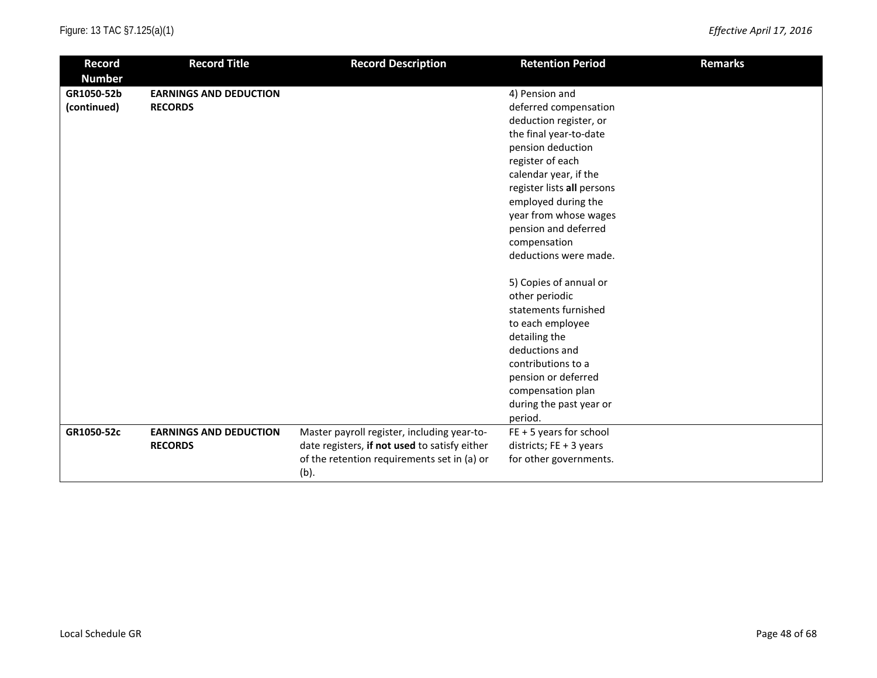| Record Number | Record Title | Record Description | Retention Period | Remarks |
| --- | --- | --- | --- | --- |
| **GR1050-52b (continued)** | **EARNINGS AND DEDUCTION RECORDS** | | 4) Pension and deferred compensation deduction register, or the final year-to-date pension deduction register of each calendar year, if the register lists **all** persons employed during the year from whose wages pension and deferred compensation deductions were made.<br><br>5) Copies of annual or other periodic statements furnished to each employee detailing the deductions and contributions to a pension or deferred compensation plan during the past year or period. | |
| **GR1050-52c** | **EARNINGS AND DEDUCTION RECORDS** | Master payroll register, including year-to-date registers, **if not used** to satisfy either of the retention requirements set in (a) or (b). | FE + 5 years for school districts; FE + 3 years for other governments. | |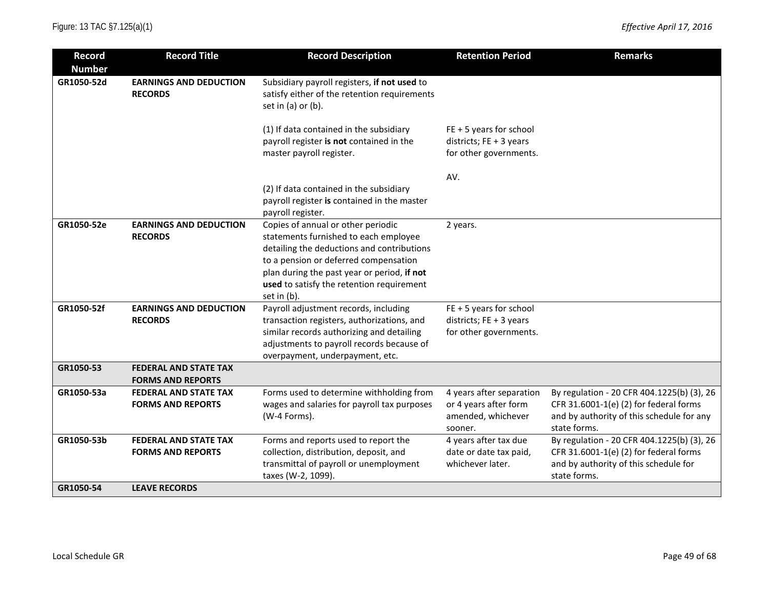Figure: 13 TAC §7.125(a)(1) *Effective April 17, 2016*

| Record Number | Record Title | Record Description | Retention Period | Remarks |
|---|---|---|---|---|
| **GR1050-52d** | **EARNINGS AND DEDUCTION RECORDS** | Subsidiary payroll registers, **if not used** to satisfy either of the retention requirements set in (a) or (b).<br><br>(1) If data contained in the subsidiary payroll register **is not** contained in the master payroll register.<br><br>(2) If data contained in the subsidiary payroll register **is** contained in the master payroll register. | <br><br>FE + 5 years for school districts; FE + 3 years for other governments.<br><br>AV. | |
| **GR1050-52e** | **EARNINGS AND DEDUCTION RECORDS** | Copies of annual or other periodic statements furnished to each employee detailing the deductions and contributions to a pension or deferred compensation plan during the past year or period, **if not used** to satisfy the retention requirement set in (b). | 2 years. | |
| **GR1050-52f** | **EARNINGS AND DEDUCTION RECORDS** | Payroll adjustment records, including transaction registers, authorizations, and similar records authorizing and detailing adjustments to payroll records because of overpayment, underpayment, etc. | FE + 5 years for school districts; FE + 3 years for other governments. | |
| **GR1050-53** | **FEDERAL AND STATE TAX FORMS AND REPORTS** | | | |
| **GR1050-53a** | **FEDERAL AND STATE TAX FORMS AND REPORTS** | Forms used to determine withholding from wages and salaries for payroll tax purposes (W-4 Forms). | 4 years after separation or 4 years after form amended, whichever sooner. | By regulation - 20 CFR 404.1225(b) (3), 26 CFR 31.6001-1(e) (2) for federal forms and by authority of this schedule for any state forms. |
| **GR1050-53b** | **FEDERAL AND STATE TAX FORMS AND REPORTS** | Forms and reports used to report the collection, distribution, deposit, and transmittal of payroll or unemployment taxes (W-2, 1099). | 4 years after tax due date or date tax paid, whichever later. | By regulation - 20 CFR 404.1225(b) (3), 26 CFR 31.6001-1(e) (2) for federal forms and by authority of this schedule for state forms. |
| **GR1050-54** | **LEAVE RECORDS** | | | |

Local Schedule GR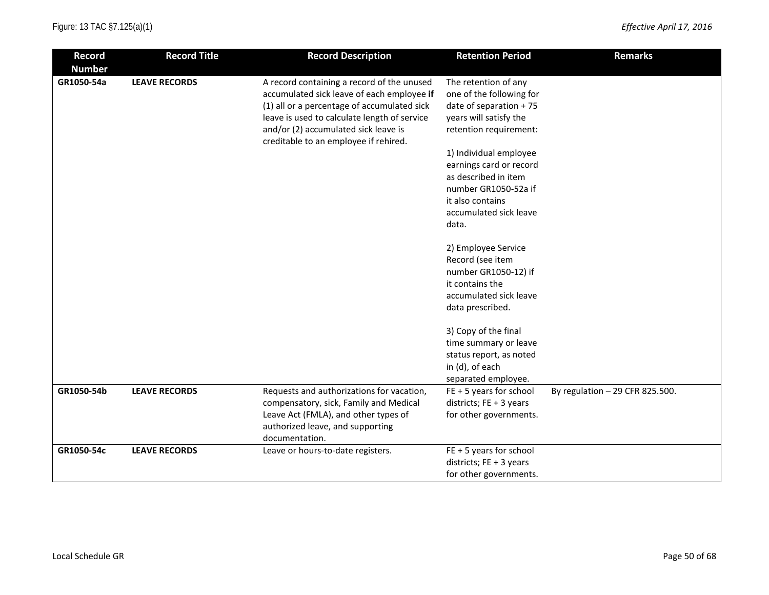| Record Number | Record Title | Record Description | Retention Period | Remarks |
|---|---|---|---|---|
| **GR1050-54a** | **LEAVE RECORDS** | A record containing a record of the unused accumulated sick leave of each employee **if** (1) all or a percentage of accumulated sick leave is used to calculate length of service and/or (2) accumulated sick leave is creditable to an employee if rehired. | The retention of any one of the following for date of separation + 75 years will satisfy the retention requirement:<br><br>1) Individual employee earnings card or record as described in item number GR1050-52a if it also contains accumulated sick leave data.<br><br>2) Employee Service Record (see item number GR1050-12) if it contains the accumulated sick leave data prescribed.<br><br>3) Copy of the final time summary or leave status report, as noted in (d), of each separated employee. | |
| **GR1050-54b** | **LEAVE RECORDS** | Requests and authorizations for vacation, compensatory, sick, Family and Medical Leave Act (FMLA), and other types of authorized leave, and supporting documentation. | FE + 5 years for school districts; FE + 3 years for other governments. | By regulation – 29 CFR 825.500. |
| **GR1050-54c** | **LEAVE RECORDS** | Leave or hours-to-date registers. | FE + 5 years for school districts; FE + 3 years for other governments. | |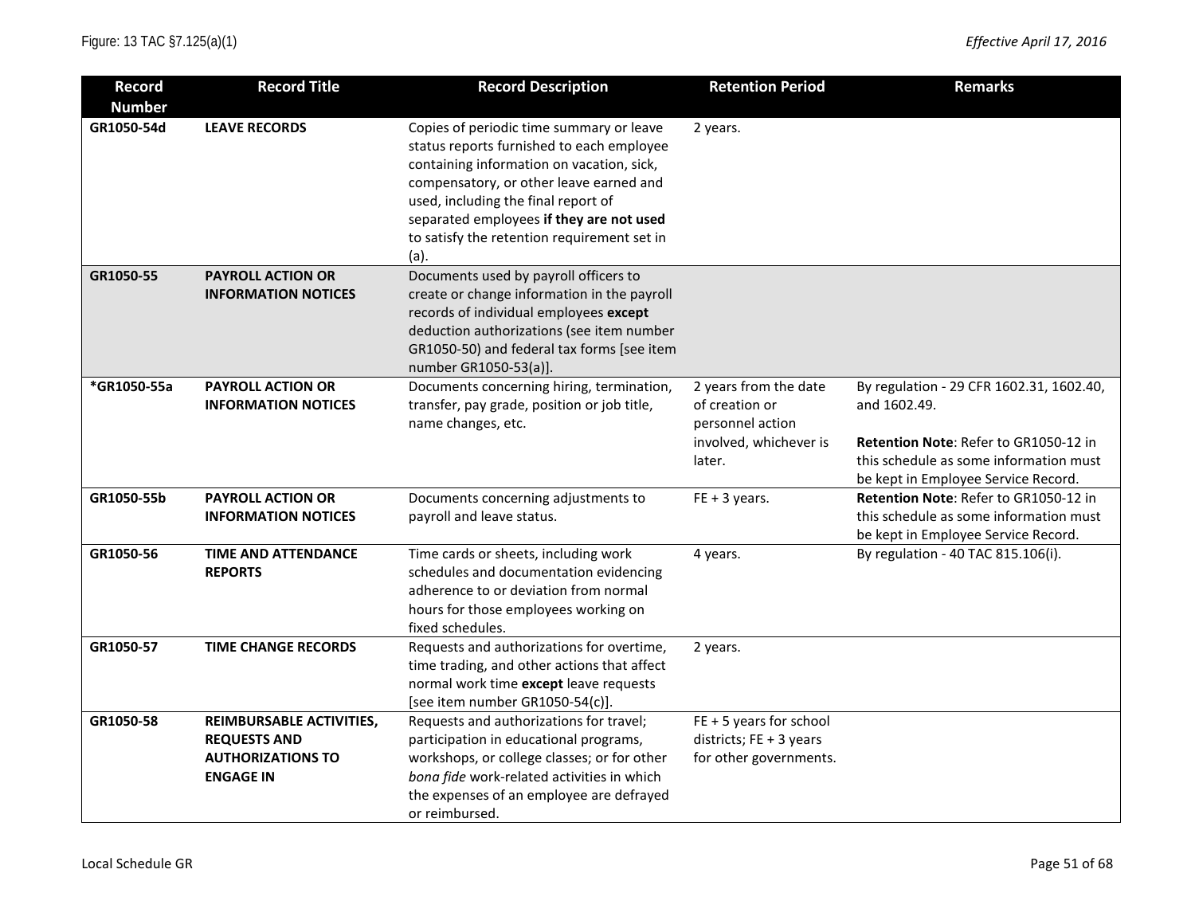| Record Number | Record Title | Record Description | Retention Period | Remarks |
|---|---|---|---|---|
| GR1050-54d | **LEAVE RECORDS** | Copies of periodic time summary or leave status reports furnished to each employee containing information on vacation, sick, compensatory, or other leave earned and used, including the final report of separated employees **if they are not used** to satisfy the retention requirement set in (a). | 2 years. | |
| GR1050-55 | **PAYROLL ACTION OR INFORMATION NOTICES** | Documents used by payroll officers to create or change information in the payroll records of individual employees **except** deduction authorizations (see item number GR1050-50) and federal tax forms [see item number GR1050-53(a)]. | | |
| *GR1050-55a | **PAYROLL ACTION OR INFORMATION NOTICES** | Documents concerning hiring, termination, transfer, pay grade, position or job title, name changes, etc. | 2 years from the date of creation or personnel action involved, whichever is later. | By regulation - 29 CFR 1602.31, 1602.40, and 1602.49.<br><br>**Retention Note**: Refer to GR1050-12 in this schedule as some information must be kept in Employee Service Record. |
| GR1050-55b | **PAYROLL ACTION OR INFORMATION NOTICES** | Documents concerning adjustments to payroll and leave status. | FE + 3 years. | **Retention Note**: Refer to GR1050-12 in this schedule as some information must be kept in Employee Service Record. |
| GR1050-56 | **TIME AND ATTENDANCE REPORTS** | Time cards or sheets, including work schedules and documentation evidencing adherence to or deviation from normal hours for those employees working on fixed schedules. | 4 years. | By regulation - 40 TAC 815.106(i). |
| GR1050-57 | **TIME CHANGE RECORDS** | Requests and authorizations for overtime, time trading, and other actions that affect normal work time **except** leave requests [see item number GR1050-54(c)]. | 2 years. | |
| GR1050-58 | **REIMBURSABLE ACTIVITIES, REQUESTS AND AUTHORIZATIONS TO ENGAGE IN** | Requests and authorizations for travel; participation in educational programs, workshops, or college classes; or for other *bona fide* work-related activities in which the expenses of an employee are defrayed or reimbursed. | FE + 5 years for school districts; FE + 3 years for other governments. | |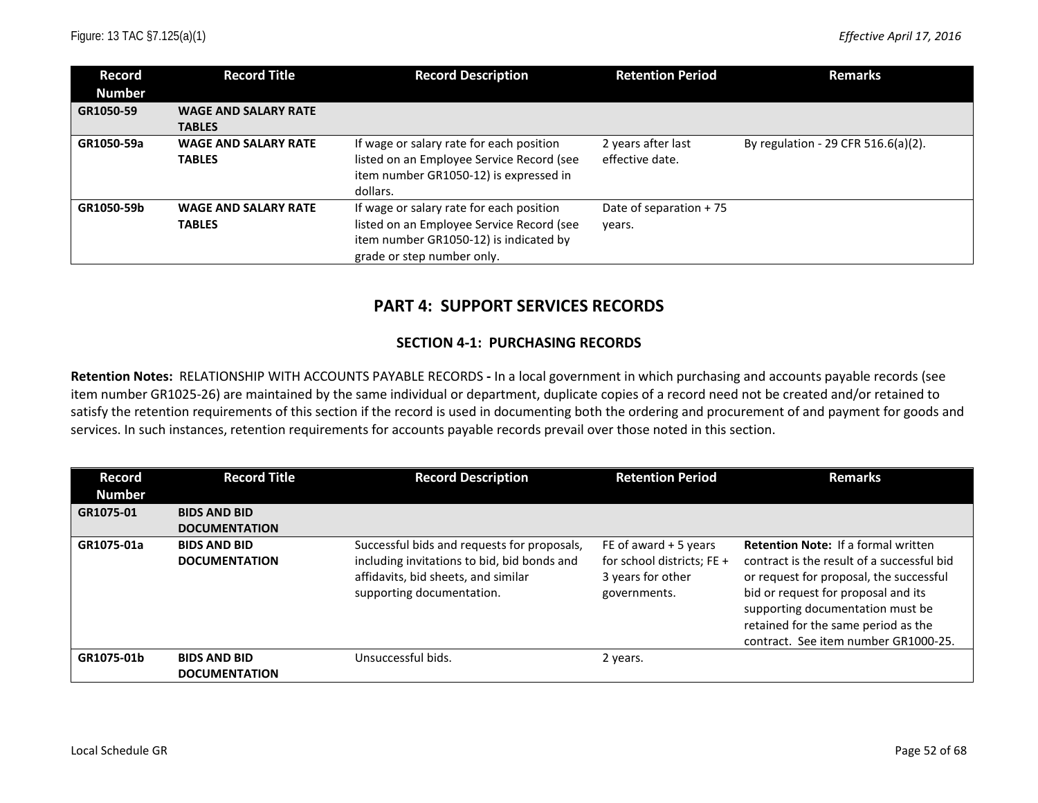| Record Number | Record Title | Record Description | Retention Period | Remarks |
|---|---|---|---|---|
| **GR1050-59** | **WAGE AND SALARY RATE TABLES** | | | |
| **GR1050-59a** | **WAGE AND SALARY RATE TABLES** | If wage or salary rate for each position listed on an Employee Service Record (see item number GR1050-12) is expressed in dollars. | 2 years after last effective date. | By regulation - 29 CFR 516.6(a)(2). |
| **GR1050-59b** | **WAGE AND SALARY RATE TABLES** | If wage or salary rate for each position listed on an Employee Service Record (see item number GR1050-12) is indicated by grade or step number only. | Date of separation + 75 years. | |

# PART 4: SUPPORT SERVICES RECORDS

## SECTION 4-1: PURCHASING RECORDS

**Retention Notes:** RELATIONSHIP WITH ACCOUNTS PAYABLE RECORDS **-** In a local government in which purchasing and accounts payable records (see item number GR1025-26) are maintained by the same individual or department, duplicate copies of a record need not be created and/or retained to satisfy the retention requirements of this section if the record is used in documenting both the ordering and procurement of and payment for goods and services. In such instances, retention requirements for accounts payable records prevail over those noted in this section.

| Record Number | Record Title | Record Description | Retention Period | Remarks |
|---|---|---|---|---|
| **GR1075-01** | **BIDS AND BID DOCUMENTATION** | | | |
| **GR1075-01a** | **BIDS AND BID DOCUMENTATION** | Successful bids and requests for proposals, including invitations to bid, bid bonds and affidavits, bid sheets, and similar supporting documentation. | FE of award + 5 years for school districts; FE + 3 years for other governments. | **Retention Note:** If a formal written contract is the result of a successful bid or request for proposal, the successful bid or request for proposal and its supporting documentation must be retained for the same period as the contract. See item number GR1000-25. |
| **GR1075-01b** | **BIDS AND BID DOCUMENTATION** | Unsuccessful bids. | 2 years. | |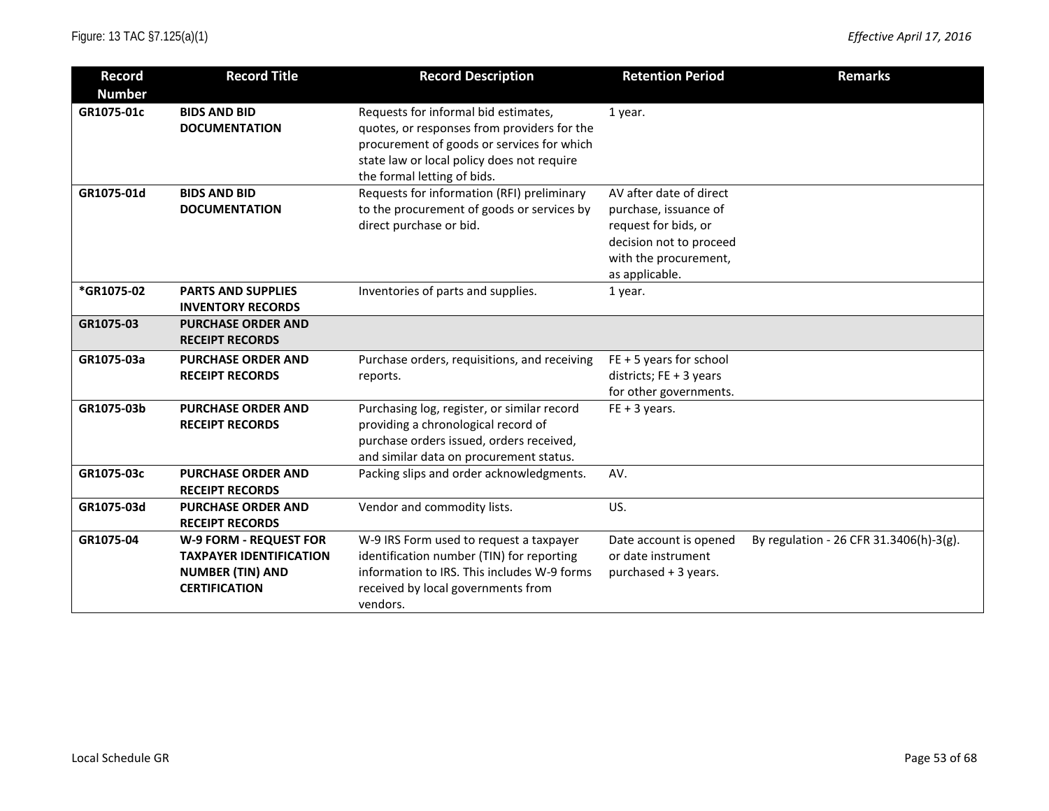| Record Number | Record Title | Record Description | Retention Period | Remarks |
|---|---|---|---|---|
| **GR1075-01c** | **BIDS AND BID DOCUMENTATION** | Requests for informal bid estimates, quotes, or responses from providers for the procurement of goods or services for which state law or local policy does not require the formal letting of bids. | 1 year. | |
| **GR1075-01d** | **BIDS AND BID DOCUMENTATION** | Requests for information (RFI) preliminary to the procurement of goods or services by direct purchase or bid. | AV after date of direct purchase, issuance of request for bids, or decision not to proceed with the procurement, as applicable. | |
| ***GR1075-02** | **PARTS AND SUPPLIES INVENTORY RECORDS** | Inventories of parts and supplies. | 1 year. | |
| **GR1075-03** | **PURCHASE ORDER AND RECEIPT RECORDS** | | | |
| **GR1075-03a** | **PURCHASE ORDER AND RECEIPT RECORDS** | Purchase orders, requisitions, and receiving reports. | FE + 5 years for school districts; FE + 3 years for other governments. | |
| **GR1075-03b** | **PURCHASE ORDER AND RECEIPT RECORDS** | Purchasing log, register, or similar record providing a chronological record of purchase orders issued, orders received, and similar data on procurement status. | FE + 3 years. | |
| **GR1075-03c** | **PURCHASE ORDER AND RECEIPT RECORDS** | Packing slips and order acknowledgments. | AV. | |
| **GR1075-03d** | **PURCHASE ORDER AND RECEIPT RECORDS** | Vendor and commodity lists. | US. | |
| **GR1075-04** | **W-9 FORM - REQUEST FOR TAXPAYER IDENTIFICATION NUMBER (TIN) AND CERTIFICATION** | W-9 IRS Form used to request a taxpayer identification number (TIN) for reporting information to IRS. This includes W-9 forms received by local governments from vendors. | Date account is opened or date instrument purchased + 3 years. | By regulation - 26 CFR 31.3406(h)-3(g). |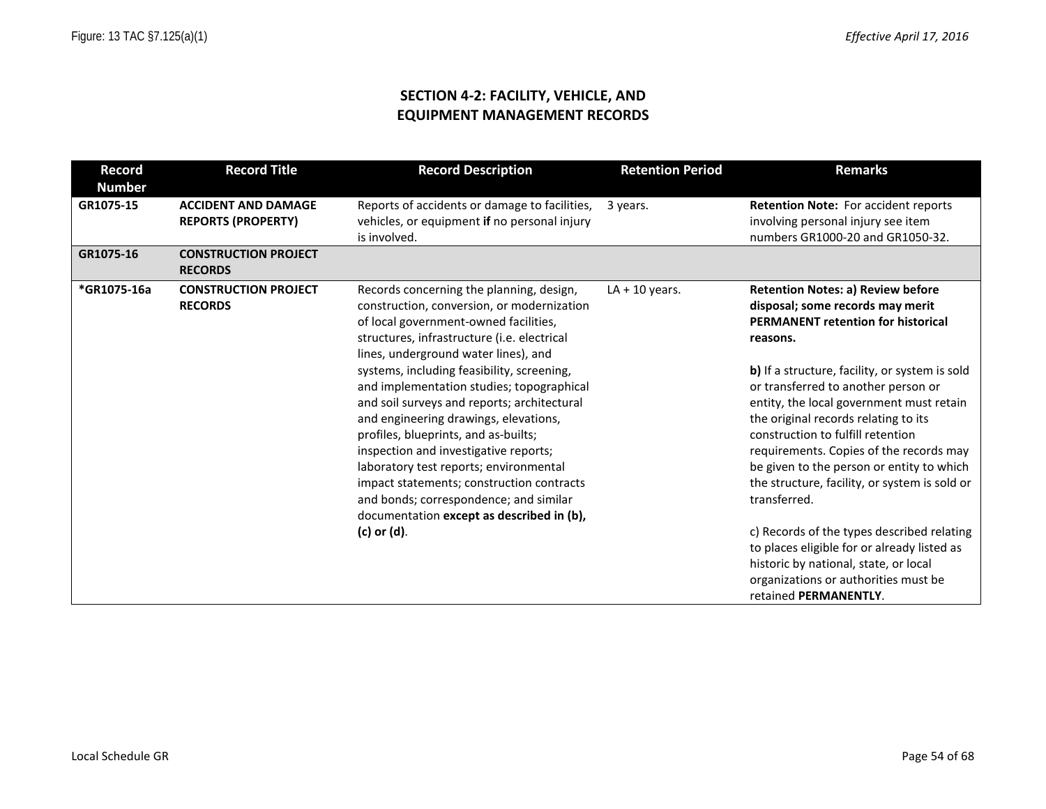## SECTION 4-2: FACILITY, VEHICLE, AND EQUIPMENT MANAGEMENT RECORDS

| Record Number | Record Title | Record Description | Retention Period | Remarks |
|---|---|---|---|---|
| GR1075-15 | **ACCIDENT AND DAMAGE REPORTS (PROPERTY)** | Reports of accidents or damage to facilities, vehicles, or equipment **if** no personal injury is involved. | 3 years. | **Retention Note:** For accident reports involving personal injury see item numbers GR1000-20 and GR1050-32. |
| **GR1075-16** | **CONSTRUCTION PROJECT RECORDS** | | | |
| ***GR1075-16a** | **CONSTRUCTION PROJECT RECORDS** | Records concerning the planning, design, construction, conversion, or modernization of local government-owned facilities, structures, infrastructure (i.e. electrical lines, underground water lines), and systems, including feasibility, screening, and implementation studies; topographical and soil surveys and reports; architectural and engineering drawings, elevations, profiles, blueprints, and as-builts; inspection and investigative reports; laboratory test reports; environmental impact statements; construction contracts and bonds; correspondence; and similar documentation **except as described in (b), (c) or (d)**. | LA + 10 years. | **Retention Notes: a) Review before disposal; some records may merit PERMANENT retention for historical reasons.**<br><br>**b)** If a structure, facility, or system is sold or transferred to another person or entity, the local government must retain the original records relating to its construction to fulfill retention requirements. Copies of the records may be given to the person or entity to which the structure, facility, or system is sold or transferred.<br><br>c) Records of the types described relating to places eligible for or already listed as historic by national, state, or local organizations or authorities must be retained **PERMANENTLY**. |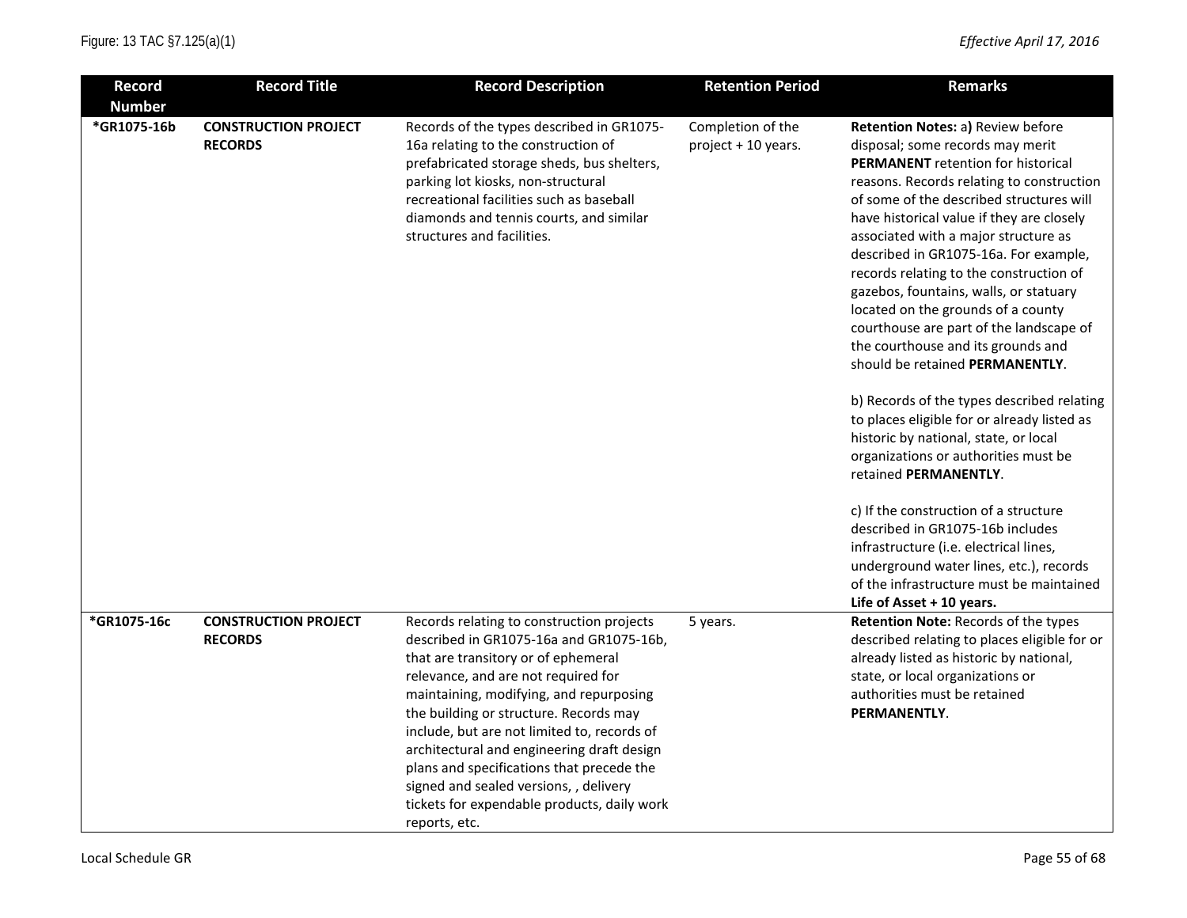| Record Number | Record Title | Record Description | Retention Period | Remarks |
|---|---|---|---|---|
| *GR1075-16b | **CONSTRUCTION PROJECT RECORDS** | Records of the types described in GR1075-16a relating to the construction of prefabricated storage sheds, bus shelters, parking lot kiosks, non-structural recreational facilities such as baseball diamonds and tennis courts, and similar structures and facilities. | Completion of the project + 10 years. | **Retention Notes:** a**)** Review before disposal; some records may merit **PERMANENT** retention for historical reasons. Records relating to construction of some of the described structures will have historical value if they are closely associated with a major structure as described in GR1075-16a. For example, records relating to the construction of gazebos, fountains, walls, or statuary located on the grounds of a county courthouse are part of the landscape of the courthouse and its grounds and should be retained **PERMANENTLY**.<br><br>b) Records of the types described relating to places eligible for or already listed as historic by national, state, or local organizations or authorities must be retained **PERMANENTLY**.<br><br>c) If the construction of a structure described in GR1075-16b includes infrastructure (i.e. electrical lines, underground water lines, etc.), records of the infrastructure must be maintained **Life of Asset + 10 years.** |
| *GR1075-16c | **CONSTRUCTION PROJECT RECORDS** | Records relating to construction projects described in GR1075-16a and GR1075-16b, that are transitory or of ephemeral relevance, and are not required for maintaining, modifying, and repurposing the building or structure. Records may include, but are not limited to, records of architectural and engineering draft design plans and specifications that precede the signed and sealed versions, , delivery tickets for expendable products, daily work reports, etc. | 5 years. | **Retention Note:** Records of the types described relating to places eligible for or already listed as historic by national, state, or local organizations or authorities must be retained **PERMANENTLY**. |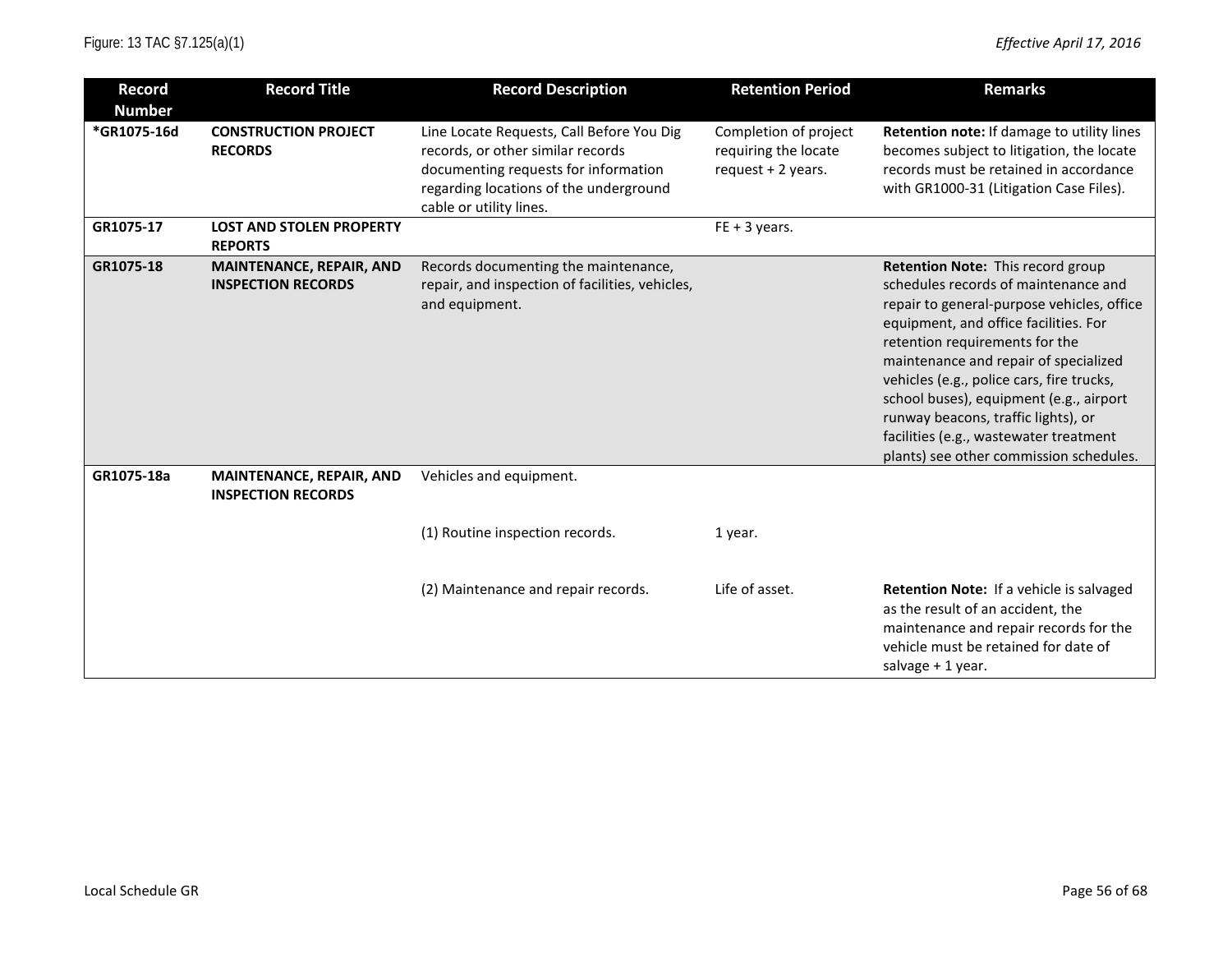| Record Number | Record Title | Record Description | Retention Period | Remarks |
|---|---|---|---|---|
| *GR1075-16d | **CONSTRUCTION PROJECT RECORDS** | Line Locate Requests, Call Before You Dig records, or other similar records documenting requests for information regarding locations of the underground cable or utility lines. | Completion of project requiring the locate request + 2 years. | **Retention note:** If damage to utility lines becomes subject to litigation, the locate records must be retained in accordance with GR1000-31 (Litigation Case Files). |
| GR1075-17 | **LOST AND STOLEN PROPERTY REPORTS** | | FE + 3 years. | |
| GR1075-18 | **MAINTENANCE, REPAIR, AND INSPECTION RECORDS** | Records documenting the maintenance, repair, and inspection of facilities, vehicles, and equipment. | | **Retention Note:** This record group schedules records of maintenance and repair to general-purpose vehicles, office equipment, and office facilities. For retention requirements for the maintenance and repair of specialized vehicles (e.g., police cars, fire trucks, school buses), equipment (e.g., airport runway beacons, traffic lights), or facilities (e.g., wastewater treatment plants) see other commission schedules. |
| GR1075-18a | **MAINTENANCE, REPAIR, AND INSPECTION RECORDS** | Vehicles and equipment. | | |
| | | (1) Routine inspection records. | 1 year. | |
| | | (2) Maintenance and repair records. | Life of asset. | **Retention Note:** If a vehicle is salvaged as the result of an accident, the maintenance and repair records for the vehicle must be retained for date of salvage + 1 year. |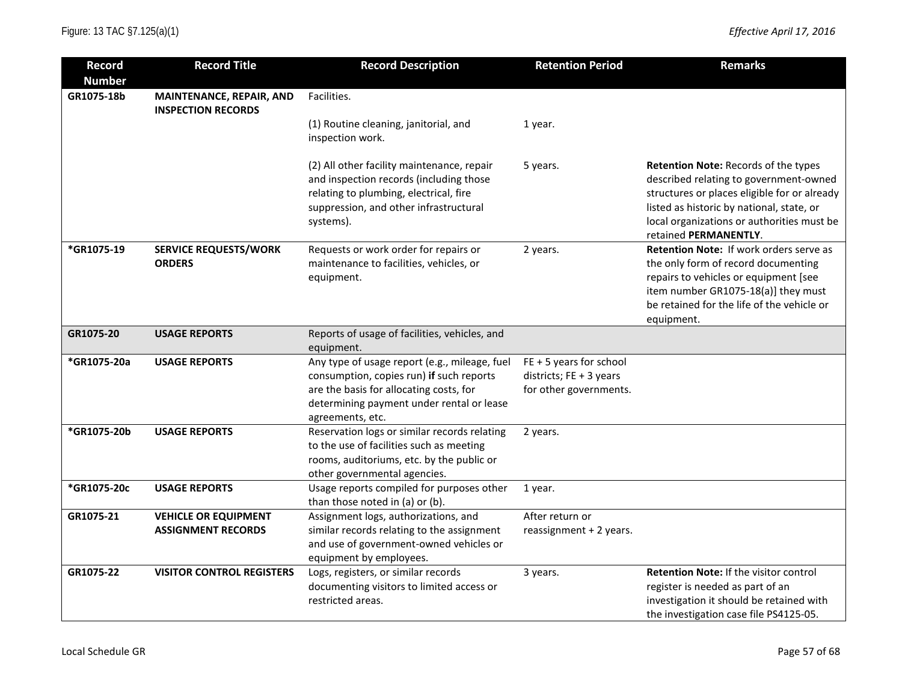| Record Number | Record Title | Record Description | Retention Period | Remarks |
|---|---|---|---|---|
| GR1075-18b | **MAINTENANCE, REPAIR, AND INSPECTION RECORDS** | Facilities. | | |
| | | (1) Routine cleaning, janitorial, and inspection work. | 1 year. | |
| | | (2) All other facility maintenance, repair and inspection records (including those relating to plumbing, electrical, fire suppression, and other infrastructural systems). | 5 years. | **Retention Note:** Records of the types described relating to government-owned structures or places eligible for or already listed as historic by national, state, or local organizations or authorities must be retained **PERMANENTLY**. |
| *GR1075-19 | **SERVICE REQUESTS/WORK ORDERS** | Requests or work order for repairs or maintenance to facilities, vehicles, or equipment. | 2 years. | **Retention Note:** If work orders serve as the only form of record documenting repairs to vehicles or equipment [see item number GR1075-18(a)] they must be retained for the life of the vehicle or equipment. |
| GR1075-20 | **USAGE REPORTS** | Reports of usage of facilities, vehicles, and equipment. | | |
| *GR1075-20a | **USAGE REPORTS** | Any type of usage report (e.g., mileage, fuel consumption, copies run) **if** such reports are the basis for allocating costs, for determining payment under rental or lease agreements, etc. | FE + 5 years for school districts; FE + 3 years for other governments. | |
| *GR1075-20b | **USAGE REPORTS** | Reservation logs or similar records relating to the use of facilities such as meeting rooms, auditoriums, etc. by the public or other governmental agencies. | 2 years. | |
| *GR1075-20c | **USAGE REPORTS** | Usage reports compiled for purposes other than those noted in (a) or (b). | 1 year. | |
| GR1075-21 | **VEHICLE OR EQUIPMENT ASSIGNMENT RECORDS** | Assignment logs, authorizations, and similar records relating to the assignment and use of government-owned vehicles or equipment by employees. | After return or reassignment + 2 years. | |
| GR1075-22 | **VISITOR CONTROL REGISTERS** | Logs, registers, or similar records documenting visitors to limited access or restricted areas. | 3 years. | **Retention Note:** If the visitor control register is needed as part of an investigation it should be retained with the investigation case file PS4125-05. |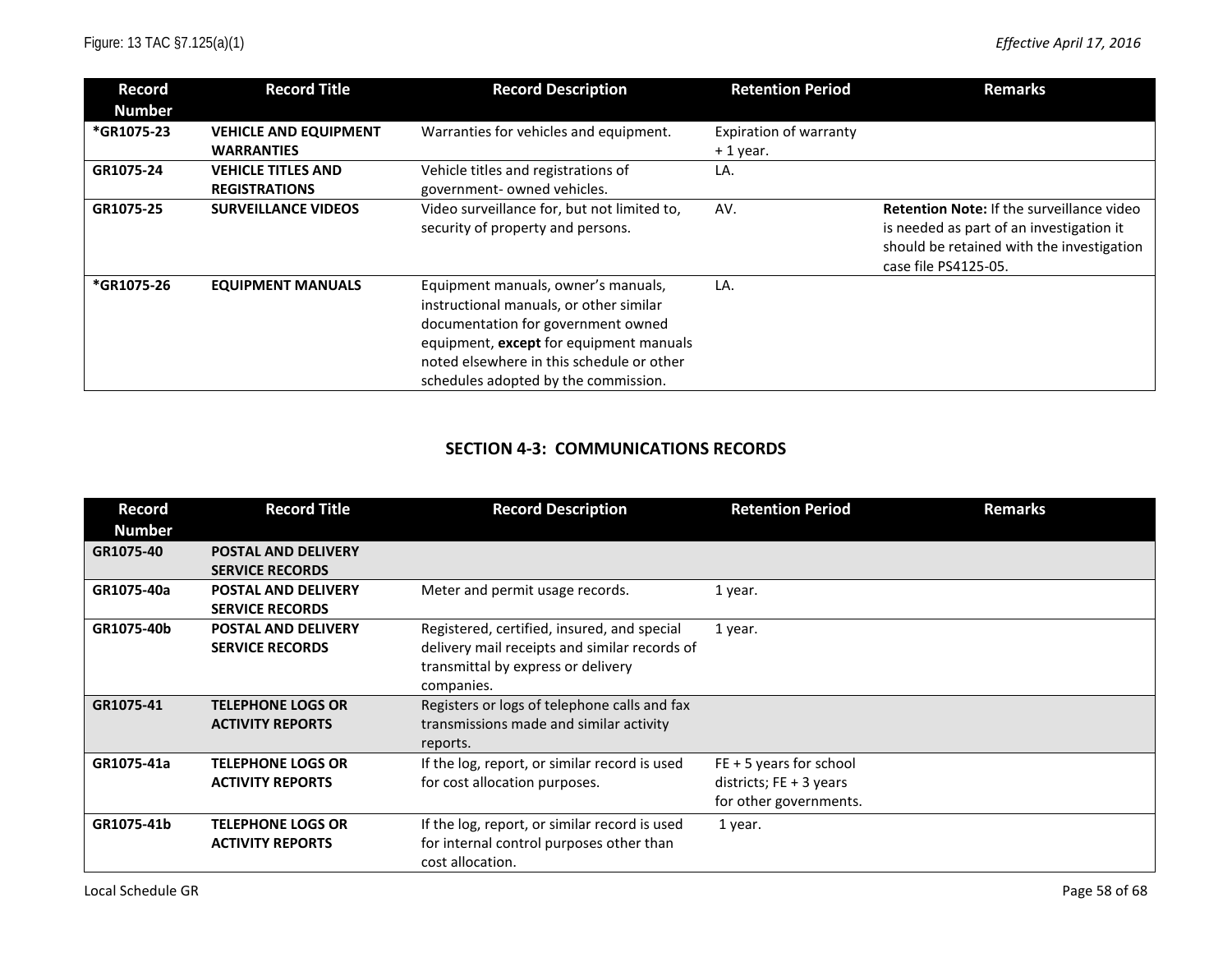| Record Number | Record Title | Record Description | Retention Period | Remarks |
|---|---|---|---|---|
| **\*GR1075-23** | **VEHICLE AND EQUIPMENT WARRANTIES** | Warranties for vehicles and equipment. | Expiration of warranty + 1 year. | |
| **GR1075-24** | **VEHICLE TITLES AND REGISTRATIONS** | Vehicle titles and registrations of government- owned vehicles. | LA. | |
| **GR1075-25** | **SURVEILLANCE VIDEOS** | Video surveillance for, but not limited to, security of property and persons. | AV. | **Retention Note:** If the surveillance video is needed as part of an investigation it should be retained with the investigation case file PS4125-05. |
| **\*GR1075-26** | **EQUIPMENT MANUALS** | Equipment manuals, owner's manuals, instructional manuals, or other similar documentation for government owned equipment, **except** for equipment manuals noted elsewhere in this schedule or other schedules adopted by the commission. | LA. | |

## SECTION 4-3: COMMUNICATIONS RECORDS

| Record Number | Record Title | Record Description | Retention Period | Remarks |
|---|---|---|---|---|
| **GR1075-40** | **POSTAL AND DELIVERY SERVICE RECORDS** | | | |
| **GR1075-40a** | **POSTAL AND DELIVERY SERVICE RECORDS** | Meter and permit usage records. | 1 year. | |
| **GR1075-40b** | **POSTAL AND DELIVERY SERVICE RECORDS** | Registered, certified, insured, and special delivery mail receipts and similar records of transmittal by express or delivery companies. | 1 year. | |
| **GR1075-41** | **TELEPHONE LOGS OR ACTIVITY REPORTS** | Registers or logs of telephone calls and fax transmissions made and similar activity reports. | | |
| **GR1075-41a** | **TELEPHONE LOGS OR ACTIVITY REPORTS** | If the log, report, or similar record is used for cost allocation purposes. | FE + 5 years for school districts; FE + 3 years for other governments. | |
| **GR1075-41b** | **TELEPHONE LOGS OR ACTIVITY REPORTS** | If the log, report, or similar record is used for internal control purposes other than cost allocation. | 1 year. | |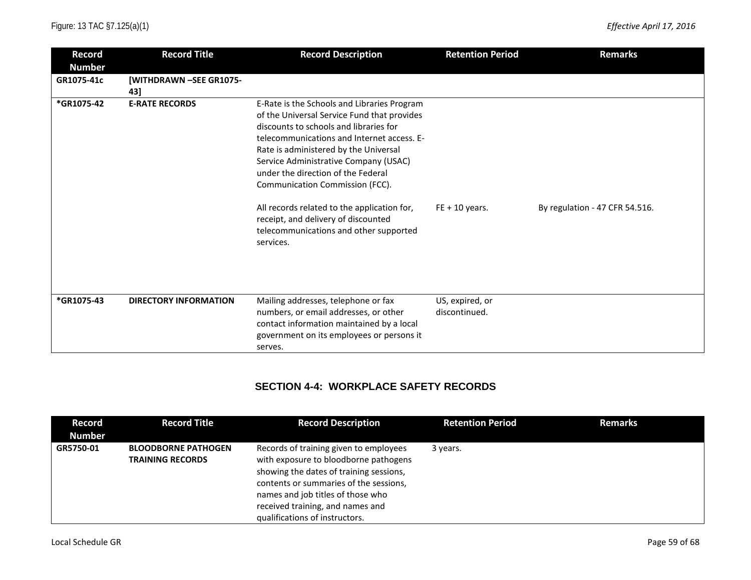| Record Number | Record Title | Record Description | Retention Period | Remarks |
|---|---|---|---|---|
| GR1075-41c | [WITHDRAWN –SEE GR1075-43] | | | |
| *GR1075-42 | **E-RATE RECORDS** | E-Rate is the Schools and Libraries Program of the Universal Service Fund that provides discounts to schools and libraries for telecommunications and Internet access. E-Rate is administered by the Universal Service Administrative Company (USAC) under the direction of the Federal Communication Commission (FCC).<br><br>All records related to the application for, receipt, and delivery of discounted telecommunications and other supported services. | FE + 10 years. | By regulation - 47 CFR 54.516. |
| *GR1075-43 | **DIRECTORY INFORMATION** | Mailing addresses, telephone or fax numbers, or email addresses, or other contact information maintained by a local government on its employees or persons it serves. | US, expired, or discontinued. | |

## SECTION 4-4: WORKPLACE SAFETY RECORDS

| Record Number | Record Title | Record Description | Retention Period | Remarks |
|---|---|---|---|---|
| GR5750-01 | **BLOODBORNE PATHOGEN TRAINING RECORDS** | Records of training given to employees with exposure to bloodborne pathogens showing the dates of training sessions, contents or summaries of the sessions, names and job titles of those who received training, and names and qualifications of instructors. | 3 years. | |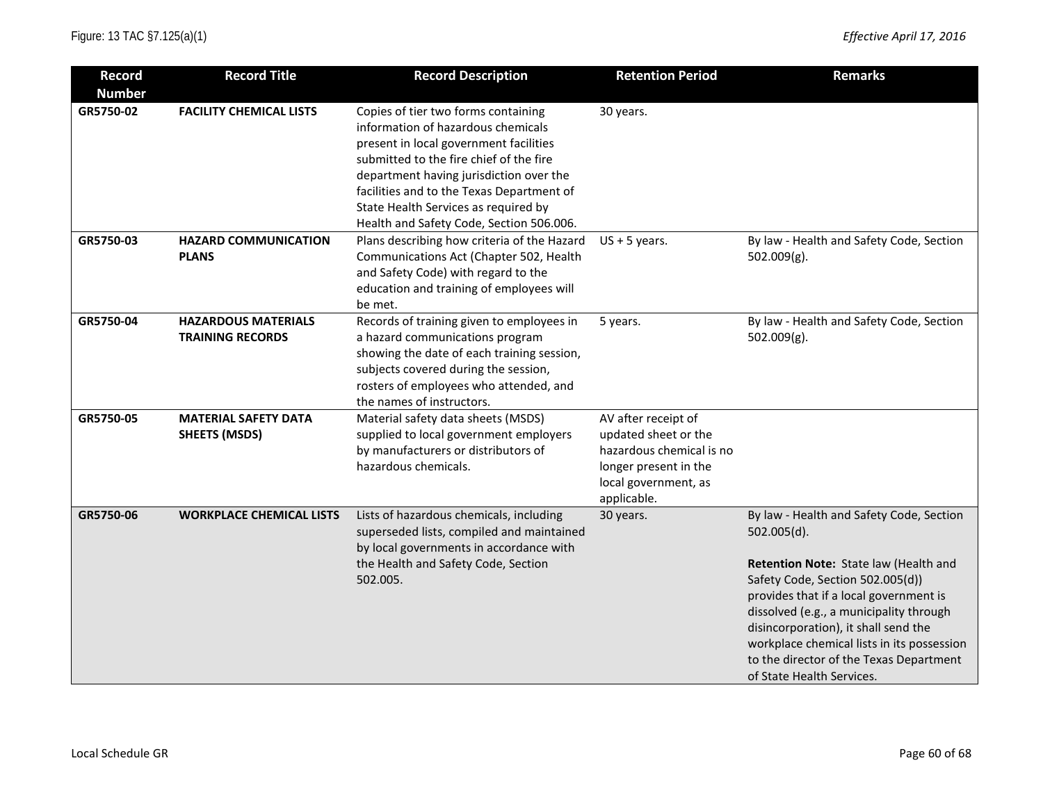| Record Number | Record Title | Record Description | Retention Period | Remarks |
|---|---|---|---|---|
| GR5750-02 | **FACILITY CHEMICAL LISTS** | Copies of tier two forms containing information of hazardous chemicals present in local government facilities submitted to the fire chief of the fire department having jurisdiction over the facilities and to the Texas Department of State Health Services as required by Health and Safety Code, Section 506.006. | 30 years. | |
| GR5750-03 | **HAZARD COMMUNICATION PLANS** | Plans describing how criteria of the Hazard Communications Act (Chapter 502, Health and Safety Code) with regard to the education and training of employees will be met. | US + 5 years. | By law - Health and Safety Code, Section 502.009(g). |
| GR5750-04 | **HAZARDOUS MATERIALS TRAINING RECORDS** | Records of training given to employees in a hazard communications program showing the date of each training session, subjects covered during the session, rosters of employees who attended, and the names of instructors. | 5 years. | By law - Health and Safety Code, Section 502.009(g). |
| GR5750-05 | **MATERIAL SAFETY DATA SHEETS (MSDS)** | Material safety data sheets (MSDS) supplied to local government employers by manufacturers or distributors of hazardous chemicals. | AV after receipt of updated sheet or the hazardous chemical is no longer present in the local government, as applicable. | |
| GR5750-06 | **WORKPLACE CHEMICAL LISTS** | Lists of hazardous chemicals, including superseded lists, compiled and maintained by local governments in accordance with the Health and Safety Code, Section 502.005. | 30 years. | By law - Health and Safety Code, Section 502.005(d).<br><br>**Retention Note:** State law (Health and Safety Code, Section 502.005(d)) provides that if a local government is dissolved (e.g., a municipality through disincorporation), it shall send the workplace chemical lists in its possession to the director of the Texas Department of State Health Services. |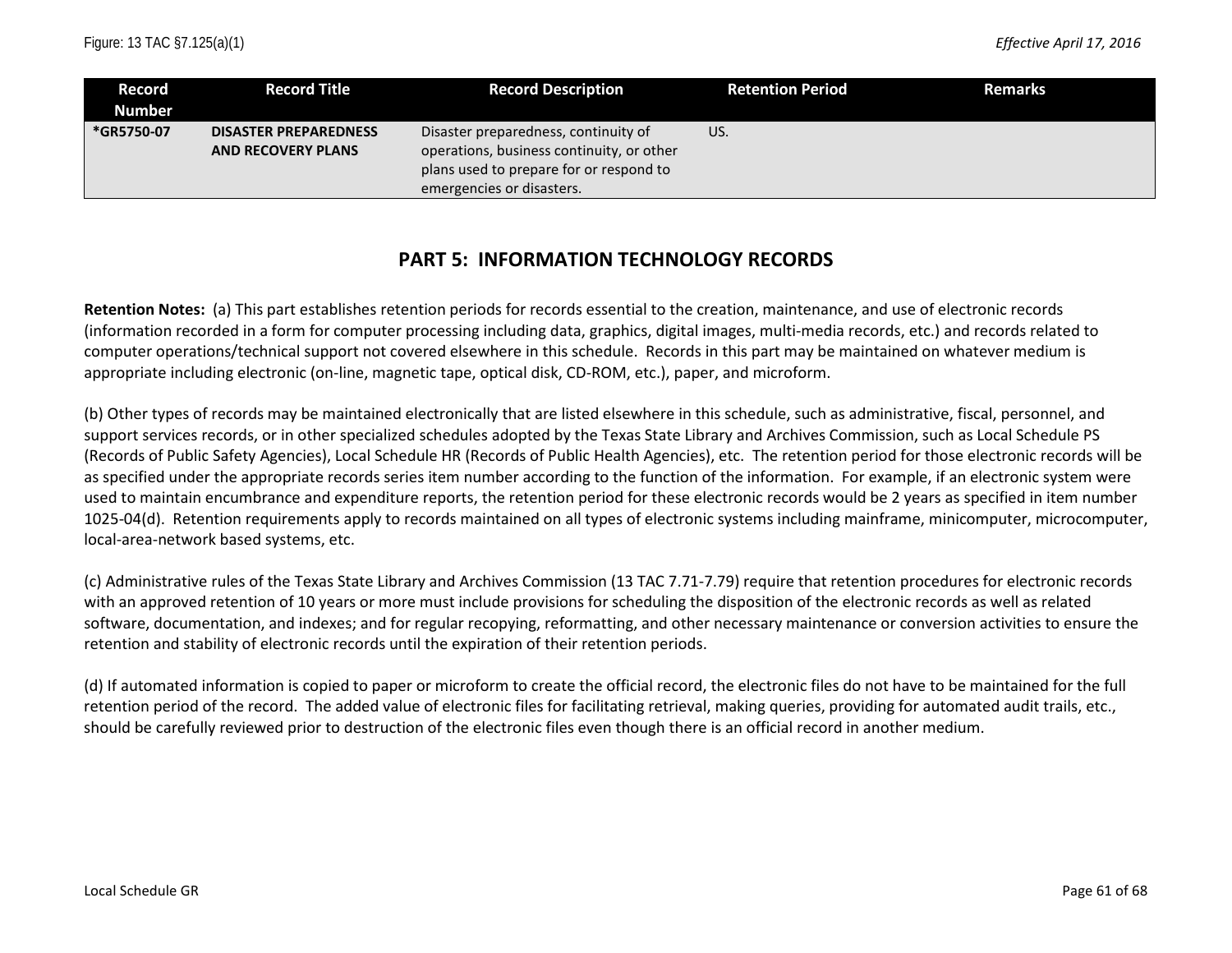| Record Number | Record Title | Record Description | Retention Period | Remarks |
|---|---|---|---|---|
| *GR5750-07 | **DISASTER PREPAREDNESS AND RECOVERY PLANS** | Disaster preparedness, continuity of operations, business continuity, or other plans used to prepare for or respond to emergencies or disasters. | US. | |

## PART 5: INFORMATION TECHNOLOGY RECORDS

**Retention Notes:** (a) This part establishes retention periods for records essential to the creation, maintenance, and use of electronic records (information recorded in a form for computer processing including data, graphics, digital images, multi-media records, etc.) and records related to computer operations/technical support not covered elsewhere in this schedule. Records in this part may be maintained on whatever medium is appropriate including electronic (on-line, magnetic tape, optical disk, CD-ROM, etc.), paper, and microform.

(b) Other types of records may be maintained electronically that are listed elsewhere in this schedule, such as administrative, fiscal, personnel, and support services records, or in other specialized schedules adopted by the Texas State Library and Archives Commission, such as Local Schedule PS (Records of Public Safety Agencies), Local Schedule HR (Records of Public Health Agencies), etc. The retention period for those electronic records will be as specified under the appropriate records series item number according to the function of the information. For example, if an electronic system were used to maintain encumbrance and expenditure reports, the retention period for these electronic records would be 2 years as specified in item number 1025-04(d). Retention requirements apply to records maintained on all types of electronic systems including mainframe, minicomputer, microcomputer, local-area-network based systems, etc.

(c) Administrative rules of the Texas State Library and Archives Commission (13 TAC 7.71-7.79) require that retention procedures for electronic records with an approved retention of 10 years or more must include provisions for scheduling the disposition of the electronic records as well as related software, documentation, and indexes; and for regular recopying, reformatting, and other necessary maintenance or conversion activities to ensure the retention and stability of electronic records until the expiration of their retention periods.

(d) If automated information is copied to paper or microform to create the official record, the electronic files do not have to be maintained for the full retention period of the record. The added value of electronic files for facilitating retrieval, making queries, providing for automated audit trails, etc., should be carefully reviewed prior to destruction of the electronic files even though there is an official record in another medium.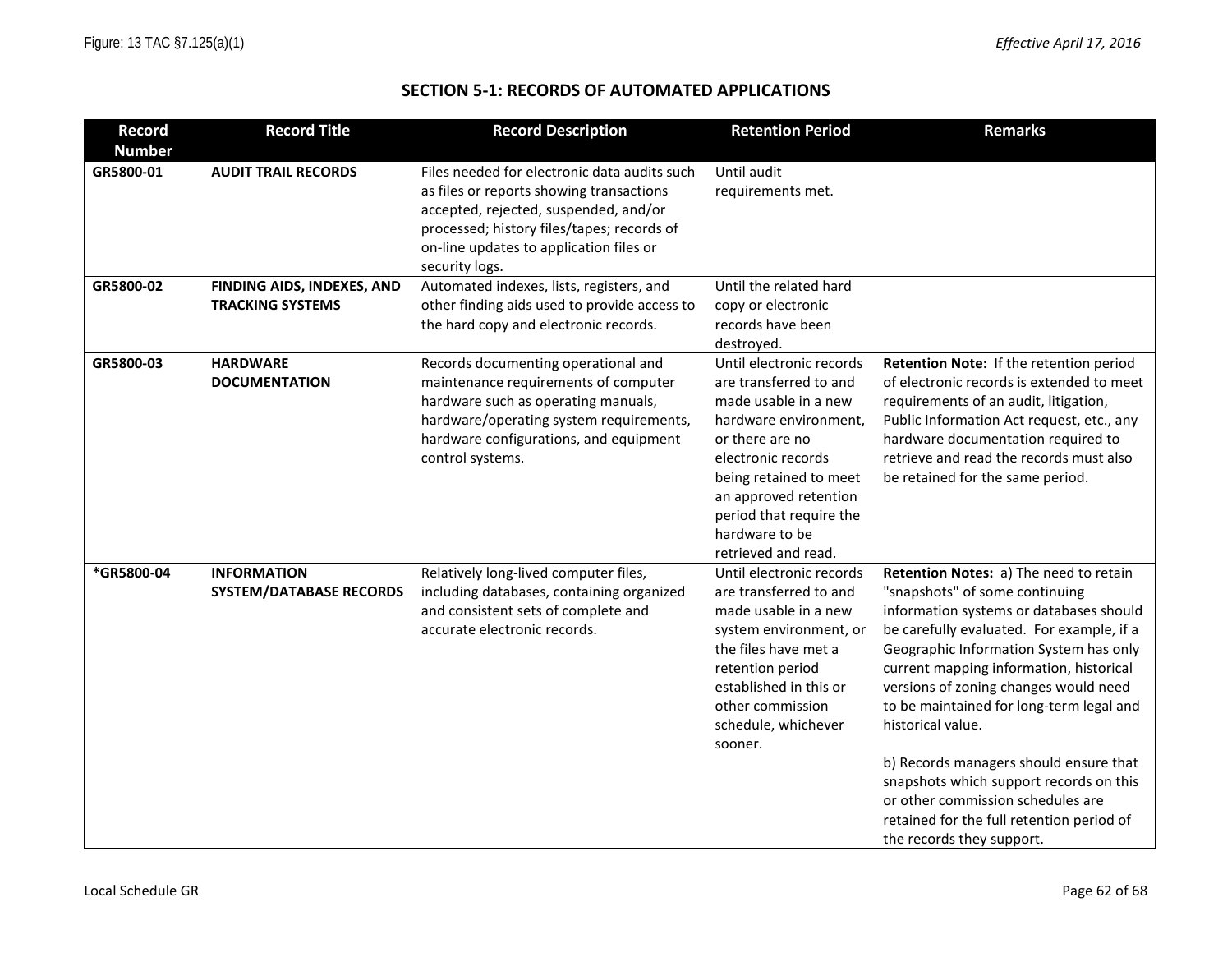## SECTION 5-1: RECORDS OF AUTOMATED APPLICATIONS

| Record Number | Record Title | Record Description | Retention Period | Remarks |
|---|---|---|---|---|
| GR5800-01 | **AUDIT TRAIL RECORDS** | Files needed for electronic data audits such as files or reports showing transactions accepted, rejected, suspended, and/or processed; history files/tapes; records of on-line updates to application files or security logs. | Until audit requirements met. | |
| GR5800-02 | **FINDING AIDS, INDEXES, AND TRACKING SYSTEMS** | Automated indexes, lists, registers, and other finding aids used to provide access to the hard copy and electronic records. | Until the related hard copy or electronic records have been destroyed. | |
| GR5800-03 | **HARDWARE DOCUMENTATION** | Records documenting operational and maintenance requirements of computer hardware such as operating manuals, hardware/operating system requirements, hardware configurations, and equipment control systems. | Until electronic records are transferred to and made usable in a new hardware environment, or there are no electronic records being retained to meet an approved retention period that require the hardware to be retrieved and read. | **Retention Note:** If the retention period of electronic records is extended to meet requirements of an audit, litigation, Public Information Act request, etc., any hardware documentation required to retrieve and read the records must also be retained for the same period. |
| *GR5800-04 | **INFORMATION SYSTEM/DATABASE RECORDS** | Relatively long-lived computer files, including databases, containing organized and consistent sets of complete and accurate electronic records. | Until electronic records are transferred to and made usable in a new system environment, or the files have met a retention period established in this or other commission schedule, whichever sooner. | **Retention Notes:** a) The need to retain "snapshots" of some continuing information systems or databases should be carefully evaluated. For example, if a Geographic Information System has only current mapping information, historical versions of zoning changes would need to be maintained for long-term legal and historical value.<br><br>b) Records managers should ensure that snapshots which support records on this or other commission schedules are retained for the full retention period of the records they support. |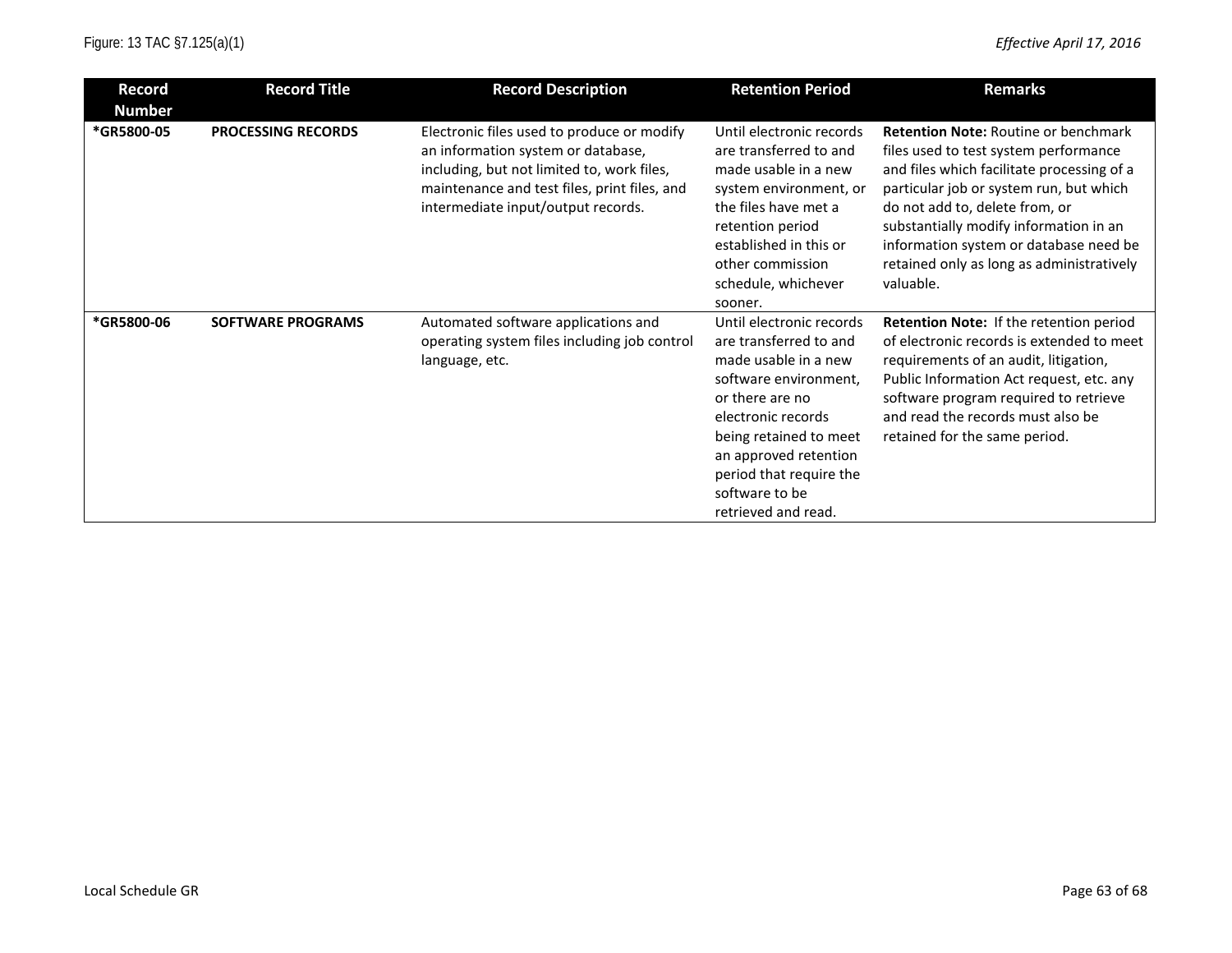| Record Number | Record Title | Record Description | Retention Period | Remarks |
|---|---|---|---|---|
| *GR5800-05 | **PROCESSING RECORDS** | Electronic files used to produce or modify an information system or database, including, but not limited to, work files, maintenance and test files, print files, and intermediate input/output records. | Until electronic records are transferred to and made usable in a new system environment, or the files have met a retention period established in this or other commission schedule, whichever sooner. | **Retention Note:** Routine or benchmark files used to test system performance and files which facilitate processing of a particular job or system run, but which do not add to, delete from, or substantially modify information in an information system or database need be retained only as long as administratively valuable. |
| *GR5800-06 | **SOFTWARE PROGRAMS** | Automated software applications and operating system files including job control language, etc. | Until electronic records are transferred to and made usable in a new software environment, or there are no electronic records being retained to meet an approved retention period that require the software to be retrieved and read. | **Retention Note:** If the retention period of electronic records is extended to meet requirements of an audit, litigation, Public Information Act request, etc. any software program required to retrieve and read the records must also be retained for the same period. |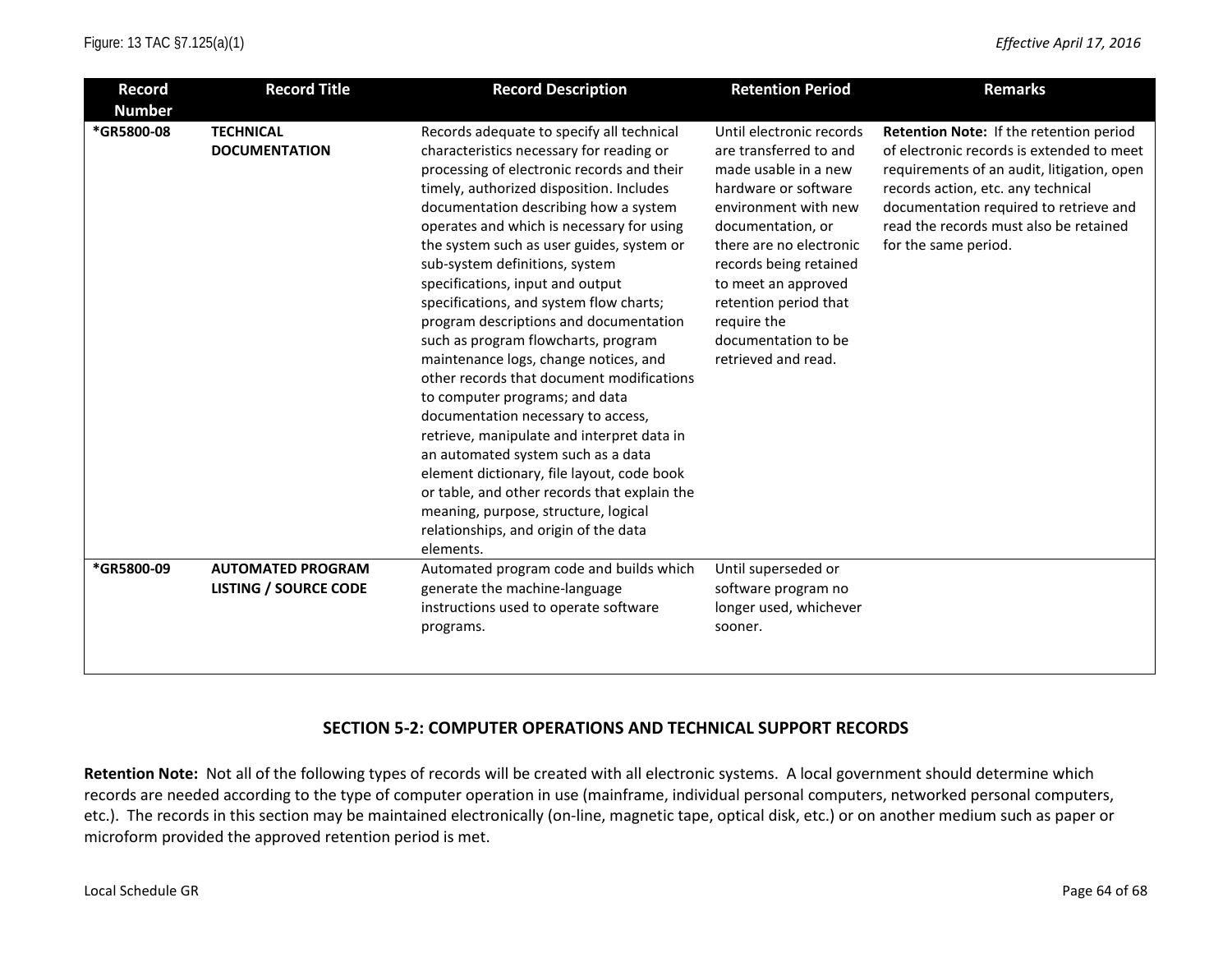| Record Number | Record Title | Record Description | Retention Period | Remarks |
|---|---|---|---|---|
| *GR5800-08 | **TECHNICAL DOCUMENTATION** | Records adequate to specify all technical characteristics necessary for reading or processing of electronic records and their timely, authorized disposition. Includes documentation describing how a system operates and which is necessary for using the system such as user guides, system or sub-system definitions, system specifications, input and output specifications, and system flow charts; program descriptions and documentation such as program flowcharts, program maintenance logs, change notices, and other records that document modifications to computer programs; and data documentation necessary to access, retrieve, manipulate and interpret data in an automated system such as a data element dictionary, file layout, code book or table, and other records that explain the meaning, purpose, structure, logical relationships, and origin of the data elements. | Until electronic records are transferred to and made usable in a new hardware or software environment with new documentation, or there are no electronic records being retained to meet an approved retention period that require the documentation to be retrieved and read. | **Retention Note:** If the retention period of electronic records is extended to meet requirements of an audit, litigation, open records action, etc. any technical documentation required to retrieve and read the records must also be retained for the same period. |
| *GR5800-09 | **AUTOMATED PROGRAM LISTING / SOURCE CODE** | Automated program code and builds which generate the machine-language instructions used to operate software programs. | Until superseded or software program no longer used, whichever sooner. | |

## SECTION 5-2: COMPUTER OPERATIONS AND TECHNICAL SUPPORT RECORDS

**Retention Note:** Not all of the following types of records will be created with all electronic systems. A local government should determine which records are needed according to the type of computer operation in use (mainframe, individual personal computers, networked personal computers, etc.). The records in this section may be maintained electronically (on-line, magnetic tape, optical disk, etc.) or on another medium such as paper or microform provided the approved retention period is met.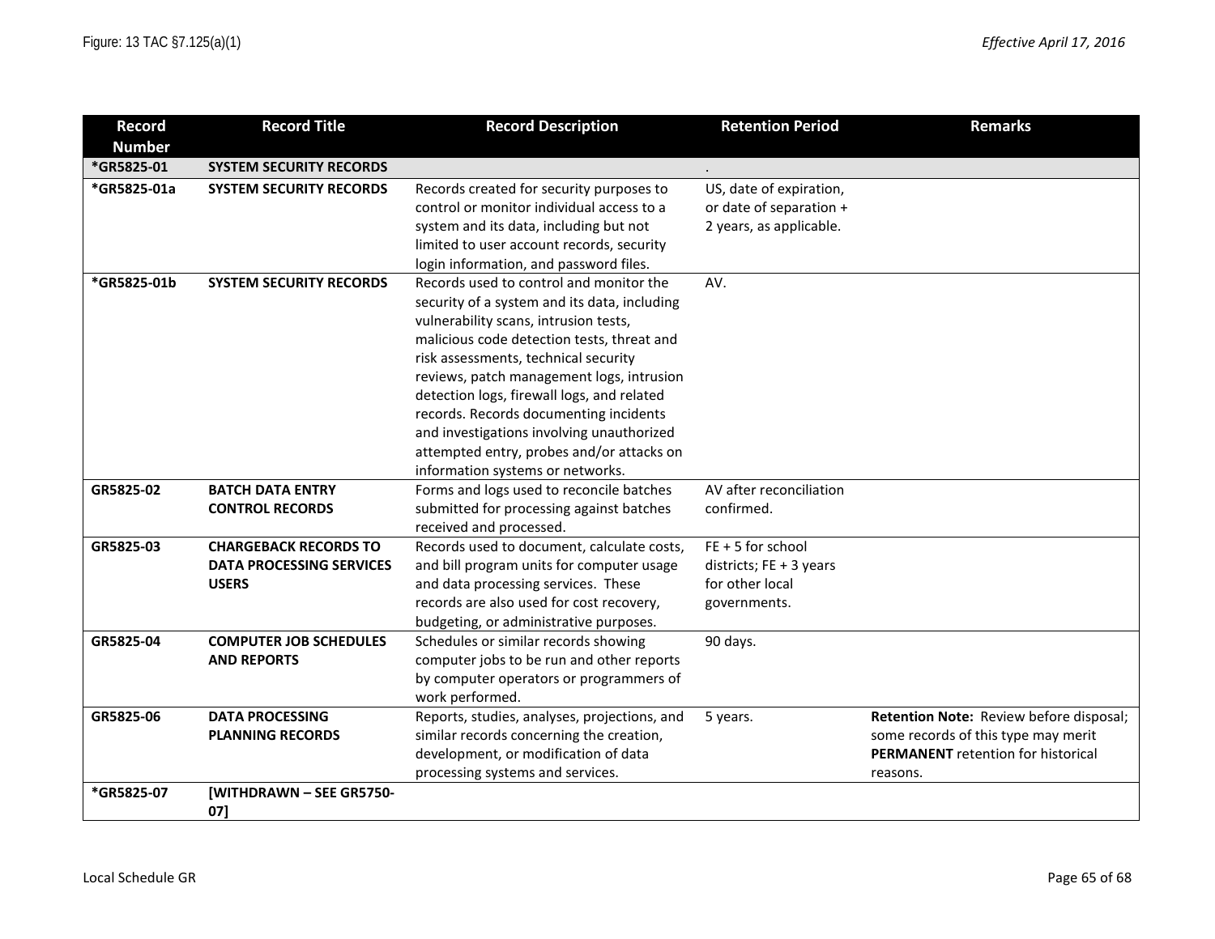| Record Number | Record Title | Record Description | Retention Period | Remarks |
|---|---|---|---|---|
| *GR5825-01 | **SYSTEM SECURITY RECORDS** | | . | |
| *GR5825-01a | **SYSTEM SECURITY RECORDS** | Records created for security purposes to control or monitor individual access to a system and its data, including but not limited to user account records, security login information, and password files. | US, date of expiration, or date of separation + 2 years, as applicable. | |
| *GR5825-01b | **SYSTEM SECURITY RECORDS** | Records used to control and monitor the security of a system and its data, including vulnerability scans, intrusion tests, malicious code detection tests, threat and risk assessments, technical security reviews, patch management logs, intrusion detection logs, firewall logs, and related records. Records documenting incidents and investigations involving unauthorized attempted entry, probes and/or attacks on information systems or networks. | AV. | |
| GR5825-02 | **BATCH DATA ENTRY CONTROL RECORDS** | Forms and logs used to reconcile batches submitted for processing against batches received and processed. | AV after reconciliation confirmed. | |
| GR5825-03 | **CHARGEBACK RECORDS TO DATA PROCESSING SERVICES USERS** | Records used to document, calculate costs, and bill program units for computer usage and data processing services. These records are also used for cost recovery, budgeting, or administrative purposes. | FE + 5 for school districts; FE + 3 years for other local governments. | |
| GR5825-04 | **COMPUTER JOB SCHEDULES AND REPORTS** | Schedules or similar records showing computer jobs to be run and other reports by computer operators or programmers of work performed. | 90 days. | |
| GR5825-06 | **DATA PROCESSING PLANNING RECORDS** | Reports, studies, analyses, projections, and similar records concerning the creation, development, or modification of data processing systems and services. | 5 years. | **Retention Note:** Review before disposal; some records of this type may merit **PERMANENT** retention for historical reasons. |
| *GR5825-07 | **[WITHDRAWN – SEE GR5750-07]** | | | |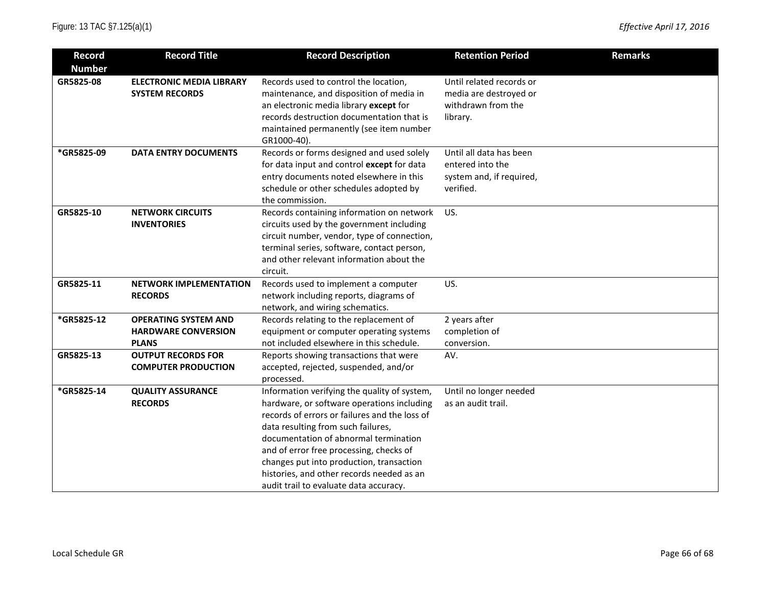| Record Number | Record Title | Record Description | Retention Period | Remarks |
| --- | --- | --- | --- | --- |
| GR5825-08 | **ELECTRONIC MEDIA LIBRARY SYSTEM RECORDS** | Records used to control the location, maintenance, and disposition of media in an electronic media library **except** for records destruction documentation that is maintained permanently (see item number GR1000-40). | Until related records or media are destroyed or withdrawn from the library. | |
| *GR5825-09 | **DATA ENTRY DOCUMENTS** | Records or forms designed and used solely for data input and control **except** for data entry documents noted elsewhere in this schedule or other schedules adopted by the commission. | Until all data has been entered into the system and, if required, verified. | |
| GR5825-10 | **NETWORK CIRCUITS INVENTORIES** | Records containing information on network circuits used by the government including circuit number, vendor, type of connection, terminal series, software, contact person, and other relevant information about the circuit. | US. | |
| GR5825-11 | **NETWORK IMPLEMENTATION RECORDS** | Records used to implement a computer network including reports, diagrams of network, and wiring schematics. | US. | |
| *GR5825-12 | **OPERATING SYSTEM AND HARDWARE CONVERSION PLANS** | Records relating to the replacement of equipment or computer operating systems not included elsewhere in this schedule. | 2 years after completion of conversion. | |
| GR5825-13 | **OUTPUT RECORDS FOR COMPUTER PRODUCTION** | Reports showing transactions that were accepted, rejected, suspended, and/or processed. | AV. | |
| *GR5825-14 | **QUALITY ASSURANCE RECORDS** | Information verifying the quality of system, hardware, or software operations including records of errors or failures and the loss of data resulting from such failures, documentation of abnormal termination and of error free processing, checks of changes put into production, transaction histories, and other records needed as an audit trail to evaluate data accuracy. | Until no longer needed as an audit trail. | |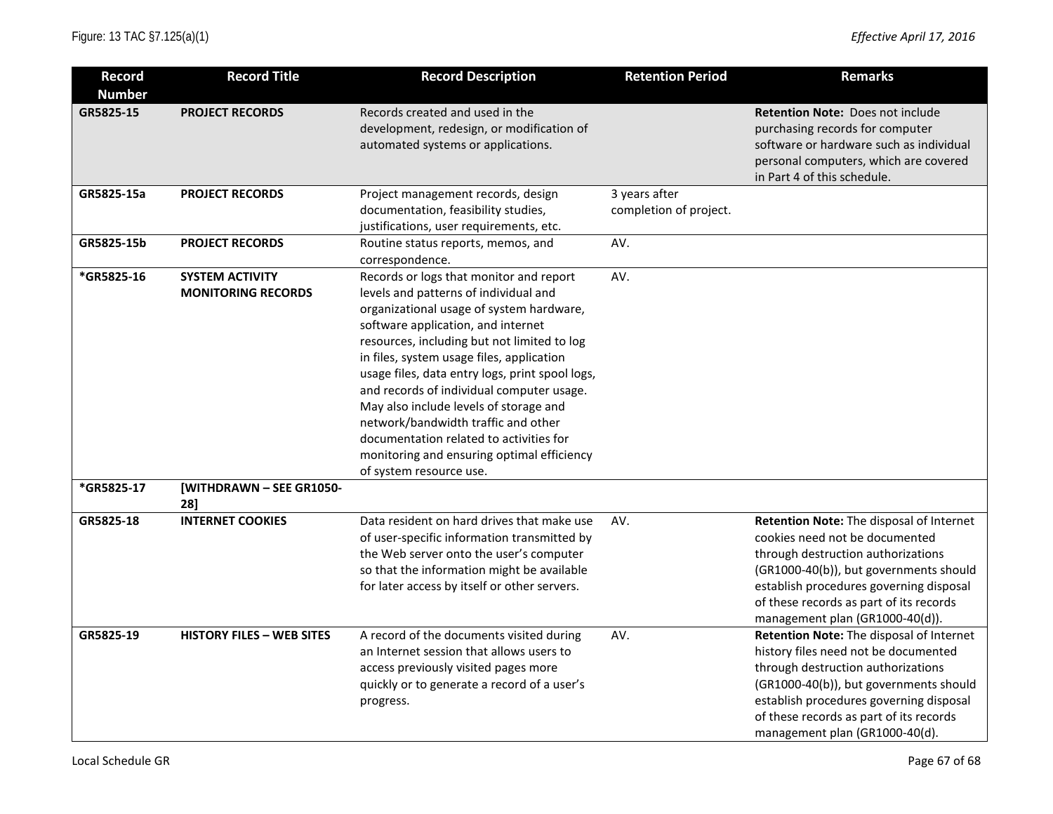| Record Number | Record Title | Record Description | Retention Period | Remarks |
|---|---|---|---|---|
| GR5825-15 | **PROJECT RECORDS** | Records created and used in the development, redesign, or modification of automated systems or applications. | | **Retention Note:** Does not include purchasing records for computer software or hardware such as individual personal computers, which are covered in Part 4 of this schedule. |
| GR5825-15a | **PROJECT RECORDS** | Project management records, design documentation, feasibility studies, justifications, user requirements, etc. | 3 years after completion of project. | |
| GR5825-15b | **PROJECT RECORDS** | Routine status reports, memos, and correspondence. | AV. | |
| *GR5825-16 | **SYSTEM ACTIVITY MONITORING RECORDS** | Records or logs that monitor and report levels and patterns of individual and organizational usage of system hardware, software application, and internet resources, including but not limited to log in files, system usage files, application usage files, data entry logs, print spool logs, and records of individual computer usage. May also include levels of storage and network/bandwidth traffic and other documentation related to activities for monitoring and ensuring optimal efficiency of system resource use. | AV. | |
| *GR5825-17 | **[WITHDRAWN – SEE GR1050-28]** | | | |
| GR5825-18 | **INTERNET COOKIES** | Data resident on hard drives that make use of user-specific information transmitted by the Web server onto the user's computer so that the information might be available for later access by itself or other servers. | AV. | **Retention Note:** The disposal of Internet cookies need not be documented through destruction authorizations (GR1000-40(b)), but governments should establish procedures governing disposal of these records as part of its records management plan (GR1000-40(d)). |
| GR5825-19 | **HISTORY FILES – WEB SITES** | A record of the documents visited during an Internet session that allows users to access previously visited pages more quickly or to generate a record of a user's progress. | AV. | **Retention Note:** The disposal of Internet history files need not be documented through destruction authorizations (GR1000-40(b)), but governments should establish procedures governing disposal of these records as part of its records management plan (GR1000-40(d). |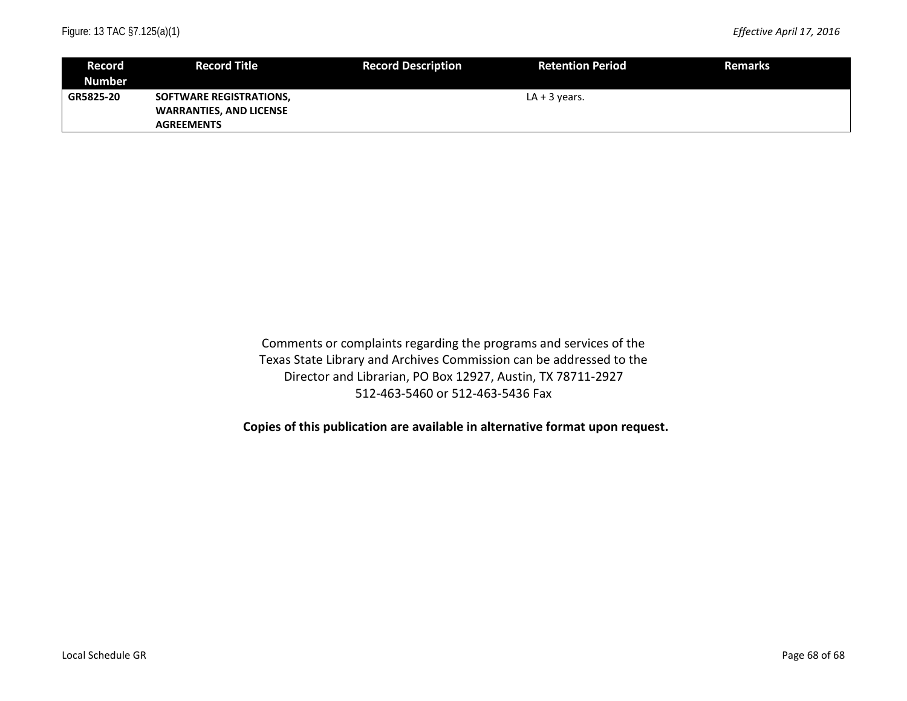| Record Number | Record Title | Record Description | Retention Period | Remarks |
|---|---|---|---|---|
| **GR5825-20** | **SOFTWARE REGISTRATIONS, WARRANTIES, AND LICENSE AGREEMENTS** | | LA + 3 years. | |

Comments or complaints regarding the programs and services of the Texas State Library and Archives Commission can be addressed to the Director and Librarian, PO Box 12927, Austin, TX 78711-2927
512-463-5460 or 512-463-5436 Fax

**Copies of this publication are available in alternative format upon request.**